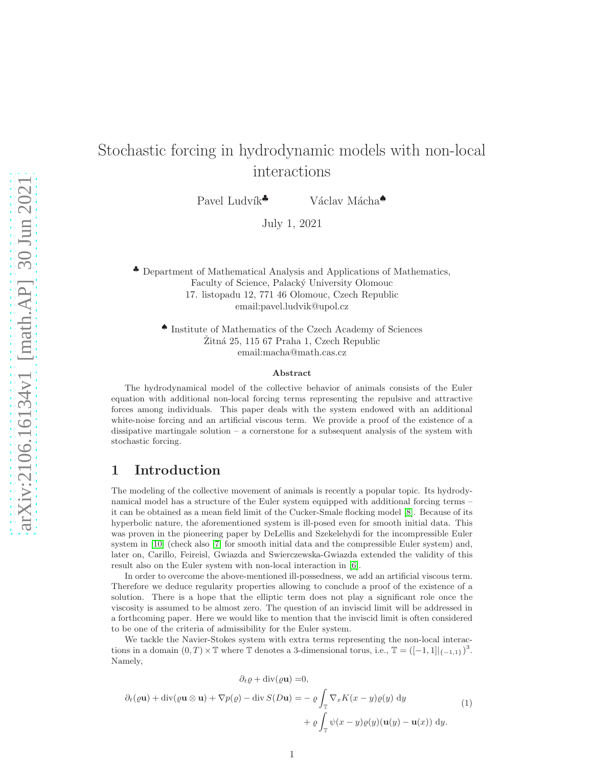# Stochastic forcing in hydrodynamic models with non-local interactions

Pavel Ludvík[♣] Václav Mácha[♠]

July 1, 2021

[♣] Department of Mathematical Analysis and Applications of Mathematics,
Faculty of Science, Palacký University Olomouc
17. listopadu 12, 771 46 Olomouc, Czech Republic
email:pavel.ludvik@upol.cz

[♠] Institute of Mathematics of the Czech Academy of Sciences
Žitná 25, 115 67 Praha 1, Czech Republic
email:macha@math.cas.cz

### Abstract

The hydrodynamical model of the collective behavior of animals consists of the Euler equation with additional non-local forcing terms representing the repulsive and attractive forces among individuals. This paper deals with the system endowed with an additional white-noise forcing and an artificial viscous term. We provide a proof of the existence of a dissipative martingale solution – a cornerstone for a subsequent analysis of the system with stochastic forcing.

## 1 Introduction

The modeling of the collective movement of animals is recently a popular topic. Its hydrodynamical model has a structure of the Euler system equipped with additional forcing terms – it can be obtained as a mean field limit of the Cucker-Smale flocking model [8]. Because of its hyperbolic nature, the aforementioned system is ill-posed even for smooth initial data. This was proven in the pioneering paper by DeLellis and Szekelehydi for the incompressible Euler system in [10] (check also [7] for smooth initial data and the compressible Euler system) and, later on, Carillo, Feireisl, Gwiazda and Swierczewska-Gwiazda extended the validity of this result also on the Euler system with non-local interaction in [6].

In order to overcome the above-mentioned ill-possedness, we add an artificial viscous term. Therefore we deduce regularity properties allowing to conclude a proof of the existence of a solution. There is a hope that the elliptic term does not play a significant role once the viscosity is assumed to be almost zero. The question of an inviscid limit will be addressed in a forthcoming paper. Here we would like to mention that the inviscid limit is often considered to be one of the criteria of admissibility for the Euler system.

We tackle the Navier-Stokes system with extra terms representing the non-local interactions in a domain $(0,T)\times\mathbb{T}$ where $\mathbb{T}$ denotes a 3-dimensional torus, i.e., $\mathbb{T} = \left([-1,1]|_{\{-1,1\}}\right)^3$. Namely,

$$
\begin{aligned}
\partial_t \varrho + \operatorname{div}(\varrho\mathbf{u}) &= 0,\\
\partial_t(\varrho\mathbf{u}) + \operatorname{div}(\varrho\mathbf{u}\otimes\mathbf{u}) + \nabla p(\varrho) - \operatorname{div} S(D\mathbf{u}) &= -\,\varrho\int_{\mathbb{T}} \nabla_x K(x-y)\varrho(y)\ \mathrm{d}y\\
&\quad + \varrho\int_{\mathbb{T}} \psi(x-y)\varrho(y)(\mathbf{u}(y)-\mathbf{u}(x))\ \mathrm{d}y.
\end{aligned}
\tag{1}
$$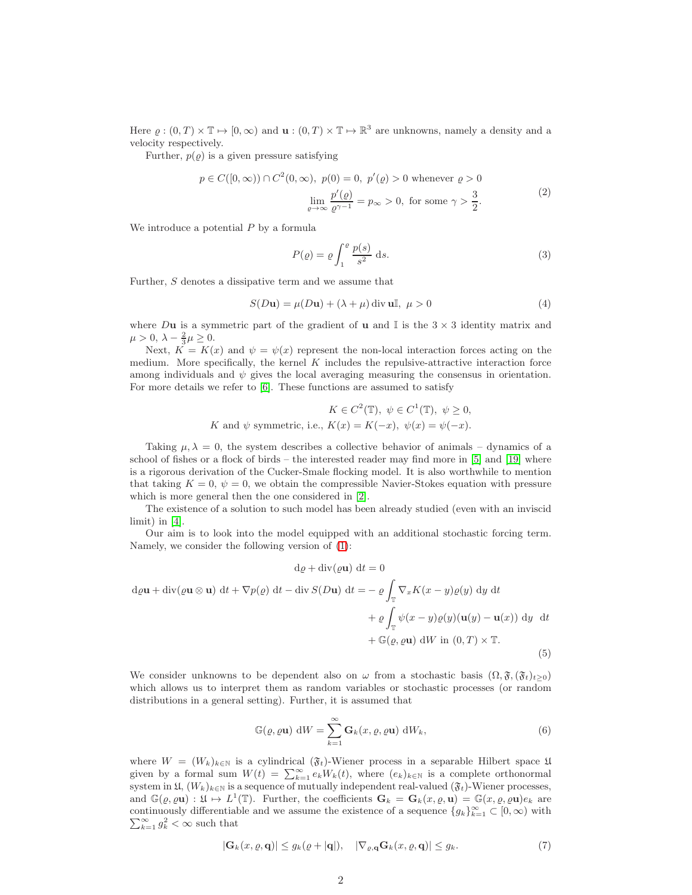Here $\varrho : (0,T) \times \mathbb{T} \mapsto [0,\infty)$ and $\mathbf{u} : (0,T) \times \mathbb{T} \mapsto \mathbb{R}^3$ are unknowns, namely a density and a velocity respectively.

Further, $p(\varrho)$ is a given pressure satisfying

$$
\begin{aligned}
p \in C([0,\infty)) \cap C^2(0,\infty),\ p(0) = 0,\ p'(\varrho) > 0 \text{ whenever } \varrho > 0 \\
\lim_{\varrho \to \infty} \frac{p'(\varrho)}{\varrho^{\gamma-1}} = p_\infty > 0, \text{ for some } \gamma > \frac{3}{2}.
\end{aligned}
\tag{2}
$$

We introduce a potential $P$ by a formula

$$
P(\varrho) = \varrho \int_1^\varrho \frac{p(s)}{s^2}\ \mathrm{d}s. \tag{3}
$$

Further, $S$ denotes a dissipative term and we assume that

$$
S(D\mathbf{u}) = \mu(D\mathbf{u}) + (\lambda + \mu) \operatorname{div} \mathbf{u}\mathbb{I},\ \mu > 0 \tag{4}
$$

where $D\mathbf{u}$ is a symmetric part of the gradient of $\mathbf{u}$ and $\mathbb{I}$ is the $3 \times 3$ identity matrix and $\mu > 0$, $\lambda - \frac{2}{3}\mu \geq 0$.

Next, $K = K(x)$ and $\psi = \psi(x)$ represent the non-local interaction forces acting on the medium. More specifically, the kernel $K$ includes the repulsive-attractive interaction force among individuals and $\psi$ gives the local averaging measuring the consensus in orientation. For more details we refer to [6]. These functions are assumed to satisfy

$$
\begin{aligned}
K \in C^2(\mathbb{T}),\ \psi \in C^1(\mathbb{T}),\ \psi \geq 0, \\
K \text{ and } \psi \text{ symmetric, i.e., } K(x) = K(-x),\ \psi(x) = \psi(-x).
\end{aligned}
$$

Taking $\mu, \lambda = 0$, the system describes a collective behavior of animals – dynamics of a school of fishes or a flock of birds – the interested reader may find more in [5] and [19] where is a rigorous derivation of the Cucker-Smale flocking model. It is also worthwhile to mention that taking $K = 0$, $\psi = 0$, we obtain the compressible Navier-Stokes equation with pressure which is more general then the one considered in [2].

The existence of a solution to such model has been already studied (even with an inviscid limit) in [4].

Our aim is to look into the model equipped with an additional stochastic forcing term. Namely, we consider the following version of (1):

$$
\begin{aligned}
\mathrm{d}\varrho + \operatorname{div}(\varrho\mathbf{u})\ \mathrm{d}t &= 0 \\
\mathrm{d}\varrho\mathbf{u} + \operatorname{div}(\varrho\mathbf{u} \otimes \mathbf{u})\ \mathrm{d}t + \nabla p(\varrho)\ \mathrm{d}t - \operatorname{div} S(D\mathbf{u})\ \mathrm{d}t &= -\ \varrho \int_{\mathbb{T}} \nabla_x K(x-y)\varrho(y)\ \mathrm{d}y\ \mathrm{d}t \\
&\quad + \varrho \int_{\mathbb{T}} \psi(x-y)\varrho(y)(\mathbf{u}(y) - \mathbf{u}(x))\ \mathrm{d}y\ \ \mathrm{d}t \\
&\quad + \mathbb{G}(\varrho, \varrho\mathbf{u})\ \mathrm{d}W \text{ in } (0,T) \times \mathbb{T}.
\end{aligned}
\tag{5}
$$

We consider unknowns to be dependent also on $\omega$ from a stochastic basis $(\Omega, \mathfrak{F}, (\mathfrak{F}_t)_{t \geq 0})$ which allows us to interpret them as random variables or stochastic processes (or random distributions in a general setting). Further, it is assumed that

$$
\mathbb{G}(\varrho, \varrho\mathbf{u})\ \mathrm{d}W = \sum_{k=1}^\infty \mathbf{G}_k(x, \varrho, \varrho\mathbf{u})\ \mathrm{d}W_k, \tag{6}
$$

where $W = (W_k)_{k\in\mathbb{N}}$ is a cylindrical $(\mathfrak{F}_t)$-Wiener process in a separable Hilbert space $\mathfrak{U}$ given by a formal sum $W(t) = \sum_{k=1}^\infty e_k W_k(t)$, where $(e_k)_{k\in\mathbb{N}}$ is a complete orthonormal system in $\mathfrak{U}$, $(W_k)_{k\in\mathbb{N}}$ is a sequence of mutually independent real-valued $(\mathfrak{F}_t)$-Wiener processes, and $\mathbb{G}(\varrho, \varrho\mathbf{u}) : \mathfrak{U} \mapsto L^1(\mathbb{T})$. Further, the coefficients $\mathbf{G}_k = \mathbf{G}_k(x, \varrho, \mathbf{u}) = \mathbb{G}(x, \varrho, \varrho\mathbf{u})e_k$ are continuously differentiable and we assume the existence of a sequence $\{g_k\}_{k=1}^\infty \subset [0,\infty)$ with $\sum_{k=1}^\infty g_k^2 < \infty$ such that

$$
|\mathbf{G}_k(x, \varrho, \mathbf{q})| \leq g_k(\varrho + |\mathbf{q}|), \quad |\nabla_{\varrho,\mathbf{q}} \mathbf{G}_k(x, \varrho, \mathbf{q})| \leq g_k. \tag{7}
$$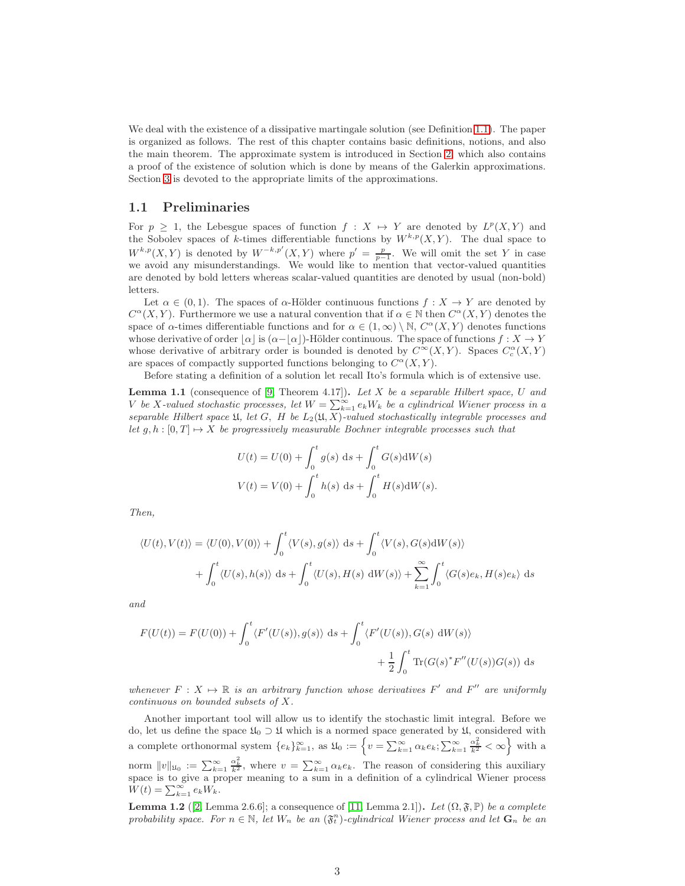We deal with the existence of a dissipative martingale solution (see Definition 1.1). The paper is organized as follows. The rest of this chapter contains basic definitions, notions, and also the main theorem. The approximate system is introduced in Section 2, which also contains a proof of the existence of solution which is done by means of the Galerkin approximations. Section 3 is devoted to the appropriate limits of the approximations.

## 1.1 Preliminaries

For $p \geq 1$, the Lebesgue spaces of function $f : X \mapsto Y$ are denoted by $L^p(X,Y)$ and the Sobolev spaces of $k$-times differentiable functions by $W^{k,p}(X,Y)$. The dual space to $W^{k,p}(X,Y)$ is denoted by $W^{-k,p'}(X,Y)$ where $p' = \frac{p}{p-1}$. We will omit the set $Y$ in case we avoid any misunderstandings. We would like to mention that vector-valued quantities are denoted by bold letters whereas scalar-valued quantities are denoted by usual (non-bold) letters.

Let $\alpha \in (0,1)$. The spaces of $\alpha$-Hölder continuous functions $f : X \to Y$ are denoted by $C^\alpha(X,Y)$. Furthermore we use a natural convention that if $\alpha \in \mathbb{N}$ then $C^\alpha(X,Y)$ denotes the space of $\alpha$-times differentiable functions and for $\alpha \in (1,\infty) \setminus \mathbb{N}$, $C^\alpha(X,Y)$ denotes functions whose derivative of order $\lfloor \alpha \rfloor$ is $(\alpha - \lfloor \alpha \rfloor)$-Hölder continuous. The space of functions $f : X \to Y$ whose derivative of arbitrary order is bounded is denoted by $C^\infty(X,Y)$. Spaces $C^\alpha_c(X,Y)$ are spaces of compactly supported functions belonging to $C^\alpha(X,Y)$.

Before stating a definition of a solution let recall Ito's formula which is of extensive use.

**Lemma 1.1** (consequence of [9, Theorem 4.17])**.** *Let $X$ be a separable Hilbert space, $U$ and $V$ be $X$-valued stochastic processes, let $W = \sum_{k=1}^\infty e_k W_k$ be a cylindrical Wiener process in a separable Hilbert space $\mathfrak{U}$, let $G,\ H$ be $L_2(\mathfrak{U}, X)$-valued stochastically integrable processes and let $g, h : [0,T] \mapsto X$ be progressively measurable Bochner integrable processes such that*

$$
U(t) = U(0) + \int_0^t g(s)\ \mathrm{d}s + \int_0^t G(s)\mathrm{d}W(s)
$$
$$
V(t) = V(0) + \int_0^t h(s)\ \mathrm{d}s + \int_0^t H(s)\mathrm{d}W(s).
$$

*Then,*

$$
\begin{aligned}
\langle U(t), V(t)\rangle = \langle U(0), V(0)\rangle &+ \int_0^t \langle V(s), g(s)\rangle\ \mathrm{d}s + \int_0^t \langle V(s), G(s)\mathrm{d}W(s)\rangle \\
&+ \int_0^t \langle U(s), h(s)\rangle\ \mathrm{d}s + \int_0^t \langle U(s), H(s)\ \mathrm{d}W(s)\rangle + \sum_{k=1}^\infty \int_0^t \langle G(s)e_k, H(s)e_k\rangle\ \mathrm{d}s
\end{aligned}
$$

*and*

$$
\begin{aligned}
F(U(t)) = F(U(0)) + \int_0^t \langle F'(U(s)), g(s)\rangle\ \mathrm{d}s &+ \int_0^t \langle F'(U(s)), G(s)\ \mathrm{d}W(s)\rangle \\
&+ \frac{1}{2}\int_0^t \mathrm{Tr}(G(s)^* F''(U(s)) G(s))\ \mathrm{d}s
\end{aligned}
$$

*whenever $F : X \mapsto \mathbb{R}$ is an arbitrary function whose derivatives $F'$ and $F''$ are uniformly continuous on bounded subsets of $X$.*

Another important tool will allow us to identify the stochastic limit integral. Before we do, let us define the space $\mathfrak{U}_0 \supset \mathfrak{U}$ which is a normed space generated by $\mathfrak{U}$, considered with a complete orthonormal system $\{e_k\}_{k=1}^\infty$, as $\mathfrak{U}_0 := \left\{ v = \sum_{k=1}^\infty \alpha_k e_k; \sum_{k=1}^\infty \frac{\alpha_k^2}{k^2} < \infty \right\}$ with a norm $\|v\|_{\mathfrak{U}_0} := \sum_{k=1}^\infty \frac{\alpha_k^2}{k^2}$, where $v = \sum_{k=1}^\infty \alpha_k e_k$. The reason of considering this auxiliary space is to give a proper meaning to a sum in a definition of a cylindrical Wiener process $W(t) = \sum_{k=1}^\infty e_k W_k$.

**Lemma 1.2** ([2, Lemma 2.6.6]; a consequence of [11, Lemma 2.1])**.** *Let $(\Omega, \mathfrak{F}, \mathbb{P})$ be a complete probability space. For $n \in \mathbb{N}$, let $W_n$ be an $(\mathfrak{F}^n_t)$-cylindrical Wiener process and let $\mathbf{G}_n$ be an*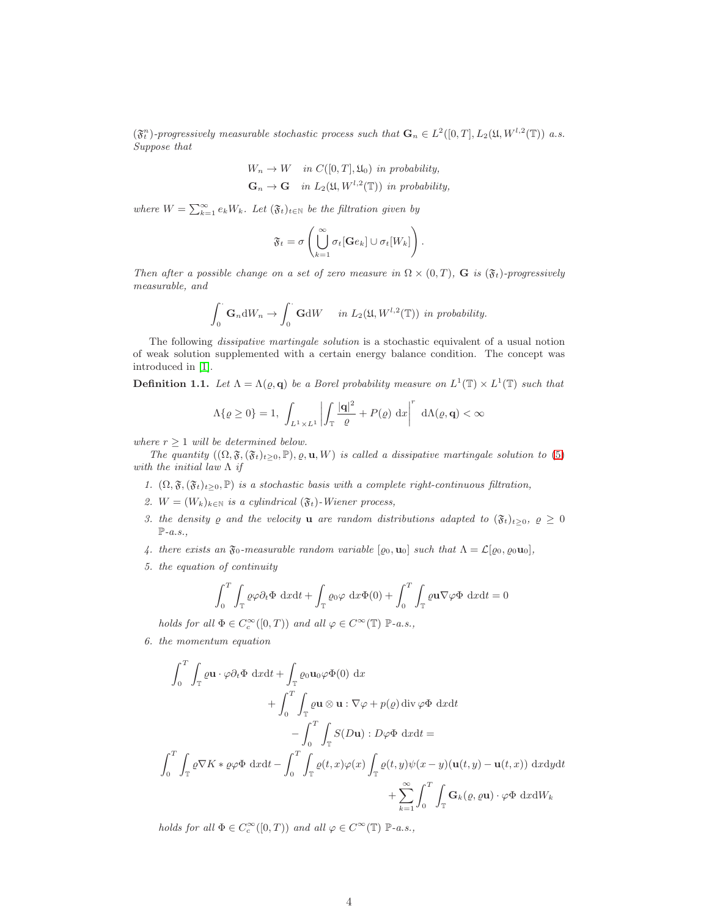$(\mathfrak{F}_t^n)$-progressively measurable stochastic process such that $\mathbf{G}_n \in L^2([0,T], L_2(\mathfrak{U}, W^{l,2}(\mathbb{T}))$ a.s. Suppose that

$$
\begin{aligned}
W_n &\to W \quad \text{in } C([0,T], \mathfrak{U}_0) \text{ in probability,}\\
\mathbf{G}_n &\to \mathbf{G} \quad \text{in } L_2(\mathfrak{U}, W^{l,2}(\mathbb{T})) \text{ in probability,}
\end{aligned}
$$

*where $W = \sum_{k=1}^{\infty} e_k W_k$. Let $(\mathfrak{F}_t)_{t\in\mathbb{N}}$ be the filtration given by*

$$
\mathfrak{F}_t = \sigma\left( \bigcup_{k=1}^{\infty} \sigma_t[\mathbf{G}e_k] \cup \sigma_t[W_k] \right).
$$

*Then after a possible change on a set of zero measure in $\Omega \times (0,T)$, $\mathbf{G}$ is $(\mathfrak{F}_t)$-progressively measurable, and*

$$
\int_0^{\cdot} \mathbf{G}_n \mathrm{d}W_n \to \int_0^{\cdot} \mathbf{G} \mathrm{d}W \quad \text{ in } L_2(\mathfrak{U}, W^{l,2}(\mathbb{T})) \text{ in probability.}
$$

The following *dissipative martingale solution* is a stochastic equivalent of a usual notion of weak solution supplemented with a certain energy balance condition. The concept was introduced in [1].

**Definition 1.1.** *Let $\Lambda = \Lambda(\varrho, \mathbf{q})$ be a Borel probability measure on $L^1(\mathbb{T}) \times L^1(\mathbb{T})$ such that*

$$
\Lambda\{\varrho \geq 0\} = 1, \; \int_{L^1 \times L^1} \left| \int_{\mathbb{T}} \frac{|\mathbf{q}|^2}{\varrho} + P(\varrho) \; \mathrm{d}x \right|^r \; \mathrm{d}\Lambda(\varrho, \mathbf{q}) < \infty
$$

*where $r \geq 1$ will be determined below.*

*The quantity $((\Omega, \mathfrak{F}, (\mathfrak{F}_t)_{t\geq 0}, \mathbb{P}), \varrho, \mathbf{u}, W)$ is called a dissipative martingale solution to (5) with the initial law $\Lambda$ if*

1. *$(\Omega, \mathfrak{F}, (\mathfrak{F}_t)_{t\geq 0}, \mathbb{P})$ is a stochastic basis with a complete right-continuous filtration,*
2. *$W = (W_k)_{k\in\mathbb{N}}$ is a cylindrical $(\mathfrak{F}_t)$-Wiener process,*
3. *the density $\varrho$ and the velocity $\mathbf{u}$ are random distributions adapted to $(\mathfrak{F}_t)_{t\geq 0}$, $\varrho \geq 0$ $\mathbb{P}$-a.s.,*
4. *there exists an $\mathfrak{F}_0$-measurable random variable $[\varrho_0, \mathbf{u}_0]$ such that $\Lambda = \mathcal{L}[\varrho_0, \varrho_0 \mathbf{u}_0]$,*
5. *the equation of continuity*

$$
\int_0^T \int_{\mathbb{T}} \varrho \varphi \partial_t \Phi \; \mathrm{d}x\mathrm{d}t + \int_{\mathbb{T}} \varrho_0 \varphi \; \mathrm{d}x \Phi(0) + \int_0^T \int_{\mathbb{T}} \varrho \mathbf{u} \nabla \varphi \Phi \; \mathrm{d}x\mathrm{d}t = 0
$$

   *holds for all $\Phi \in C_c^{\infty}([0,T))$ and all $\varphi \in C^{\infty}(\mathbb{T})$ $\mathbb{P}$-a.s.,*

6. *the momentum equation*

$$
\begin{aligned}
\int_0^T \int_{\mathbb{T}} \varrho \mathbf{u} \cdot \varphi \partial_t \Phi \; \mathrm{d}x\mathrm{d}t &+ \int_{\mathbb{T}} \varrho_0 \mathbf{u}_0 \varphi \Phi(0) \; \mathrm{d}x \\
&+ \int_0^T \int_{\mathbb{T}} \varrho \mathbf{u} \otimes \mathbf{u} : \nabla \varphi + p(\varrho) \operatorname{div} \varphi \Phi \; \mathrm{d}x\mathrm{d}t \\
&- \int_0^T \int_{\mathbb{T}} S(D\mathbf{u}) : D\varphi \Phi \; \mathrm{d}x\mathrm{d}t = \\
\int_0^T \int_{\mathbb{T}} \varrho \nabla K * \varrho \varphi \Phi \; \mathrm{d}x\mathrm{d}t &- \int_0^T \int_{\mathbb{T}} \varrho(t,x)\varphi(x) \int_{\mathbb{T}} \varrho(t,y)\psi(x-y)(\mathbf{u}(t,y) - \mathbf{u}(t,x)) \; \mathrm{d}x\mathrm{d}y\mathrm{d}t \\
&+ \sum_{k=1}^{\infty} \int_0^T \int_{\mathbb{T}} \mathbf{G}_k(\varrho, \varrho\mathbf{u}) \cdot \varphi \Phi \; \mathrm{d}x\mathrm{d}W_k
\end{aligned}
$$

   *holds for all $\Phi \in C_c^{\infty}([0,T))$ and all $\varphi \in C^{\infty}(\mathbb{T})$ $\mathbb{P}$-a.s.,*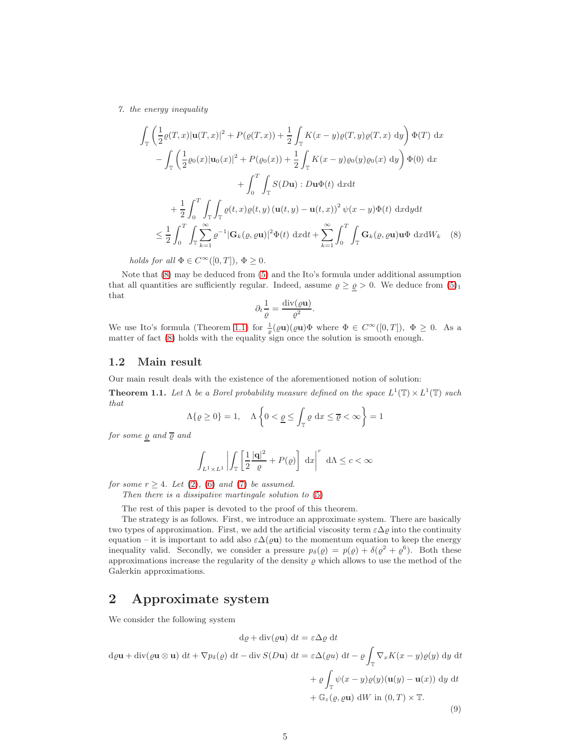7. *the energy inequality*

$$
\begin{aligned}
&\int_{\mathbb{T}} \left( \frac{1}{2}\varrho(T,x)|\mathbf{u}(T,x)|^2 + P(\varrho(T,x)) + \frac{1}{2}\int_{\mathbb{T}} K(x-y)\varrho(T,y)\varrho(T,x)\ \mathrm{d}y \right) \Phi(T)\ \mathrm{d}x \\
&\quad - \int_{\mathbb{T}} \left( \frac{1}{2}\varrho_0(x)|\mathbf{u}_0(x)|^2 + P(\varrho_0(x)) + \frac{1}{2}\int_{\mathbb{T}} K(x-y)\varrho_0(y)\varrho_0(x)\ \mathrm{d}y \right) \Phi(0)\ \mathrm{d}x \\
&\qquad + \int_0^T \int_{\mathbb{T}} S(D\mathbf{u}) : D\mathbf{u}\Phi(t)\ \mathrm{d}x\mathrm{d}t \\
&\quad + \frac{1}{2}\int_0^T \int_{\mathbb{T}}\int_{\mathbb{T}} \varrho(t,x)\varrho(t,y)\left(\mathbf{u}(t,y) - \mathbf{u}(t,x)\right)^2 \psi(x-y)\Phi(t)\ \mathrm{d}x\mathrm{d}y\mathrm{d}t \\
&\leq \frac{1}{2}\int_0^T \int_{\mathbb{T}} \sum_{k=1}^{\infty} \varrho^{-1}|\mathbf{G}_k(\varrho,\varrho\mathbf{u})|^2\Phi(t)\ \mathrm{d}x\mathrm{d}t + \sum_{k=1}^{\infty}\int_0^T \int_{\mathbb{T}} \mathbf{G}_k(\varrho,\varrho\mathbf{u})\mathbf{u}\Phi\ \mathrm{d}x\mathrm{d}W_k
\end{aligned}
\tag{8}
$$

*holds for all* $\Phi \in C^\infty([0,T])$, $\Phi \geq 0$.

Note that (8) may be deduced from (5) and the Ito's formula under additional assumption that all quantities are sufficiently regular. Indeed, assume $\varrho \geq \underline{\varrho} > 0$. We deduce from $(5)_1$ that

$$
\partial_t \frac{1}{\varrho} = \frac{\mathrm{div}(\varrho\mathbf{u})}{\varrho^2}.
$$

We use Ito's formula (Theorem 1.1) for $\frac{1}{\varrho}(\varrho\mathbf{u})(\varrho\mathbf{u})\Phi$ where $\Phi \in C^\infty([0,T])$, $\Phi \geq 0$. As a matter of fact (8) holds with the equality sign once the solution is smooth enough.

## 1.2 Main result

Our main result deals with the existence of the aforementioned notion of solution:

**Theorem 1.1.** *Let $\Lambda$ be a Borel probability measure defined on the space $L^1(\mathbb{T}) \times L^1(\mathbb{T})$ such that*

$$
\Lambda\{\varrho \geq 0\} = 1, \quad \Lambda\left\{0 < \underline{\varrho} \leq \int_{\mathbb{T}} \varrho\ \mathrm{d}x \leq \overline{\varrho} < \infty\right\} = 1
$$

*for some $\underline{\varrho}$ and $\overline{\varrho}$ and*

$$
\int_{L^1\times L^1} \left| \int_{\mathbb{T}} \left[ \frac{1}{2}\frac{|\mathbf{q}|^2}{\varrho} + P(\varrho) \right]\ \mathrm{d}x \right|^r\ \mathrm{d}\Lambda \leq c < \infty
$$

*for some $r \geq 4$. Let (2), (6) and (7) be assumed.*

*Then there is a dissipative martingale solution to (5)*

The rest of this paper is devoted to the proof of this theorem.

The strategy is as follows. First, we introduce an approximate system. There are basically two types of approximation. First, we add the artificial viscosity term $\varepsilon\Delta\varrho$ into the continuity equation – it is important to add also $\varepsilon\Delta(\varrho\mathbf{u})$ to the momentum equation to keep the energy inequality valid. Secondly, we consider a pressure $p_\delta(\varrho) = p(\varrho) + \delta(\varrho^2 + \varrho^6)$. Both these approximations increase the regularity of the density $\varrho$ which allows to use the method of the Galerkin approximations.

# 2 Approximate system

We consider the following system

$$
\begin{aligned}
\mathrm{d}\varrho + \mathrm{div}(\varrho\mathbf{u})\ \mathrm{d}t &= \varepsilon\Delta\varrho\ \mathrm{d}t \\
\mathrm{d}\varrho\mathbf{u} + \mathrm{div}(\varrho\mathbf{u}\otimes\mathbf{u})\ \mathrm{d}t + \nabla p_\delta(\varrho)\ \mathrm{d}t - \mathrm{div}\, S(D\mathbf{u})\ \mathrm{d}t &= \varepsilon\Delta(\varrho u)\ \mathrm{d}t - \varrho\int_{\mathbb{T}} \nabla_x K(x-y)\varrho(y)\ \mathrm{d}y\ \mathrm{d}t \\
&\quad + \varrho\int_{\mathbb{T}} \psi(x-y)\varrho(y)(\mathbf{u}(y) - \mathbf{u}(x))\ \mathrm{d}y\ \mathrm{d}t \\
&\quad + \mathbb{G}_\varepsilon(\varrho,\varrho\mathbf{u})\ \mathrm{d}W \text{ in } (0,T)\times\mathbb{T}.
\end{aligned}
\tag{9}
$$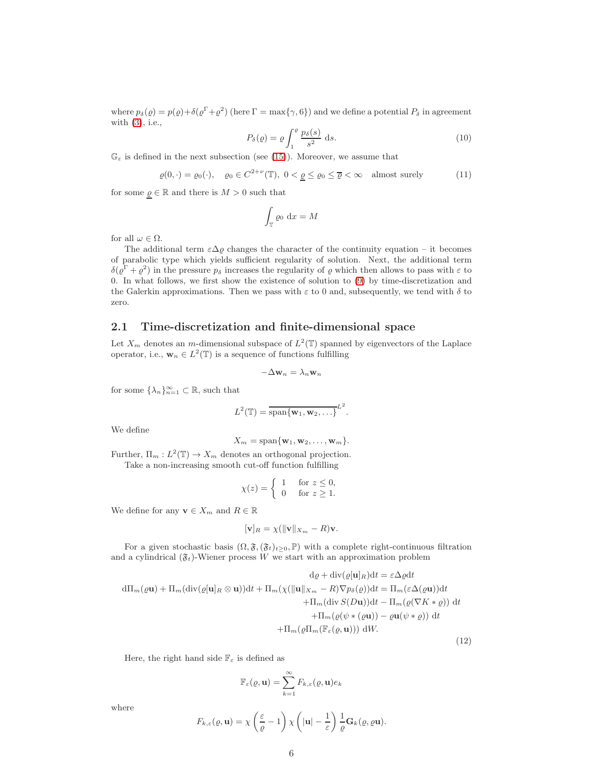where $p_\delta(\varrho) = p(\varrho) + \delta(\varrho^\Gamma + \varrho^2)$ (here $\Gamma = \max\{\gamma, 6\}$) and we define a potential $P_\delta$ in agreement with (3), i.e.,

$$
P_\delta(\varrho) = \varrho \int_1^\varrho \frac{p_\delta(s)}{s^2}\ \mathrm{d}s. \tag{10}
$$

$\mathbb{G}_\varepsilon$ is defined in the next subsection (see (15)). Moreover, we assume that

$$
\varrho(0,\cdot) = \varrho_0(\cdot), \quad \varrho_0 \in C^{2+\nu}(\mathbb{T}),\ 0 < \underline{\varrho} \leq \varrho_0 \leq \overline{\varrho} < \infty \quad \text{almost surely} \tag{11}
$$

for some $\underline{\varrho} \in \mathbb{R}$ and there is $M > 0$ such that

$$
\int_{\mathbb{T}} \varrho_0\ \mathrm{d}x = M
$$

for all $\omega \in \Omega$.

The additional term $\varepsilon\Delta\varrho$ changes the character of the continuity equation – it becomes of parabolic type which yields sufficient regularity of solution. Next, the additional term $\delta(\varrho^\Gamma + \varrho^2)$ in the pressure $p_\delta$ increases the regularity of $\varrho$ which then allows to pass with $\varepsilon$ to 0. In what follows, we first show the existence of solution to (9) by time-discretization and the Galerkin approximations. Then we pass with $\varepsilon$ to 0 and, subsequently, we tend with $\delta$ to zero.

## 2.1 Time-discretization and finite-dimensional space

Let $X_m$ denotes an $m$-dimensional subspace of $L^2(\mathbb{T})$ spanned by eigenvectors of the Laplace operator, i.e., $\mathbf{w}_n \in L^2(\mathbb{T})$ is a sequence of functions fulfilling

$$
-\Delta \mathbf{w}_n = \lambda_n \mathbf{w}_n
$$

for some $\{\lambda_n\}_{n=1}^\infty \subset \mathbb{R}$, such that

$$
L^2(\mathbb{T}) = \overline{\operatorname{span}\{\mathbf{w}_1, \mathbf{w}_2, \ldots\}}^{L^2}.
$$

We define

$$
X_m = \operatorname{span}\{\mathbf{w}_1, \mathbf{w}_2, \ldots, \mathbf{w}_m\}.
$$

Further, $\Pi_m : L^2(\mathbb{T}) \to X_m$ denotes an orthogonal projection.

Take a non-increasing smooth cut-off function fulfilling

$$
\chi(z) = \begin{cases} 1 & \text{for } z \leq 0, \\ 0 & \text{for } z \geq 1. \end{cases}
$$

We define for any $\mathbf{v} \in X_m$ and $R \in \mathbb{R}$

$$
[\mathbf{v}]_R = \chi(\|\mathbf{v}\|_{X_m} - R)\mathbf{v}.
$$

For a given stochastic basis $(\Omega, \mathfrak{F}, (\mathfrak{F}_t)_{t\geq 0}, \mathbb{P})$ with a complete right-continuous filtration and a cylindrical $(\mathfrak{F}_t)$-Wiener process $W$ we start with an approximation problem

$$
\begin{aligned}
\mathrm{d}\varrho + \operatorname{div}(\varrho[\mathbf{u}]_R)\mathrm{d}t &= \varepsilon\Delta\varrho\mathrm{d}t \\
\mathrm{d}\Pi_m(\varrho\mathbf{u}) + \Pi_m(\operatorname{div}(\varrho[\mathbf{u}]_R \otimes \mathbf{u}))\mathrm{d}t + \Pi_m(\chi(\|\mathbf{u}\|_{X_m} - R)\nabla p_\delta(\varrho))\mathrm{d}t &= \Pi_m(\varepsilon\Delta(\varrho\mathbf{u}))\mathrm{d}t \\
&\quad + \Pi_m(\operatorname{div} S(D\mathbf{u}))\mathrm{d}t - \Pi_m(\varrho(\nabla K * \varrho))\ \mathrm{d}t \\
&\quad + \Pi_m(\varrho(\psi * (\varrho\mathbf{u})) - \varrho\mathbf{u}(\psi * \varrho))\ \mathrm{d}t \\
&\quad + \Pi_m(\varrho\Pi_m(\mathbb{F}_\varepsilon(\varrho, \mathbf{u})))\ \mathrm{d}W.
\end{aligned} \tag{12}
$$

Here, the right hand side $\mathbb{F}_\varepsilon$ is defined as

$$
\mathbb{F}_\varepsilon(\varrho, \mathbf{u}) = \sum_{k=1}^\infty F_{k,\varepsilon}(\varrho, \mathbf{u})e_k
$$

where

$$
F_{k,\varepsilon}(\varrho, \mathbf{u}) = \chi\left(\frac{\varepsilon}{\varrho} - 1\right)\chi\left(|\mathbf{u}| - \frac{1}{\varepsilon}\right)\frac{1}{\varrho}\mathbf{G}_k(\varrho, \varrho\mathbf{u}).
$$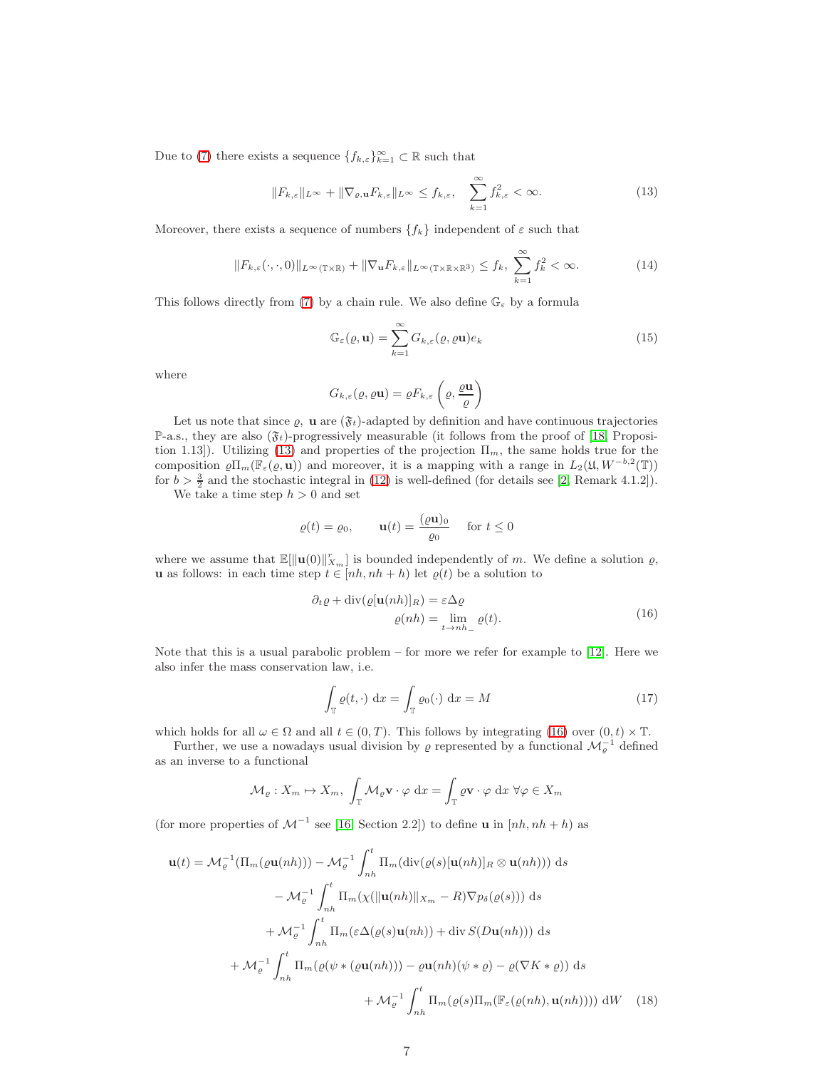Due to (7) there exists a sequence $\{f_{k,\varepsilon}\}_{k=1}^\infty \subset \mathbb{R}$ such that

$$\|F_{k,\varepsilon}\|_{L^\infty} + \|\nabla_{\varrho,\mathbf{u}} F_{k,\varepsilon}\|_{L^\infty} \leq f_{k,\varepsilon}, \quad \sum_{k=1}^\infty f_{k,\varepsilon}^2 < \infty. \tag{13}$$

Moreover, there exists a sequence of numbers $\{f_k\}$ independent of $\varepsilon$ such that

$$\|F_{k,\varepsilon}(\cdot,\cdot,0)\|_{L^\infty(\mathbb{T}\times\mathbb{R})} + \|\nabla_{\mathbf{u}} F_{k,\varepsilon}\|_{L^\infty(\mathbb{T}\times\mathbb{R}\times\mathbb{R}^3)} \leq f_k, \ \sum_{k=1}^\infty f_k^2 < \infty. \tag{14}$$

This follows directly from (7) by a chain rule. We also define $\mathbb{G}_\varepsilon$ by a formula

$$\mathbb{G}_\varepsilon(\varrho, \mathbf{u}) = \sum_{k=1}^\infty G_{k,\varepsilon}(\varrho, \varrho\mathbf{u}) e_k \tag{15}$$

where

$$G_{k,\varepsilon}(\varrho, \varrho\mathbf{u}) = \varrho F_{k,\varepsilon}\left(\varrho, \frac{\varrho\mathbf{u}}{\varrho}\right)$$

Let us note that since $\varrho$, $\mathbf{u}$ are $(\mathfrak{F}_t)$-adapted by definition and have continuous trajectories $\mathbb{P}$-a.s., they are also $(\mathfrak{F}_t)$-progressively measurable (it follows from the proof of [18, Proposition 1.13]). Utilizing (13) and properties of the projection $\Pi_m$, the same holds true for the composition $\varrho\Pi_m(\mathbb{F}_\varepsilon(\varrho, \mathbf{u}))$ and moreover, it is a mapping with a range in $L_2(\mathfrak{U}, W^{-b,2}(\mathbb{T}))$ for $b > \frac{3}{2}$ and the stochastic integral in (12) is well-defined (for details see [2, Remark 4.1.2]).

We take a time step $h > 0$ and set

$$\varrho(t) = \varrho_0, \qquad \mathbf{u}(t) = \frac{(\varrho\mathbf{u})_0}{\varrho_0} \quad \text{for } t \leq 0$$

where we assume that $\mathbb{E}[\|\mathbf{u}(0)\|_{X_m}^r]$ is bounded independently of $m$. We define a solution $\varrho$, $\mathbf{u}$ as follows: in each time step $t \in [nh, nh + h)$ let $\varrho(t)$ be a solution to

$$\begin{aligned} \partial_t\varrho + \operatorname{div}(\varrho[\mathbf{u}(nh)]_R) &= \varepsilon\Delta\varrho \\ \varrho(nh) &= \lim_{t\to nh_-} \varrho(t). \end{aligned} \tag{16}$$

Note that this is a usual parabolic problem – for more we refer for example to [12]. Here we also infer the mass conservation law, i.e.

$$\int_{\mathbb{T}} \varrho(t,\cdot) \ \mathrm{d}x = \int_{\mathbb{T}} \varrho_0(\cdot) \ \mathrm{d}x = M \tag{17}$$

which holds for all $\omega \in \Omega$ and all $t \in (0,T)$. This follows by integrating (16) over $(0,t)\times\mathbb{T}$.

Further, we use a nowadays usual division by $\varrho$ represented by a functional $\mathcal{M}_\varrho^{-1}$ defined as an inverse to a functional

$$\mathcal{M}_\varrho : X_m \mapsto X_m, \ \int_{\mathbb{T}} \mathcal{M}_\varrho \mathbf{v}\cdot\varphi \ \mathrm{d}x = \int_{\mathbb{T}} \varrho\mathbf{v}\cdot\varphi \ \mathrm{d}x \ \forall\varphi \in X_m$$

(for more properties of $\mathcal{M}^{-1}$ see [16, Section 2.2]) to define $\mathbf{u}$ in $[nh, nh+h)$ as

$$\begin{aligned} \mathbf{u}(t) = \mathcal{M}_\varrho^{-1}(\Pi_m(\varrho\mathbf{u}(nh))) &- \mathcal{M}_\varrho^{-1}\int_{nh}^t \Pi_m(\operatorname{div}(\varrho(s)[\mathbf{u}(nh)]_R \otimes \mathbf{u}(nh))) \ \mathrm{d}s \\ &- \mathcal{M}_\varrho^{-1}\int_{nh}^t \Pi_m(\chi(\|\mathbf{u}(nh)\|_{X_m} - R)\nabla p_\delta(\varrho(s))) \ \mathrm{d}s \\ &+ \mathcal{M}_\varrho^{-1}\int_{nh}^t \Pi_m(\varepsilon\Delta(\varrho(s)\mathbf{u}(nh)) + \operatorname{div} S(D\mathbf{u}(nh))) \ \mathrm{d}s \\ &+ \mathcal{M}_\varrho^{-1}\int_{nh}^t \Pi_m(\varrho(\psi * (\varrho\mathbf{u}(nh))) - \varrho\mathbf{u}(nh)(\psi * \varrho) - \varrho(\nabla K * \varrho)) \ \mathrm{d}s \\ &+ \mathcal{M}_\varrho^{-1}\int_{nh}^t \Pi_m(\varrho(s)\Pi_m(\mathbb{F}_\varepsilon(\varrho(nh), \mathbf{u}(nh)))) \ \mathrm{d}W \end{aligned} \tag{18}$$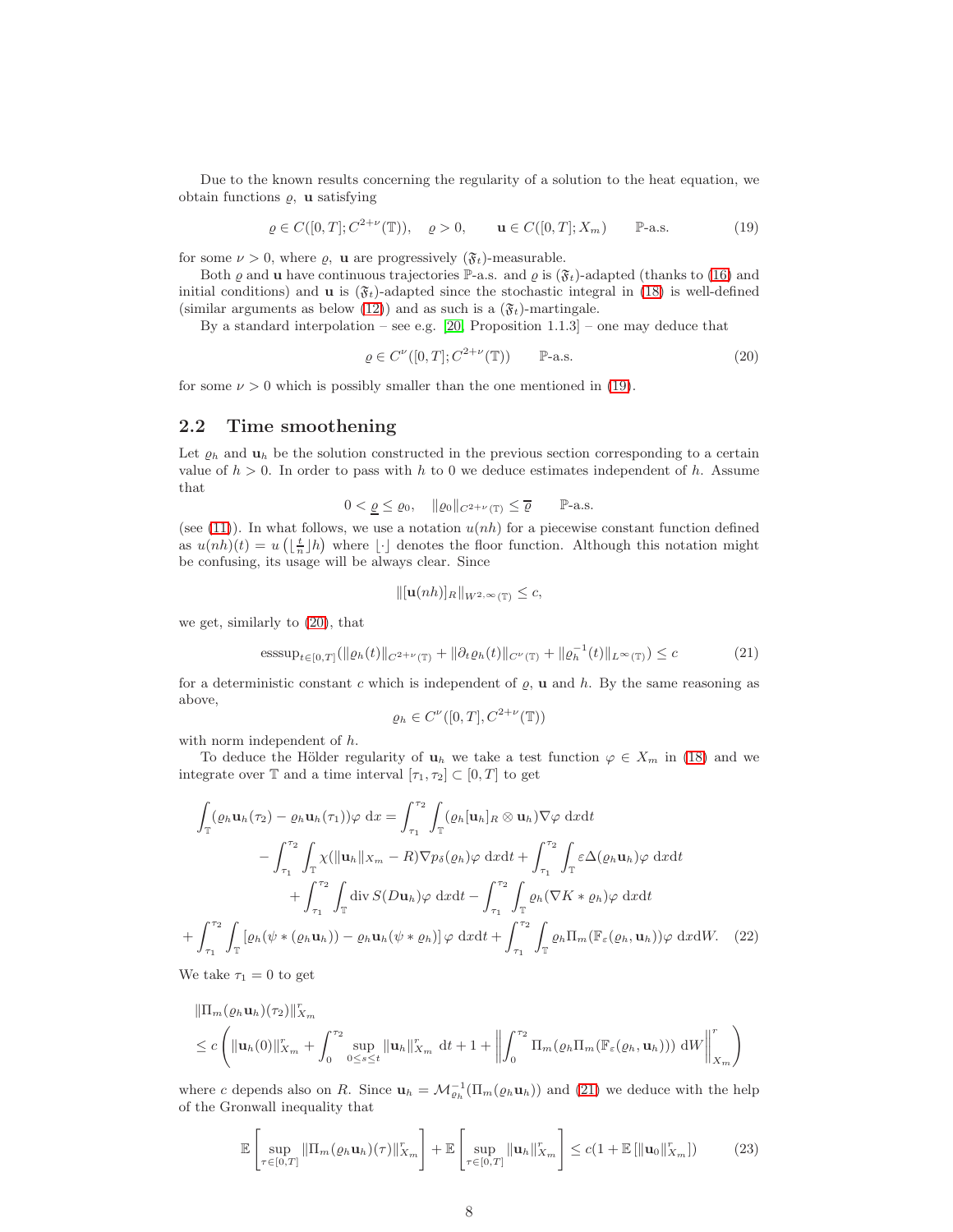Due to the known results concerning the regularity of a solution to the heat equation, we obtain functions $\varrho$, $\mathbf{u}$ satisfying

$$\varrho \in C([0,T]; C^{2+\nu}(\mathbb{T})), \quad \varrho > 0, \qquad \mathbf{u} \in C([0,T]; X_m) \qquad \mathbb{P}\text{-a.s.} \tag{19}$$

for some $\nu > 0$, where $\varrho$, $\mathbf{u}$ are progressively $(\mathfrak{F}_t)$-measurable.

Both $\varrho$ and $\mathbf{u}$ have continuous trajectories $\mathbb{P}$-a.s. and $\varrho$ is $(\mathfrak{F}_t)$-adapted (thanks to (16) and initial conditions) and $\mathbf{u}$ is $(\mathfrak{F}_t)$-adapted since the stochastic integral in (18) is well-defined (similar arguments as below (12)) and as such is a $(\mathfrak{F}_t)$-martingale.

By a standard interpolation – see e.g. [20, Proposition 1.1.3] – one may deduce that

$$\varrho \in C^{\nu}([0,T]; C^{2+\nu}(\mathbb{T})) \qquad \mathbb{P}\text{-a.s.} \tag{20}$$

for some $\nu > 0$ which is possibly smaller than the one mentioned in (19).

## 2.2 Time smoothening

Let $\varrho_h$ and $\mathbf{u}_h$ be the solution constructed in the previous section corresponding to a certain value of $h > 0$. In order to pass with $h$ to 0 we deduce estimates independent of $h$. Assume that

$$0 < \underline{\varrho} \leq \varrho_0, \quad \|\varrho_0\|_{C^{2+\nu}(\mathbb{T})} \leq \overline{\varrho} \qquad \mathbb{P}\text{-a.s.}$$

(see (11)). In what follows, we use a notation $u(nh)$ for a piecewise constant function defined as $u(nh)(t) = u\left(\lfloor \frac{t}{n} \rfloor h\right)$ where $\lfloor \cdot \rfloor$ denotes the floor function. Although this notation might be confusing, its usage will be always clear. Since

$$\|[\mathbf{u}(nh)]_R\|_{W^{2,\infty}(\mathbb{T})} \leq c,$$

we get, similarly to (20), that

$$\operatorname{esssup}_{t\in[0,T]}(\|\varrho_h(t)\|_{C^{2+\nu}(\mathbb{T})} + \|\partial_t \varrho_h(t)\|_{C^{\nu}(\mathbb{T})} + \|\varrho_h^{-1}(t)\|_{L^{\infty}(\mathbb{T})}) \leq c \tag{21}$$

for a deterministic constant $c$ which is independent of $\varrho$, $\mathbf{u}$ and $h$. By the same reasoning as above,

$$\varrho_h \in C^{\nu}([0,T], C^{2+\nu}(\mathbb{T}))$$

with norm independent of $h$.

To deduce the Hölder regularity of $\mathbf{u}_h$ we take a test function $\varphi \in X_m$ in (18) and we integrate over $\mathbb{T}$ and a time interval $[\tau_1, \tau_2] \subset [0,T]$ to get

$$\begin{aligned}
\int_{\mathbb{T}} (\varrho_h \mathbf{u}_h(\tau_2) - \varrho_h \mathbf{u}_h(\tau_1))\varphi \, \mathrm{d}x &= \int_{\tau_1}^{\tau_2} \int_{\mathbb{T}} (\varrho_h [\mathbf{u}_h]_R \otimes \mathbf{u}_h) \nabla \varphi \, \mathrm{d}x\mathrm{d}t \\
- \int_{\tau_1}^{\tau_2} \int_{\mathbb{T}} &\chi(\|\mathbf{u}_h\|_{X_m} - R) \nabla p_\delta(\varrho_h) \varphi \, \mathrm{d}x\mathrm{d}t + \int_{\tau_1}^{\tau_2} \int_{\mathbb{T}} \varepsilon \Delta(\varrho_h \mathbf{u}_h) \varphi \, \mathrm{d}x\mathrm{d}t \\
&+ \int_{\tau_1}^{\tau_2} \int_{\mathbb{T}} \operatorname{div} S(D\mathbf{u}_h) \varphi \, \mathrm{d}x\mathrm{d}t - \int_{\tau_1}^{\tau_2} \int_{\mathbb{T}} \varrho_h (\nabla K * \varrho_h) \varphi \, \mathrm{d}x\mathrm{d}t \\
+ \int_{\tau_1}^{\tau_2} \int_{\mathbb{T}} \left[\varrho_h(\psi * (\varrho_h \mathbf{u}_h)) - \varrho_h \mathbf{u}_h (\psi * \varrho_h)\right] &\varphi \, \mathrm{d}x\mathrm{d}t + \int_{\tau_1}^{\tau_2} \int_{\mathbb{T}} \varrho_h \Pi_m(\mathbb{F}_\varepsilon(\varrho_h, \mathbf{u}_h)) \varphi \, \mathrm{d}x\mathrm{d}W.
\end{aligned} \tag{22}$$

We take $\tau_1 = 0$ to get

$$\begin{aligned}
&\|\Pi_m(\varrho_h \mathbf{u}_h)(\tau_2)\|_{X_m}^r \\
&\leq c \left( \|\mathbf{u}_h(0)\|_{X_m}^r + \int_0^{\tau_2} \sup_{0 \leq s \leq t} \|\mathbf{u}_h\|_{X_m}^r \, \mathrm{d}t + 1 + \left\| \int_0^{\tau_2} \Pi_m(\varrho_h \Pi_m(\mathbb{F}_\varepsilon(\varrho_h, \mathbf{u}_h))) \, \mathrm{d}W \right\|_{X_m}^r \right)
\end{aligned}$$

where $c$ depends also on $R$. Since $\mathbf{u}_h = \mathcal{M}_{\varrho_h}^{-1}(\Pi_m(\varrho_h \mathbf{u}_h))$ and (21) we deduce with the help of the Gronwall inequality that

$$\mathbb{E}\left[\sup_{\tau\in[0,T]} \|\Pi_m(\varrho_h \mathbf{u}_h)(\tau)\|_{X_m}^r\right] + \mathbb{E}\left[\sup_{\tau\in[0,T]} \|\mathbf{u}_h\|_{X_m}^r\right] \leq c(1 + \mathbb{E}\left[\|\mathbf{u}_0\|_{X_m}^r\right]) \tag{23}$$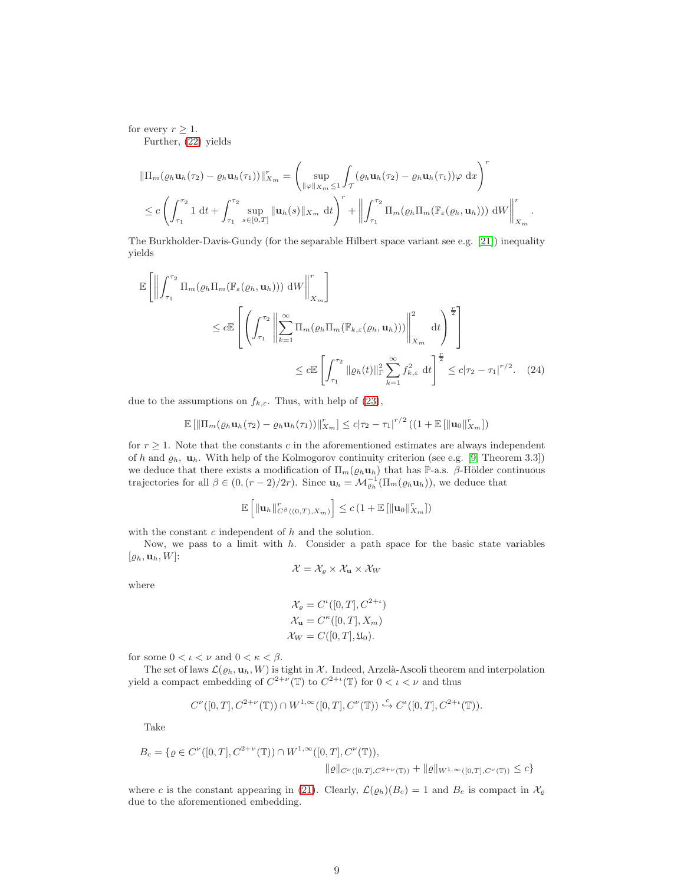for every $r \geq 1$.

Further, (22) yields

$$
\begin{aligned}
\|\Pi_m(\varrho_h \mathbf{u}_h(\tau_2) - \varrho_h \mathbf{u}_h(\tau_1))\|_{X_m}^r &= \left( \sup_{\|\varphi\|_{X_m} \leq 1} \int_{\mathcal{T}} (\varrho_h \mathbf{u}_h(\tau_2) - \varrho_h \mathbf{u}_h(\tau_1)) \varphi \, \mathrm{d}x \right)^r \\
&\leq c \left( \int_{\tau_1}^{\tau_2} 1 \, \mathrm{d}t + \int_{\tau_1}^{\tau_2} \sup_{s \in [0,T]} \|\mathbf{u}_h(s)\|_{X_m} \, \mathrm{d}t \right)^r + \left\| \int_{\tau_1}^{\tau_2} \Pi_m(\varrho_h \Pi_m(\mathbb{F}_\varepsilon(\varrho_h, \mathbf{u}_h))) \, \mathrm{d}W \right\|_{X_m}^r.
\end{aligned}
$$

The Burkholder-Davis-Gundy (for the separable Hilbert space variant see e.g. [21]) inequality yields

$$
\begin{aligned}
\mathbb{E}\left[ \left\| \int_{\tau_1}^{\tau_2} \Pi_m(\varrho_h \Pi_m(\mathbb{F}_\varepsilon(\varrho_h, \mathbf{u}_h))) \, \mathrm{d}W \right\|_{X_m}^r \right] &\leq c \mathbb{E}\left[ \left( \int_{\tau_1}^{\tau_2} \left\| \sum_{k=1}^\infty \Pi_m(\varrho_h \Pi_m(\mathbb{F}_{k,\varepsilon}(\varrho_h, \mathbf{u}_h))) \right\|_{X_m}^2 \mathrm{d}t \right)^{\frac{r}{2}} \right] \\
&\leq c \mathbb{E}\left[ \int_{\tau_1}^{\tau_2} \|\varrho_h(t)\|_\Gamma^2 \sum_{k=1}^\infty f_{k,\varepsilon}^2 \, \mathrm{d}t \right]^{\frac{r}{2}} \leq c |\tau_2 - \tau_1|^{r/2}. \quad (24)
\end{aligned}
$$

due to the assumptions on $f_{k,\varepsilon}$. Thus, with help of (23),

$$
\mathbb{E}\left[ \|\Pi_m(\varrho_h \mathbf{u}_h(\tau_2) - \varrho_h \mathbf{u}_h(\tau_1))\|_{X_m}^r \right] \leq c |\tau_2 - \tau_1|^{r/2} \left( (1 + \mathbb{E}\left[ \|\mathbf{u}_0\|_{X_m}^r \right] \right)
$$

for $r \geq 1$. Note that the constants $c$ in the aforementioned estimates are always independent of $h$ and $\varrho_h$, $\mathbf{u}_h$. With help of the Kolmogorov continuity criterion (see e.g. [9, Theorem 3.3]) we deduce that there exists a modification of $\Pi_m(\varrho_h \mathbf{u}_h)$ that has $\mathbb{P}$-a.s. $\beta$-Hölder continuous trajectories for all $\beta \in (0, (r-2)/2r)$. Since $\mathbf{u}_h = \mathcal{M}_{\varrho_h}^{-1}(\Pi_m(\varrho_h \mathbf{u}_h))$, we deduce that

$$
\mathbb{E}\left[ \|\mathbf{u}_h\|_{C^\beta((0,T), X_m)}^r \right] \leq c \left( 1 + \mathbb{E}\left[ \|\mathbf{u}_0\|_{X_m}^r \right] \right)
$$

with the constant $c$ independent of $h$ and the solution.

Now, we pass to a limit with $h$. Consider a path space for the basic state variables $[\varrho_h, \mathbf{u}_h, W]$:

$$
\mathcal{X} = \mathcal{X}_\varrho \times \mathcal{X}_\mathbf{u} \times \mathcal{X}_W
$$

where

$$
\begin{aligned}
\mathcal{X}_\varrho &= C^\iota([0,T], C^{2+\iota}) \\
\mathcal{X}_\mathbf{u} &= C^\kappa([0,T], X_m) \\
\mathcal{X}_W &= C([0,T], \mathfrak{U}_0).
\end{aligned}
$$

for some $0 < \iota < \nu$ and $0 < \kappa < \beta$.

The set of laws $\mathcal{L}(\varrho_h, \mathbf{u}_h, W)$ is tight in $\mathcal{X}$. Indeed, Arzelà-Ascoli theorem and interpolation yield a compact embedding of $C^{2+\nu}(\mathbb{T})$ to $C^{2+\iota}(\mathbb{T})$ for $0 < \iota < \nu$ and thus

$$
C^\nu([0,T], C^{2+\nu}(\mathbb{T})) \cap W^{1,\infty}([0,T], C^\nu(\mathbb{T})) \overset{c}{\hookrightarrow} C^\iota([0,T], C^{2+\iota}(\mathbb{T})).
$$

Take

$$
\begin{aligned}
B_c = \{ \varrho \in C^\nu([0,T], C^{2+\nu}(\mathbb{T})) \cap W^{1,\infty}([0,T], C^\nu(\mathbb{T})), \\
\|\varrho\|_{C^\nu([0,T], C^{2+\nu}(\mathbb{T}))} + \|\varrho\|_{W^{1,\infty}([0,T], C^\nu(\mathbb{T}))} \leq c \}
\end{aligned}
$$

where $c$ is the constant appearing in (21). Clearly, $\mathcal{L}(\varrho_h)(B_c) = 1$ and $B_c$ is compact in $\mathcal{X}_\varrho$ due to the aforementioned embedding.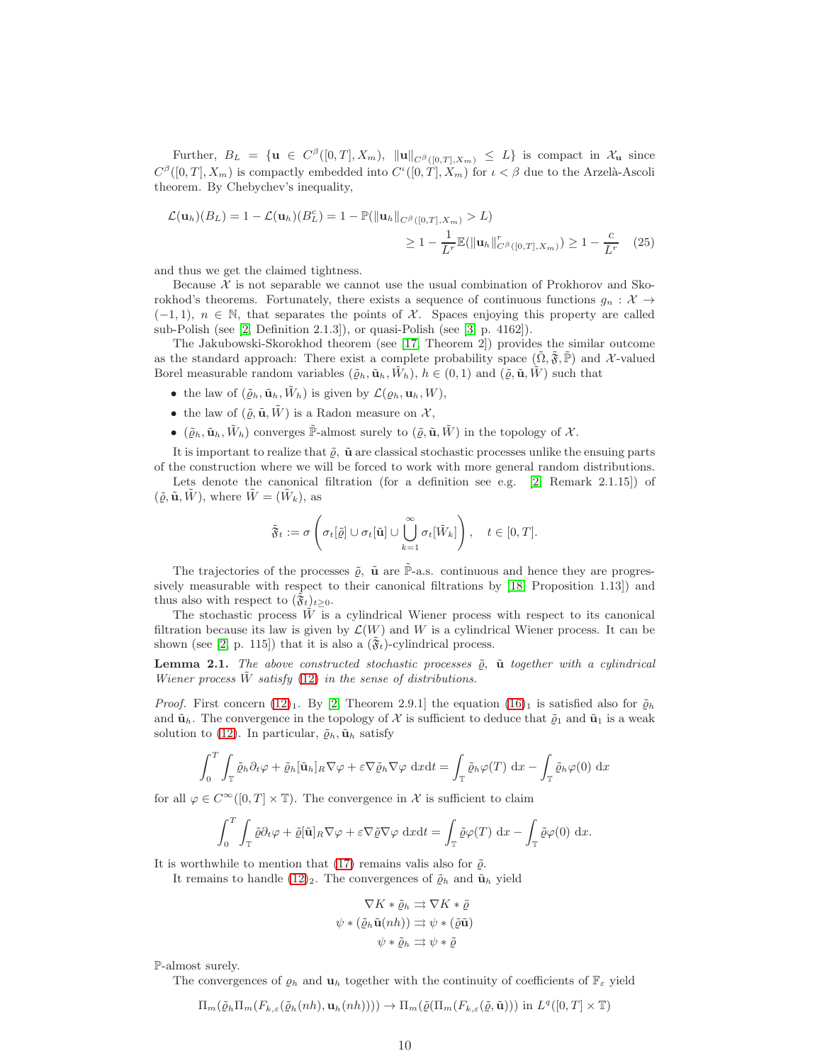Further, $B_L = \{\mathbf{u} \in C^\beta([0,T], X_m),\ \|\mathbf{u}\|_{C^\beta([0,T],X_m)} \le L\}$ is compact in $\mathcal{X}_\mathbf{u}$ since $C^\beta([0,T], X_m)$ is compactly embedded into $C^\iota([0,T], X_m)$ for $\iota < \beta$ due to the Arzelà-Ascoli theorem. By Chebychev's inequality,

$$
\begin{aligned}
\mathcal{L}(\mathbf{u}_h)(B_L) = 1 - \mathcal{L}(\mathbf{u}_h)(B_L^c) &= 1 - \mathbb{P}(\|\mathbf{u}_h\|_{C^\beta([0,T],X_m)} > L) \\
&\ge 1 - \frac{1}{L^r}\mathbb{E}(\|\mathbf{u}_h\|^r_{C^\beta([0,T],X_m)}) \ge 1 - \frac{c}{L^r} \qquad (25)
\end{aligned}
$$

and thus we get the claimed tightness.

Because $\mathcal{X}$ is not separable we cannot use the usual combination of Prokhorov and Skorokhod's theorems. Fortunately, there exists a sequence of continuous functions $g_n : \mathcal{X} \to (-1,1)$, $n \in \mathbb{N}$, that separates the points of $\mathcal{X}$. Spaces enjoying this property are called sub-Polish (see [2, Definition 2.1.3]), or quasi-Polish (see [3, p. 4162]).

The Jakubowski-Skorokhod theorem (see [17, Theorem 2]) provides the similar outcome as the standard approach: There exist a complete probability space $(\tilde{\Omega}, \tilde{\mathfrak{F}}, \tilde{\mathbb{P}})$ and $\mathcal{X}$-valued Borel measurable random variables $(\tilde{\varrho}_h, \tilde{\mathbf{u}}_h, \tilde{W}_h)$, $h \in (0,1)$ and $(\tilde{\varrho}, \tilde{\mathbf{u}}, \tilde{W})$ such that

- the law of $(\tilde{\varrho}_h, \tilde{\mathbf{u}}_h, \tilde{W}_h)$ is given by $\mathcal{L}(\varrho_h, \mathbf{u}_h, W)$,
- the law of $(\tilde{\varrho}, \tilde{\mathbf{u}}, \tilde{W})$ is a Radon measure on $\mathcal{X}$,
- $(\tilde{\varrho}_h, \tilde{\mathbf{u}}_h, \tilde{W}_h)$ converges $\tilde{\mathbb{P}}$-almost surely to $(\tilde{\varrho}, \tilde{\mathbf{u}}, \tilde{W})$ in the topology of $\mathcal{X}$.

It is important to realize that $\tilde{\varrho}$, $\tilde{\mathbf{u}}$ are classical stochastic processes unlike the ensuing parts of the construction where we will be forced to work with more general random distributions.

Lets denote the canonical filtration (for a definition see e.g. [2, Remark 2.1.15]) of $(\tilde{\varrho}, \tilde{\mathbf{u}}, \tilde{W})$, where $\tilde{W} = (\tilde{W}_k)$, as

$$
\tilde{\mathfrak{F}}_t := \sigma\left(\sigma_t[\tilde{\varrho}] \cup \sigma_t[\tilde{\mathbf{u}}] \cup \bigcup_{k=1}^\infty \sigma_t[\tilde{W}_k]\right), \quad t \in [0,T].
$$

The trajectories of the processes $\tilde{\varrho}$, $\tilde{\mathbf{u}}$ are $\tilde{\mathbb{P}}$-a.s. continuous and hence they are progressively measurable with respect to their canonical filtrations by [18, Proposition 1.13]) and thus also with respect to $(\tilde{\mathfrak{F}}_t)_{t\ge 0}$.

The stochastic process $\tilde{W}$ is a cylindrical Wiener process with respect to its canonical filtration because its law is given by $\mathcal{L}(W)$ and $W$ is a cylindrical Wiener process. It can be shown (see [2, p. 115]) that it is also a $(\tilde{\mathfrak{F}}_t)$-cylindrical process.

**Lemma 2.1.** *The above constructed stochastic processes $\tilde{\varrho}$, $\tilde{\mathbf{u}}$ together with a cylindrical Wiener process $\tilde{W}$ satisfy (12) in the sense of distributions.*

*Proof.* First concern $(12)_1$. By [2, Theorem 2.9.1] the equation $(16)_1$ is satisfied also for $\tilde{\varrho}_h$ and $\tilde{\mathbf{u}}_h$. The convergence in the topology of $\mathcal{X}$ is sufficient to deduce that $\tilde{\varrho}_1$ and $\tilde{\mathbf{u}}_1$ is a weak solution to (12). In particular, $\tilde{\varrho}_h, \tilde{\mathbf{u}}_h$ satisfy

$$
\int_0^T \int_{\mathbb{T}} \tilde{\varrho}_h \partial_t \varphi + \tilde{\varrho}_h [\tilde{\mathbf{u}}_h]_R \nabla\varphi + \varepsilon \nabla\tilde{\varrho}_h \nabla\varphi \ \mathrm{d}x\mathrm{d}t = \int_{\mathbb{T}} \tilde{\varrho}_h \varphi(T)\ \mathrm{d}x - \int_{\mathbb{T}} \tilde{\varrho}_h \varphi(0)\ \mathrm{d}x
$$

for all $\varphi \in C^\infty([0,T] \times \mathbb{T})$. The convergence in $\mathcal{X}$ is sufficient to claim

$$
\int_0^T \int_{\mathbb{T}} \tilde{\varrho} \partial_t \varphi + \tilde{\varrho} [\tilde{\mathbf{u}}]_R \nabla\varphi + \varepsilon \nabla\tilde{\varrho} \nabla\varphi \ \mathrm{d}x\mathrm{d}t = \int_{\mathbb{T}} \tilde{\varrho} \varphi(T)\ \mathrm{d}x - \int_{\mathbb{T}} \tilde{\varrho} \varphi(0)\ \mathrm{d}x.
$$

It is worthwhile to mention that (17) remains valis also for $\tilde{\varrho}$.

It remains to handle $(12)_2$. The convergences of $\tilde{\varrho}_h$ and $\tilde{\mathbf{u}}_h$ yield

$$
\begin{aligned}
\nabla K * \tilde{\varrho}_h &\rightrightarrows \nabla K * \tilde{\varrho} \\
\psi * (\tilde{\varrho}_h \tilde{\mathbf{u}}(nh)) &\rightrightarrows \psi * (\tilde{\varrho}\tilde{\mathbf{u}}) \\
\psi * \tilde{\varrho}_h &\rightrightarrows \psi * \tilde{\varrho}
\end{aligned}
$$

$\mathbb{P}$-almost surely.

The convergences of $\varrho_h$ and $\mathbf{u}_h$ together with the continuity of coefficients of $\mathbb{F}_\varepsilon$ yield

$$
\Pi_m(\tilde{\varrho}_h \Pi_m(F_{k,\varepsilon}(\tilde{\varrho}_h(nh), \mathbf{u}_h(nh)))) \to \Pi_m(\tilde{\varrho}(\Pi_m(F_{k,\varepsilon}(\tilde{\varrho}, \tilde{\mathbf{u}})))\ \text{in}\ L^q([0,T] \times \mathbb{T})
$$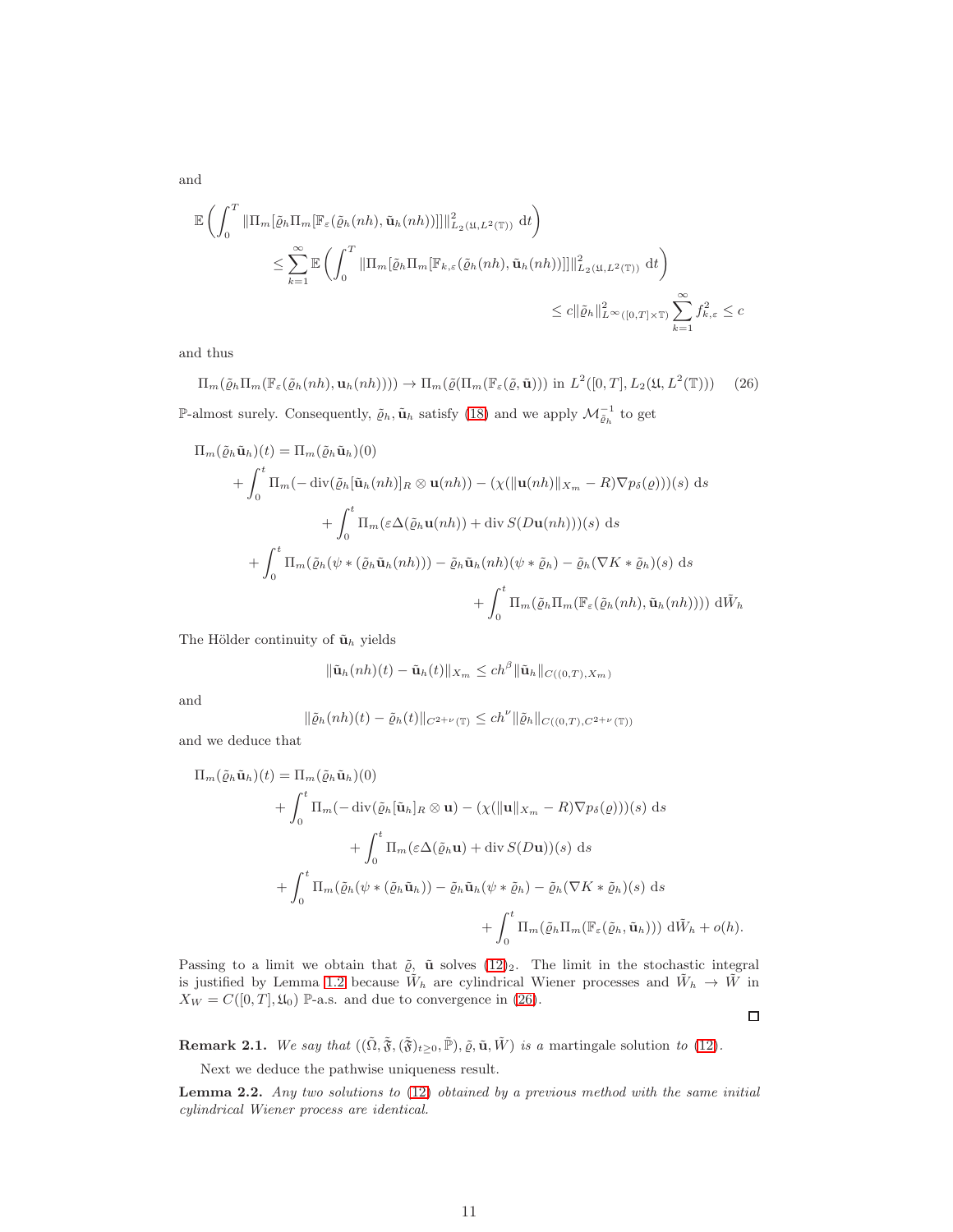and

$$
\begin{aligned}
\mathbb{E}\left(\int_0^T \|\Pi_m[\tilde{\varrho}_h \Pi_m[\mathbb{F}_\varepsilon(\tilde{\varrho}_h(nh), \tilde{\mathbf{u}}_h(nh))]]\|^2_{L_2(\mathfrak{U}, L^2(\mathbb{T}))}\ \mathrm{d}t\right) \\
\leq \sum_{k=1}^\infty \mathbb{E}\left(\int_0^T \|\Pi_m[\tilde{\varrho}_h \Pi_m[\mathbb{F}_{k,\varepsilon}(\tilde{\varrho}_h(nh), \tilde{\mathbf{u}}_h(nh))]]\|^2_{L_2(\mathfrak{U}, L^2(\mathbb{T}))}\ \mathrm{d}t\right) \\
\leq c\|\tilde{\varrho}_h\|^2_{L^\infty([0,T]\times\mathbb{T})} \sum_{k=1}^\infty f^2_{k,\varepsilon} \leq c
\end{aligned}
$$

and thus

$$
\Pi_m(\tilde{\varrho}_h \Pi_m(\mathbb{F}_\varepsilon(\tilde{\varrho}_h(nh), \mathbf{u}_h(nh)))) \to \Pi_m(\tilde{\varrho}(\Pi_m(\mathbb{F}_\varepsilon(\tilde{\varrho}, \tilde{\mathbf{u}}))) \text{ in } L^2([0,T], L_2(\mathfrak{U}, L^2(\mathbb{T}))) \tag{26}
$$

$\mathbb{P}$-almost surely. Consequently, $\tilde{\varrho}_h, \tilde{\mathbf{u}}_h$ satisfy (18) and we apply $\mathcal{M}^{-1}_{\tilde{\varrho}_h}$ to get

$$
\begin{aligned}
\Pi_m(\tilde{\varrho}_h \tilde{\mathbf{u}}_h)(t) &= \Pi_m(\tilde{\varrho}_h \tilde{\mathbf{u}}_h)(0) \\
&+ \int_0^t \Pi_m(-\operatorname{div}(\tilde{\varrho}_h[\tilde{\mathbf{u}}_h(nh)]_R \otimes \mathbf{u}(nh)) - (\chi(\|\mathbf{u}(nh)\|_{X_m} - R)\nabla p_\delta(\varrho)))(s)\ \mathrm{d}s \\
&+ \int_0^t \Pi_m(\varepsilon\Delta(\tilde{\varrho}_h \mathbf{u}(nh)) + \operatorname{div} S(D\mathbf{u}(nh)))(s)\ \mathrm{d}s \\
&+ \int_0^t \Pi_m(\tilde{\varrho}_h(\psi * (\tilde{\varrho}_h \tilde{\mathbf{u}}_h(nh))) - \tilde{\varrho}_h \tilde{\mathbf{u}}_h(nh)(\psi * \tilde{\varrho}_h) - \tilde{\varrho}_h(\nabla K * \tilde{\varrho}_h)(s)\ \mathrm{d}s \\
&+ \int_0^t \Pi_m(\tilde{\varrho}_h \Pi_m(\mathbb{F}_\varepsilon(\tilde{\varrho}_h(nh), \tilde{\mathbf{u}}_h(nh))))\ \mathrm{d}\tilde{W}_h
\end{aligned}
$$

The Hölder continuity of $\tilde{\mathbf{u}}_h$ yields

$$
\|\tilde{\mathbf{u}}_h(nh)(t) - \tilde{\mathbf{u}}_h(t)\|_{X_m} \leq ch^\beta \|\tilde{\mathbf{u}}_h\|_{C((0,T), X_m)}
$$

and

$$
\|\tilde{\varrho}_h(nh)(t) - \tilde{\varrho}_h(t)\|_{C^{2+\nu}(\mathbb{T})} \leq ch^\nu \|\tilde{\varrho}_h\|_{C((0,T), C^{2+\nu}(\mathbb{T}))}
$$

and we deduce that

$$
\begin{aligned}
\Pi_m(\tilde{\varrho}_h \tilde{\mathbf{u}}_h)(t) &= \Pi_m(\tilde{\varrho}_h \tilde{\mathbf{u}}_h)(0) \\
&+ \int_0^t \Pi_m(-\operatorname{div}(\tilde{\varrho}_h[\tilde{\mathbf{u}}_h]_R \otimes \mathbf{u}) - (\chi(\|\mathbf{u}\|_{X_m} - R)\nabla p_\delta(\varrho)))(s)\ \mathrm{d}s \\
&+ \int_0^t \Pi_m(\varepsilon\Delta(\tilde{\varrho}_h \mathbf{u}) + \operatorname{div} S(D\mathbf{u}))(s)\ \mathrm{d}s \\
&+ \int_0^t \Pi_m(\tilde{\varrho}_h(\psi * (\tilde{\varrho}_h \tilde{\mathbf{u}}_h)) - \tilde{\varrho}_h \tilde{\mathbf{u}}_h(\psi * \tilde{\varrho}_h) - \tilde{\varrho}_h(\nabla K * \tilde{\varrho}_h)(s)\ \mathrm{d}s \\
&+ \int_0^t \Pi_m(\tilde{\varrho}_h \Pi_m(\mathbb{F}_\varepsilon(\tilde{\varrho}_h, \tilde{\mathbf{u}}_h)))\ \mathrm{d}\tilde{W}_h + o(h).
\end{aligned}
$$

Passing to a limit we obtain that $\tilde{\varrho}$, $\tilde{\mathbf{u}}$ solves $(12)_2$. The limit in the stochastic integral is justified by Lemma 1.2 because $\tilde{W}_h$ are cylindrical Wiener processes and $\tilde{W}_h \to \tilde{W}$ in $X_W = C([0,T], \mathfrak{U}_0)$ $\mathbb{P}$-a.s. and due to convergence in (26).

□

**Remark 2.1.** *We say that* $((\tilde{\Omega}, \tilde{\mathfrak{F}}, (\tilde{\mathfrak{F}})_{t\geq 0}, \tilde{\mathbb{P}}), \tilde{\varrho}, \tilde{\mathbf{u}}, \tilde{W})$ *is a* martingale solution *to* (12).

Next we deduce the pathwise uniqueness result.

**Lemma 2.2.** *Any two solutions to (12) obtained by a previous method with the same initial cylindrical Wiener process are identical.*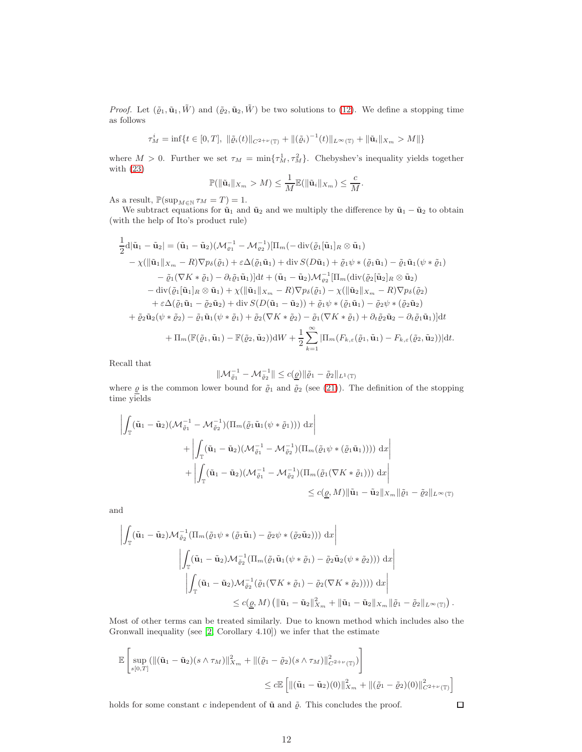*Proof.* Let $(\tilde{\varrho}_1, \tilde{\mathbf{u}}_1, \tilde{W})$ and $(\tilde{\varrho}_2, \tilde{\mathbf{u}}_2, \tilde{W})$ be two solutions to (12). We define a stopping time as follows

$$
\tau_M^i = \inf\{t \in [0,T],\ \|\tilde{\varrho}_i(t)\|_{C^{2+\nu}(\mathbb{T})} + \|(\tilde{\varrho}_i)^{-1}(t)\|_{L^\infty(\mathbb{T})} + \|\tilde{\mathbf{u}}_i\|_{X_m} > M\|\}
$$

where $M > 0$. Further we set $\tau_M = \min\{\tau_M^1, \tau_M^2\}$. Chebyshev's inequality yields together with (23)

$$
\mathbb{P}(\|\tilde{\mathbf{u}}_i\|_{X_m} > M) \leq \frac{1}{M}\mathbb{E}(\|\tilde{\mathbf{u}}_i\|_{X_m}) \leq \frac{c}{M}.
$$

As a result, $\mathbb{P}(\sup_{M\in\mathbb{N}} \tau_M = T) = 1$.

We subtract equations for $\tilde{\mathbf{u}}_1$ and $\tilde{\mathbf{u}}_2$ and we multiply the difference by $\tilde{\mathbf{u}}_1 - \tilde{\mathbf{u}}_2$ to obtain (with the help of Ito's product rule)

$$
\begin{aligned}
\frac{1}{2}\mathrm{d}|\tilde{\mathbf{u}}_1 - \tilde{\mathbf{u}}_2| &= (\tilde{\mathbf{u}}_1 - \tilde{\mathbf{u}}_2)(\mathcal{M}_{\varrho_1}^{-1} - \mathcal{M}_{\varrho_2}^{-1})[\Pi_m(-\operatorname{div}(\tilde{\varrho}_1[\tilde{\mathbf{u}}_1]_R \otimes \tilde{\mathbf{u}}_1) \\
&- \chi(\|\tilde{\mathbf{u}}_1\|_{X_m} - R)\nabla p_\delta(\tilde{\varrho}_1) + \varepsilon\Delta(\tilde{\varrho}_1\tilde{\mathbf{u}}_1) + \operatorname{div} S(D\tilde{\mathbf{u}}_1) + \tilde{\varrho}_1\psi * (\tilde{\varrho}_1\tilde{\mathbf{u}}_1) - \tilde{\varrho}_1\tilde{\mathbf{u}}_1(\psi * \tilde{\varrho}_1) \\
&- \tilde{\varrho}_1(\nabla K * \tilde{\varrho}_1) - \partial_t\tilde{\varrho}_1\tilde{\mathbf{u}}_1)]\mathrm{d}t + (\tilde{\mathbf{u}}_1 - \tilde{\mathbf{u}}_2)\mathcal{M}_{\varrho_2}^{-1}[\Pi_m(\operatorname{div}(\tilde{\varrho}_2[\tilde{\mathbf{u}}_2]_R \otimes \tilde{\mathbf{u}}_2) \\
&- \operatorname{div}(\tilde{\varrho}_1[\tilde{\mathbf{u}}_1]_R \otimes \tilde{\mathbf{u}}_1) + \chi(\|\tilde{\mathbf{u}}_1\|_{X_m} - R)\nabla p_\delta(\tilde{\varrho}_1) - \chi(\|\tilde{\mathbf{u}}_2\|_{X_m} - R)\nabla p_\delta(\tilde{\varrho}_2) \\
&+ \varepsilon\Delta(\tilde{\varrho}_1\tilde{\mathbf{u}}_1 - \tilde{\varrho}_2\tilde{\mathbf{u}}_2) + \operatorname{div} S(D(\tilde{\mathbf{u}}_1 - \tilde{\mathbf{u}}_2)) + \tilde{\varrho}_1\psi * (\tilde{\varrho}_1\tilde{\mathbf{u}}_1) - \tilde{\varrho}_2\psi * (\tilde{\varrho}_2\tilde{\mathbf{u}}_2) \\
&+ \tilde{\varrho}_2\tilde{\mathbf{u}}_2(\psi * \tilde{\varrho}_2) - \tilde{\varrho}_1\tilde{\mathbf{u}}_1(\psi * \tilde{\varrho}_1) + \tilde{\varrho}_2(\nabla K * \tilde{\varrho}_2) - \tilde{\varrho}_1(\nabla K * \tilde{\varrho}_1) + \partial_t\tilde{\varrho}_2\tilde{\mathbf{u}}_2 - \partial_t\tilde{\varrho}_1\tilde{\mathbf{u}}_1)]\mathrm{d}t \\
&+ \Pi_m(\mathbb{F}(\tilde{\varrho}_1, \tilde{\mathbf{u}}_1) - \mathbb{F}(\tilde{\varrho}_2, \tilde{\mathbf{u}}_2))\mathrm{d}W + \frac{1}{2}\sum_{k=1}^{\infty}|\Pi_m(F_{k,\varepsilon}(\tilde{\varrho}_1, \tilde{\mathbf{u}}_1) - F_{k,\varepsilon}(\tilde{\varrho}_2, \tilde{\mathbf{u}}_2))|\mathrm{d}t.
\end{aligned}
$$

Recall that

$$
\|\mathcal{M}_{\tilde{\varrho}_1}^{-1} - \mathcal{M}_{\tilde{\varrho}_2}^{-1}\| \leq c(\underline{\varrho})\|\tilde{\varrho}_1 - \tilde{\varrho}_2\|_{L^1(\mathbb{T})}
$$

where $\underline{\varrho}$ is the common lower bound for $\tilde{\varrho}_1$ and $\tilde{\varrho}_2$ (see (21)). The definition of the stopping time yields

$$
\begin{aligned}
&\left|\int_{\mathbb{T}}(\tilde{\mathbf{u}}_1 - \tilde{\mathbf{u}}_2)(\mathcal{M}_{\tilde{\varrho}_1}^{-1} - \mathcal{M}_{\tilde{\varrho}_2}^{-1})(\Pi_m(\tilde{\varrho}_1\tilde{\mathbf{u}}_1(\psi * \tilde{\varrho}_1)))\,\mathrm{d}x\right| \\
&\quad + \left|\int_{\mathbb{T}}(\tilde{\mathbf{u}}_1 - \tilde{\mathbf{u}}_2)(\mathcal{M}_{\tilde{\varrho}_1}^{-1} - \mathcal{M}_{\tilde{\varrho}_2}^{-1})(\Pi_m(\tilde{\varrho}_1\psi * (\tilde{\varrho}_1\tilde{\mathbf{u}}_1)))\,\mathrm{d}x\right| \\
&\quad + \left|\int_{\mathbb{T}}(\tilde{\mathbf{u}}_1 - \tilde{\mathbf{u}}_2)(\mathcal{M}_{\tilde{\varrho}_1}^{-1} - \mathcal{M}_{\tilde{\varrho}_2}^{-1})(\Pi_m(\tilde{\varrho}_1(\nabla K * \tilde{\varrho}_1)))\,\mathrm{d}x\right| \\
&\qquad \leq c(\underline{\varrho}, M)\|\tilde{\mathbf{u}}_1 - \tilde{\mathbf{u}}_2\|_{X_m}\|\tilde{\varrho}_1 - \tilde{\varrho}_2\|_{L^\infty(\mathbb{T})}
\end{aligned}
$$

and

$$
\begin{aligned}
&\left|\int_{\mathbb{T}}(\tilde{\mathbf{u}}_1 - \tilde{\mathbf{u}}_2)\mathcal{M}_{\tilde{\varrho}_2}^{-1}(\Pi_m(\tilde{\varrho}_1\psi * (\tilde{\varrho}_1\tilde{\mathbf{u}}_1) - \tilde{\varrho}_2\psi * (\tilde{\varrho}_2\tilde{\mathbf{u}}_2)))\,\mathrm{d}x\right| \\
&\quad \left|\int_{\mathbb{T}}(\tilde{\mathbf{u}}_1 - \tilde{\mathbf{u}}_2)\mathcal{M}_{\tilde{\varrho}_2}^{-1}(\Pi_m(\tilde{\varrho}_1\tilde{\mathbf{u}}_1(\psi * \tilde{\varrho}_1) - \tilde{\varrho}_2\tilde{\mathbf{u}}_2(\psi * \tilde{\varrho}_2)))\,\mathrm{d}x\right| \\
&\quad \left|\int_{\mathbb{T}}(\tilde{\mathbf{u}}_1 - \tilde{\mathbf{u}}_2)\mathcal{M}_{\tilde{\varrho}_2}^{-1}(\tilde{\varrho}_1(\nabla K * \tilde{\varrho}_1) - \tilde{\varrho}_2(\nabla K * \tilde{\varrho}_2)))\,\mathrm{d}x\right| \\
&\qquad \leq c(\underline{\varrho}, M)\left(\|\tilde{\mathbf{u}}_1 - \tilde{\mathbf{u}}_2\|_{X_m}^2 + \|\tilde{\mathbf{u}}_1 - \tilde{\mathbf{u}}_2\|_{X_m}\|\tilde{\varrho}_1 - \tilde{\varrho}_2\|_{L^\infty(\mathbb{T})}\right).
\end{aligned}
$$

Most of other terms can be treated similarly. Due to known method which includes also the Gronwall inequality (see [2, Corollary 4.10]) we infer that the estimate

$$
\begin{aligned}
&\mathbb{E}\left[\sup_{s[0,T]}(\|(\tilde{\mathbf{u}}_1 - \tilde{\mathbf{u}}_2)(s \wedge \tau_M)\|_{X_m}^2 + \|(\tilde{\varrho}_1 - \tilde{\varrho}_2)(s \wedge \tau_M)\|_{C^{2+\nu}(\mathbb{T})}^2)\right] \\
&\qquad \leq c\mathbb{E}\left[\|(\tilde{\mathbf{u}}_1 - \tilde{\mathbf{u}}_2)(0)\|_{X_m}^2 + \|(\tilde{\varrho}_1 - \tilde{\varrho}_2)(0)\|_{C^{2+\nu}(\mathbb{T})}^2\right]
\end{aligned}
$$

holds for some constant $c$ independent of $\tilde{\mathbf{u}}$ and $\tilde{\varrho}$. This concludes the proof. ◻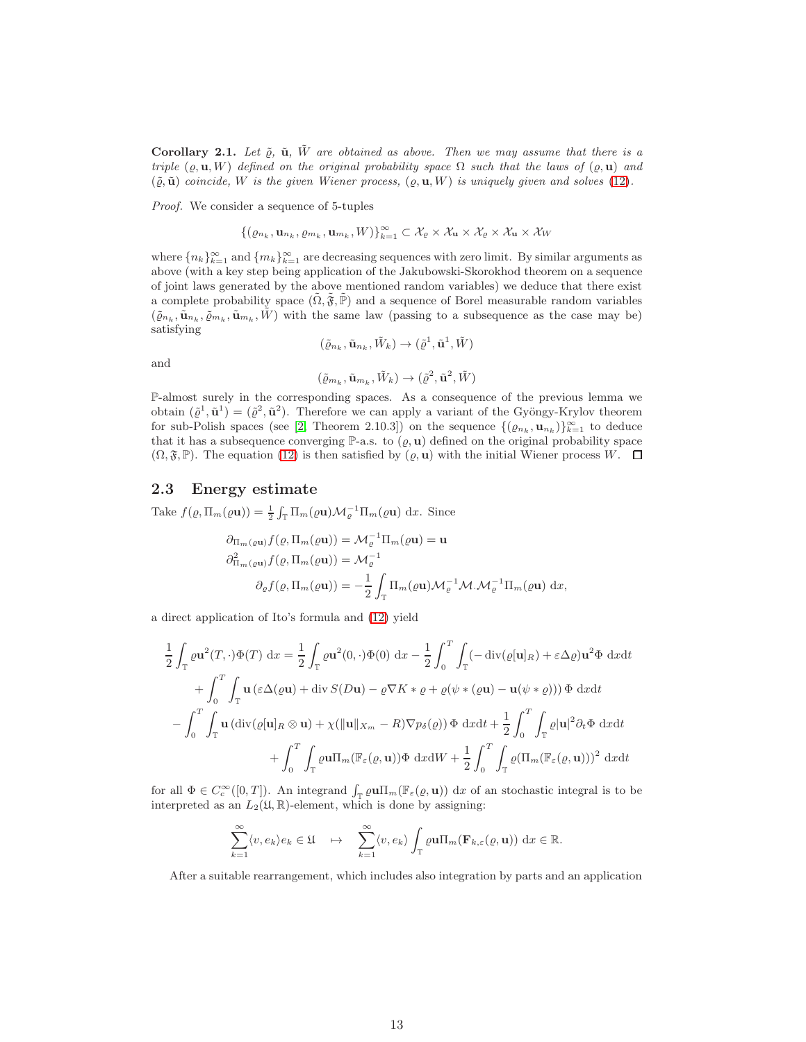**Corollary 2.1.** *Let $\tilde{\varrho}$, $\tilde{\mathbf{u}}$, $\tilde{W}$ are obtained as above. Then we may assume that there is a triple $(\varrho, \mathbf{u}, W)$ defined on the original probability space $\Omega$ such that the laws of $(\varrho, \mathbf{u})$ and $(\tilde{\varrho}, \tilde{\mathbf{u}})$ coincide, $W$ is the given Wiener process, $(\varrho, \mathbf{u}, W)$ is uniquely given and solves (12).*

*Proof.* We consider a sequence of 5-tuples

$$\{(\varrho_{n_k}, \mathbf{u}_{n_k}, \varrho_{m_k}, \mathbf{u}_{m_k}, W)\}_{k=1}^{\infty} \subset \mathcal{X}_\varrho \times \mathcal{X}_{\mathbf{u}} \times \mathcal{X}_\varrho \times \mathcal{X}_{\mathbf{u}} \times \mathcal{X}_W$$

where $\{n_k\}_{k=1}^{\infty}$ and $\{m_k\}_{k=1}^{\infty}$ are decreasing sequences with zero limit. By similar arguments as above (with a key step being application of the Jakubowski-Skorokhod theorem on a sequence of joint laws generated by the above mentioned random variables) we deduce that there exist a complete probability space $(\tilde{\Omega}, \tilde{\mathfrak{F}}, \tilde{\mathbb{P}})$ and a sequence of Borel measurable random variables $(\tilde{\varrho}_{n_k}, \tilde{\mathbf{u}}_{n_k}, \tilde{\varrho}_{m_k}, \tilde{\mathbf{u}}_{m_k}, \tilde{W})$ with the same law (passing to a subsequence as the case may be) satisfying

$$(\tilde{\varrho}_{n_k}, \tilde{\mathbf{u}}_{n_k}, \tilde{W}_k) \to (\tilde{\varrho}^1, \tilde{\mathbf{u}}^1, \tilde{W})$$

and

$$(\tilde{\varrho}_{m_k}, \tilde{\mathbf{u}}_{m_k}, \tilde{W}_k) \to (\tilde{\varrho}^2, \tilde{\mathbf{u}}^2, \tilde{W})$$

$\mathbb{P}$-almost surely in the corresponding spaces. As a consequence of the previous lemma we obtain $(\tilde{\varrho}^1, \tilde{\mathbf{u}}^1) = (\tilde{\varrho}^2, \tilde{\mathbf{u}}^2)$. Therefore we can apply a variant of the Gyöngy-Krylov theorem for sub-Polish spaces (see [2, Theorem 2.10.3]) on the sequence $\{(\varrho_{n_k}, \mathbf{u}_{n_k})\}_{k=1}^{\infty}$ to deduce that it has a subsequence converging $\mathbb{P}$-a.s. to $(\varrho, \mathbf{u})$ defined on the original probability space $(\Omega, \mathfrak{F}, \mathbb{P})$. The equation (12) is then satisfied by $(\varrho, \mathbf{u})$ with the initial Wiener process $W$. $\square$

## 2.3 Energy estimate

Take $f(\varrho, \Pi_m(\varrho\mathbf{u})) = \frac{1}{2}\int_{\mathbb{T}} \Pi_m(\varrho\mathbf{u})\mathcal{M}_\varrho^{-1}\Pi_m(\varrho\mathbf{u})\ \mathrm{d}x$. Since

$$\begin{aligned}
\partial_{\Pi_m(\varrho\mathbf{u})} f(\varrho, \Pi_m(\varrho\mathbf{u})) &= \mathcal{M}_\varrho^{-1}\Pi_m(\varrho\mathbf{u}) = \mathbf{u} \\
\partial^2_{\Pi_m(\varrho\mathbf{u})} f(\varrho, \Pi_m(\varrho\mathbf{u})) &= \mathcal{M}_\varrho^{-1} \\
\partial_\varrho f(\varrho, \Pi_m(\varrho\mathbf{u})) &= -\frac{1}{2}\int_{\mathbb{T}} \Pi_m(\varrho\mathbf{u})\mathcal{M}_\varrho^{-1}\mathcal{M}.\mathcal{M}_\varrho^{-1}\Pi_m(\varrho\mathbf{u})\ \mathrm{d}x,
\end{aligned}$$

a direct application of Ito's formula and (12) yield

$$\begin{aligned}
\frac{1}{2}\int_{\mathbb{T}} \varrho\mathbf{u}^2(T,\cdot)\Phi(T)\ \mathrm{d}x &= \frac{1}{2}\int_{\mathbb{T}} \varrho\mathbf{u}^2(0,\cdot)\Phi(0)\ \mathrm{d}x - \frac{1}{2}\int_0^T\int_{\mathbb{T}} (-\operatorname{div}(\varrho[\mathbf{u}]_R) + \varepsilon\Delta\varrho)\mathbf{u}^2\Phi\ \mathrm{d}x\mathrm{d}t \\
&+ \int_0^T\int_{\mathbb{T}} \mathbf{u}\left(\varepsilon\Delta(\varrho\mathbf{u}) + \operatorname{div} S(D\mathbf{u}) - \varrho\nabla K * \varrho + \varrho(\psi * (\varrho\mathbf{u}) - \mathbf{u}(\psi * \varrho))\right)\Phi\ \mathrm{d}x\mathrm{d}t \\
-\int_0^T\int_{\mathbb{T}} \mathbf{u}\left(\operatorname{div}(\varrho[\mathbf{u}]_R \otimes \mathbf{u}) + \chi(\|\mathbf{u}\|_{X_m} - R)\nabla p_\delta(\varrho)\right)\Phi\ \mathrm{d}x\mathrm{d}t &+ \frac{1}{2}\int_0^T\int_{\mathbb{T}} \varrho|\mathbf{u}|^2\partial_t\Phi\ \mathrm{d}x\mathrm{d}t \\
+ \int_0^T\int_{\mathbb{T}} \varrho\mathbf{u}\Pi_m(\mathbb{F}_\varepsilon(\varrho,\mathbf{u}))\Phi\ \mathrm{d}x\mathrm{d}W &+ \frac{1}{2}\int_0^T\int_{\mathbb{T}} \varrho\left(\Pi_m(\mathbb{F}_\varepsilon(\varrho,\mathbf{u}))\right)^2\ \mathrm{d}x\mathrm{d}t
\end{aligned}$$

for all $\Phi \in C_c^\infty([0,T])$. An integrand $\int_{\mathbb{T}} \varrho\mathbf{u}\Pi_m(\mathbb{F}_\varepsilon(\varrho,\mathbf{u}))\ \mathrm{d}x$ of an stochastic integral is to be interpreted as an $L_2(\mathfrak{U}, \mathbb{R})$-element, which is done by assigning:

$$\sum_{k=1}^{\infty} \langle v, e_k\rangle e_k \in \mathfrak{U} \quad \mapsto \quad \sum_{k=1}^{\infty} \langle v, e_k\rangle \int_{\mathbb{T}} \varrho\mathbf{u}\Pi_m(\mathbf{F}_{k,\varepsilon}(\varrho,\mathbf{u}))\ \mathrm{d}x \in \mathbb{R}.$$

After a suitable rearrangement, which includes also integration by parts and an application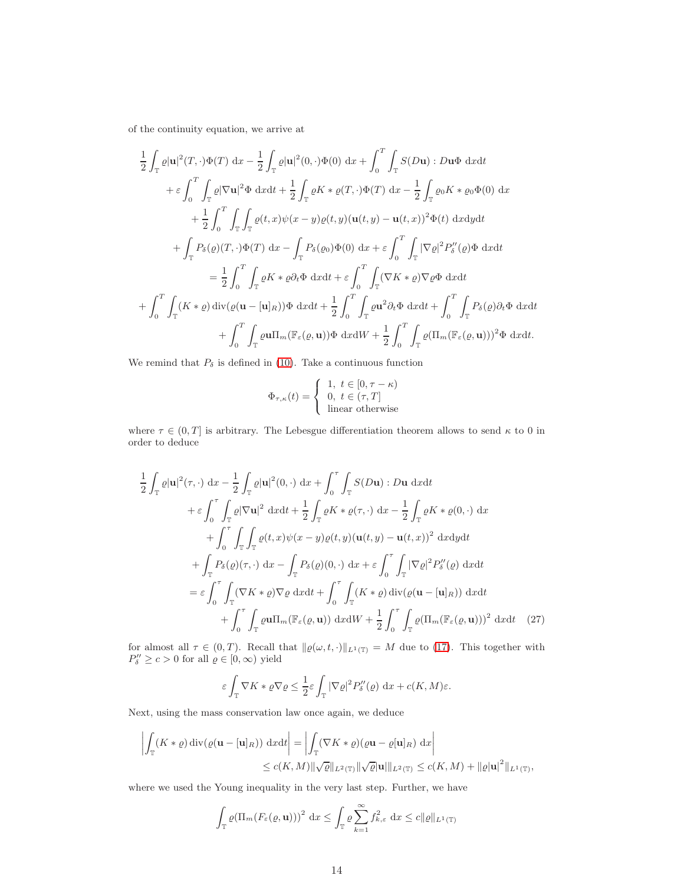of the continuity equation, we arrive at

$$
\begin{aligned}
&\frac{1}{2}\int_{\mathbb{T}} \varrho|\mathbf{u}|^2(T,\cdot)\Phi(T)\,\mathrm{d}x - \frac{1}{2}\int_{\mathbb{T}} \varrho|\mathbf{u}|^2(0,\cdot)\Phi(0)\,\mathrm{d}x + \int_0^T\int_{\mathbb{T}} S(D\mathbf{u}):D\mathbf{u}\Phi\,\mathrm{d}x\mathrm{d}t \\
&\quad + \varepsilon\int_0^T\int_{\mathbb{T}} \varrho|\nabla\mathbf{u}|^2\Phi\,\mathrm{d}x\mathrm{d}t + \frac{1}{2}\int_{\mathbb{T}} \varrho K*\varrho(T,\cdot)\Phi(T)\,\mathrm{d}x - \frac{1}{2}\int_{\mathbb{T}} \varrho_0 K*\varrho_0\Phi(0)\,\mathrm{d}x \\
&\quad + \frac{1}{2}\int_0^T\int_{\mathbb{T}}\int_{\mathbb{T}} \varrho(t,x)\psi(x-y)\varrho(t,y)(\mathbf{u}(t,y)-\mathbf{u}(t,x))^2\Phi(t)\,\mathrm{d}x\mathrm{d}y\mathrm{d}t \\
&\quad + \int_{\mathbb{T}} P_\delta(\varrho)(T,\cdot)\Phi(T)\,\mathrm{d}x - \int_{\mathbb{T}} P_\delta(\varrho_0)\Phi(0)\,\mathrm{d}x + \varepsilon\int_0^T\int_{\mathbb{T}} |\nabla\varrho|^2 P_\delta''(\varrho)\Phi\,\mathrm{d}x\mathrm{d}t \\
&= \frac{1}{2}\int_0^T\int_{\mathbb{T}} \varrho K*\varrho\,\partial_t\Phi\,\mathrm{d}x\mathrm{d}t + \varepsilon\int_0^T\int_{\mathbb{T}} (\nabla K*\varrho)\nabla\varrho\Phi\,\mathrm{d}x\mathrm{d}t \\
&\quad + \int_0^T\int_{\mathbb{T}} (K*\varrho)\operatorname{div}(\varrho(\mathbf{u}-[\mathbf{u}]_R))\Phi\,\mathrm{d}x\mathrm{d}t + \frac{1}{2}\int_0^T\int_{\mathbb{T}} \varrho\mathbf{u}^2\partial_t\Phi\,\mathrm{d}x\mathrm{d}t + \int_0^T\int_{\mathbb{T}} P_\delta(\varrho)\partial_t\Phi\,\mathrm{d}x\mathrm{d}t \\
&\quad + \int_0^T\int_{\mathbb{T}} \varrho\mathbf{u}\Pi_m(\mathbb{F}_\varepsilon(\varrho,\mathbf{u}))\Phi\,\mathrm{d}x\mathrm{d}W + \frac{1}{2}\int_0^T\int_{\mathbb{T}} \varrho(\Pi_m(\mathbb{F}_\varepsilon(\varrho,\mathbf{u})))^2\Phi\,\mathrm{d}x\mathrm{d}t.
\end{aligned}
$$

We remind that $P_\delta$ is defined in (10). Take a continuous function

$$
\Phi_{\tau,\kappa}(t) = \begin{cases} 1, & t\in[0,\tau-\kappa) \\ 0, & t\in(\tau,T] \\ \text{linear otherwise} \end{cases}
$$

where $\tau\in(0,T]$ is arbitrary. The Lebesgue differentiation theorem allows to send $\kappa$ to 0 in order to deduce

$$
\begin{aligned}
&\frac{1}{2}\int_{\mathbb{T}} \varrho|\mathbf{u}|^2(\tau,\cdot)\,\mathrm{d}x - \frac{1}{2}\int_{\mathbb{T}} \varrho|\mathbf{u}|^2(0,\cdot)\,\mathrm{d}x + \int_0^\tau\int_{\mathbb{T}} S(D\mathbf{u}):D\mathbf{u}\,\mathrm{d}x\mathrm{d}t \\
&\quad + \varepsilon\int_0^\tau\int_{\mathbb{T}} \varrho|\nabla\mathbf{u}|^2\,\mathrm{d}x\mathrm{d}t + \frac{1}{2}\int_{\mathbb{T}} \varrho K*\varrho(\tau,\cdot)\,\mathrm{d}x - \frac{1}{2}\int_{\mathbb{T}} \varrho K*\varrho(0,\cdot)\,\mathrm{d}x \\
&\quad + \int_0^\tau\int_{\mathbb{T}}\int_{\mathbb{T}} \varrho(t,x)\psi(x-y)\varrho(t,y)(\mathbf{u}(t,y)-\mathbf{u}(t,x))^2\,\mathrm{d}x\mathrm{d}y\mathrm{d}t \\
&\quad + \int_{\mathbb{T}} P_\delta(\varrho)(\tau,\cdot)\,\mathrm{d}x - \int_{\mathbb{T}} P_\delta(\varrho)(0,\cdot)\,\mathrm{d}x + \varepsilon\int_0^\tau\int_{\mathbb{T}} |\nabla\varrho|^2 P_\delta''(\varrho)\,\mathrm{d}x\mathrm{d}t \\
&= \varepsilon\int_0^\tau\int_{\mathbb{T}} (\nabla K*\varrho)\nabla\varrho\,\mathrm{d}x\mathrm{d}t + \int_0^\tau\int_{\mathbb{T}} (K*\varrho)\operatorname{div}(\varrho(\mathbf{u}-[\mathbf{u}]_R))\,\mathrm{d}x\mathrm{d}t \\
&\quad + \int_0^\tau\int_{\mathbb{T}} \varrho\mathbf{u}\Pi_m(\mathbb{F}_\varepsilon(\varrho,\mathbf{u}))\,\mathrm{d}x\mathrm{d}W + \frac{1}{2}\int_0^\tau\int_{\mathbb{T}} \varrho(\Pi_m(\mathbb{F}_\varepsilon(\varrho,\mathbf{u})))^2\,\mathrm{d}x\mathrm{d}t \qquad (27)
\end{aligned}
$$

for almost all $\tau\in(0,T)$. Recall that $\|\varrho(\omega,t,\cdot)\|_{L^1(\mathbb{T})} = M$ due to (17). This together with $P_\delta''\geq c>0$ for all $\varrho\in[0,\infty)$ yield

$$
\varepsilon\int_{\mathbb{T}} \nabla K*\varrho\nabla\varrho \leq \frac{1}{2}\varepsilon\int_{\mathbb{T}} |\nabla\varrho|^2 P_\delta''(\varrho)\,\mathrm{d}x + c(K,M)\varepsilon.
$$

Next, using the mass conservation law once again, we deduce

$$
\begin{aligned}
\left|\int_{\mathbb{T}} (K*\varrho)\operatorname{div}(\varrho(\mathbf{u}-[\mathbf{u}]_R))\,\mathrm{d}x\mathrm{d}t\right| &= \left|\int_{\mathbb{T}} (\nabla K*\varrho)(\varrho\mathbf{u}-\varrho[\mathbf{u}]_R)\,\mathrm{d}x\right| \\
&\leq c(K,M)\|\sqrt{\varrho}\|_{L^2(\mathbb{T})}\|\sqrt{\varrho}|\mathbf{u}|\|_{L^2(\mathbb{T})} \leq c(K,M) + \|\varrho|\mathbf{u}|^2\|_{L^1(\mathbb{T})},
\end{aligned}
$$

where we used the Young inequality in the very last step. Further, we have

$$
\int_{\mathbb{T}} \varrho(\Pi_m(F_\varepsilon(\varrho,\mathbf{u})))^2\,\mathrm{d}x \leq \int_{\mathbb{T}} \varrho\sum_{k=1}^\infty f_{k,\varepsilon}^2\,\mathrm{d}x \leq c\|\varrho\|_{L^1(\mathbb{T})}
$$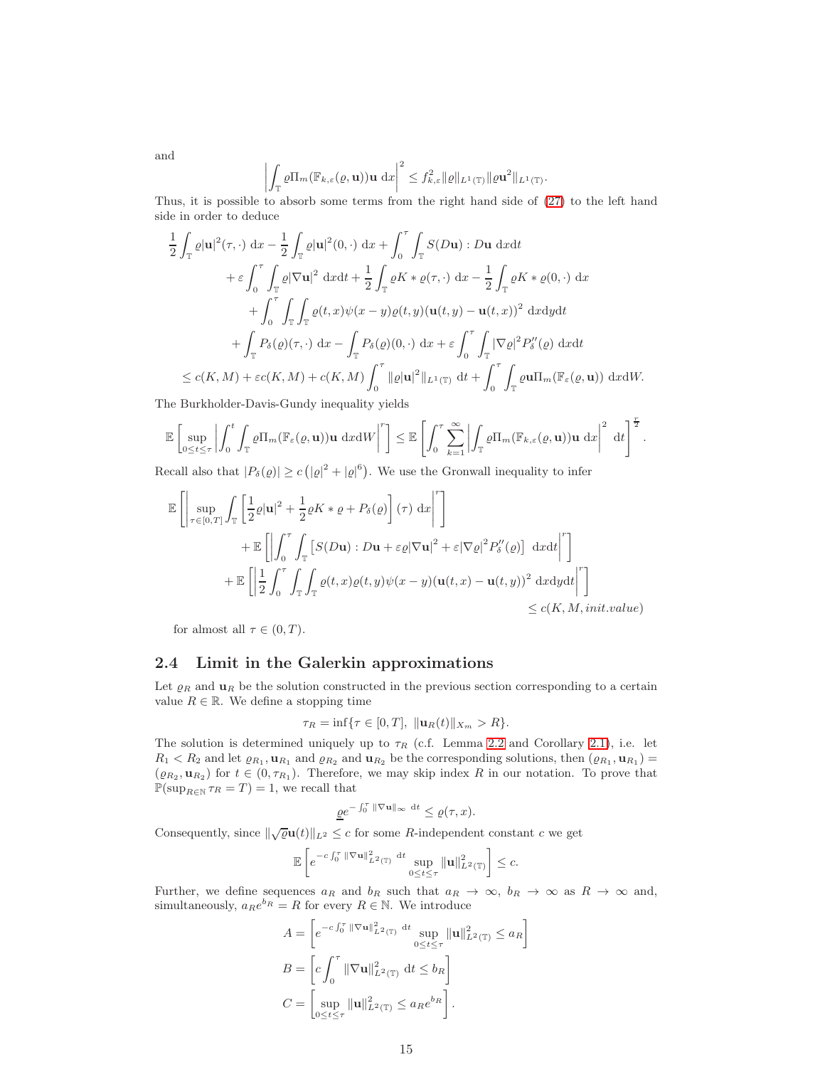and

$$\left|\int_{\mathbb{T}} \varrho \Pi_m(\mathbb{F}_{k,\varepsilon}(\varrho,\mathbf{u}))\mathbf{u}\ \mathrm{d}x\right|^2 \leq f_{k,\varepsilon}^2 \|\varrho\|_{L^1(\mathbb{T})} \|\varrho \mathbf{u}^2\|_{L^1(\mathbb{T})}.$$

Thus, it is possible to absorb some terms from the right hand side of (27) to the left hand side in order to deduce

$$\begin{aligned}
&\frac{1}{2}\int_{\mathbb{T}} \varrho|\mathbf{u}|^2(\tau,\cdot)\ \mathrm{d}x - \frac{1}{2}\int_{\mathbb{T}} \varrho|\mathbf{u}|^2(0,\cdot)\ \mathrm{d}x + \int_0^\tau \int_{\mathbb{T}} S(D\mathbf{u}) : D\mathbf{u}\ \mathrm{d}x\mathrm{d}t \\
&\qquad + \varepsilon \int_0^\tau \int_{\mathbb{T}} \varrho|\nabla \mathbf{u}|^2\ \mathrm{d}x\mathrm{d}t + \frac{1}{2}\int_{\mathbb{T}} \varrho K * \varrho(\tau,\cdot)\ \mathrm{d}x - \frac{1}{2}\int_{\mathbb{T}} \varrho K * \varrho(0,\cdot)\ \mathrm{d}x \\
&\qquad + \int_0^\tau \int_{\mathbb{T}}\int_{\mathbb{T}} \varrho(t,x)\psi(x-y)\varrho(t,y)(\mathbf{u}(t,y) - \mathbf{u}(t,x))^2\ \mathrm{d}x\mathrm{d}y\mathrm{d}t \\
&\quad + \int_{\mathbb{T}} P_\delta(\varrho)(\tau,\cdot)\ \mathrm{d}x - \int_{\mathbb{T}} P_\delta(\varrho)(0,\cdot)\ \mathrm{d}x + \varepsilon\int_0^\tau \int_{\mathbb{T}} |\nabla \varrho|^2 P_\delta''(\varrho)\ \mathrm{d}x\mathrm{d}t \\
&\leq c(K,M) + \varepsilon c(K,M) + c(K,M)\int_0^\tau \|\varrho|\mathbf{u}|^2\|_{L^1(\mathbb{T})}\ \mathrm{d}t + \int_0^\tau \int_{\mathbb{T}} \varrho \mathbf{u} \Pi_m(\mathbb{F}_\varepsilon(\varrho,\mathbf{u}))\ \mathrm{d}x\mathrm{d}W.
\end{aligned}$$

The Burkholder-Davis-Gundy inequality yields

$$\mathbb{E}\left[\sup_{0\leq t\leq \tau}\left|\int_0^t \int_{\mathbb{T}} \varrho \Pi_m(\mathbb{F}_\varepsilon(\varrho,\mathbf{u}))\mathbf{u}\ \mathrm{d}x\mathrm{d}W\right|^r\right] \leq \mathbb{E}\left[\int_0^\tau \sum_{k=1}^\infty \left|\int_{\mathbb{T}} \varrho \Pi_m(\mathbb{F}_{k,\varepsilon}(\varrho,\mathbf{u}))\mathbf{u}\ \mathrm{d}x\right|^2\ \mathrm{d}t\right]^{\frac{r}{2}}.$$

Recall also that $|P_\delta(\varrho)| \geq c\left(|\varrho|^2 + |\varrho|^6\right)$. We use the Gronwall inequality to infer

$$\begin{aligned}
&\mathbb{E}\left[\left|\sup_{\tau\in[0,T]}\int_{\mathbb{T}}\left[\frac{1}{2}\varrho|\mathbf{u}|^2 + \frac{1}{2}\varrho K * \varrho + P_\delta(\varrho)\right](\tau)\ \mathrm{d}x\right|^r\right] \\
&\qquad + \mathbb{E}\left[\left|\int_0^\tau \int_{\mathbb{T}} \left[S(D\mathbf{u}) : D\mathbf{u} + \varepsilon\varrho|\nabla \mathbf{u}|^2 + \varepsilon|\nabla\varrho|^2 P_\delta''(\varrho)\right]\ \mathrm{d}x\mathrm{d}t\right|^r\right] \\
&\quad + \mathbb{E}\left[\left|\frac{1}{2}\int_0^\tau \int_{\mathbb{T}}\int_{\mathbb{T}} \varrho(t,x)\varrho(t,y)\psi(x-y)(\mathbf{u}(t,x) - \mathbf{u}(t,y))^2\ \mathrm{d}x\mathrm{d}y\mathrm{d}t\right|^r\right] \\
&\hspace{20em} \leq c(K,M,init.value)
\end{aligned}$$

for almost all $\tau \in (0,T)$.

## 2.4 Limit in the Galerkin approximations

Let $\varrho_R$ and $\mathbf{u}_R$ be the solution constructed in the previous section corresponding to a certain value $R \in \mathbb{R}$. We define a stopping time

$$\tau_R = \inf\{\tau \in [0,T],\ \|\mathbf{u}_R(t)\|_{X_m} > R\}.$$

The solution is determined uniquely up to $\tau_R$ (c.f. Lemma 2.2 and Corollary 2.1), i.e. let $R_1 < R_2$ and let $\varrho_{R_1}, \mathbf{u}_{R_1}$ and $\varrho_{R_2}$ and $\mathbf{u}_{R_2}$ be the corresponding solutions, then $(\varrho_{R_1}, \mathbf{u}_{R_1}) = (\varrho_{R_2}, \mathbf{u}_{R_2})$ for $t \in (0, \tau_{R_1})$. Therefore, we may skip index $R$ in our notation. To prove that $\mathbb{P}(\sup_{R\in\mathbb{N}} \tau_R = T) = 1$, we recall that

$$\underline{\varrho} e^{-\int_0^\tau \|\nabla \mathbf{u}\|_\infty\ \mathrm{d}t} \leq \varrho(\tau,x).$$

Consequently, since $\|\sqrt{\varrho}\mathbf{u}(t)\|_{L^2} \leq c$ for some $R$-independent constant $c$ we get

$$\mathbb{E}\left[e^{-c\int_0^\tau \|\nabla \mathbf{u}\|^2_{L^2(\mathbb{T})}\ \mathrm{d}t} \sup_{0\leq t\leq\tau} \|\mathbf{u}\|^2_{L^2(\mathbb{T})}\right] \leq c.$$

Further, we define sequences $a_R$ and $b_R$ such that $a_R \to \infty$, $b_R \to \infty$ as $R \to \infty$ and, simultaneously, $a_R e^{b_R} = R$ for every $R \in \mathbb{N}$. We introduce

$$\begin{aligned}
A &= \left[e^{-c\int_0^\tau \|\nabla \mathbf{u}\|^2_{L^2(\mathbb{T})}\ \mathrm{d}t} \sup_{0\leq t\leq\tau} \|\mathbf{u}\|^2_{L^2(\mathbb{T})} \leq a_R\right] \\
B &= \left[c\int_0^\tau \|\nabla \mathbf{u}\|^2_{L^2(\mathbb{T})}\ \mathrm{d}t \leq b_R\right] \\
C &= \left[\sup_{0\leq t\leq\tau} \|\mathbf{u}\|^2_{L^2(\mathbb{T})} \leq a_R e^{b_R}\right].
\end{aligned}$$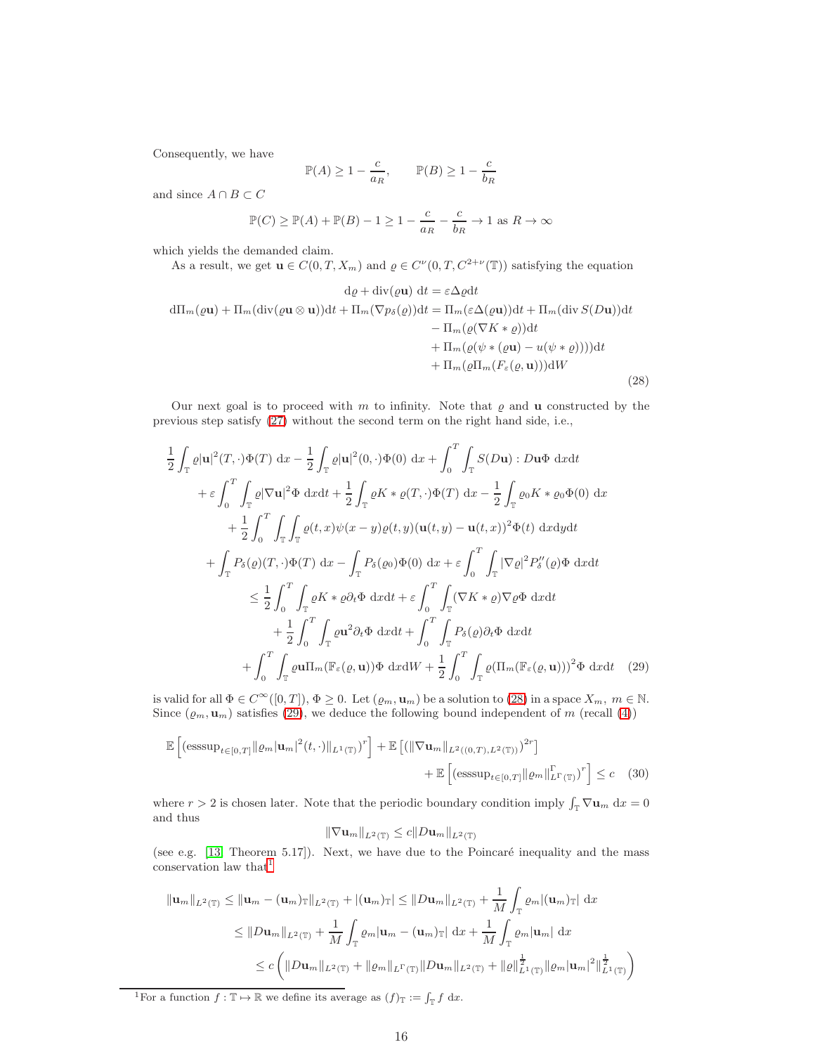Consequently, we have

$$\mathbb{P}(A) \geq 1 - \frac{c}{a_R}, \qquad \mathbb{P}(B) \geq 1 - \frac{c}{b_R}$$

and since $A \cap B \subset C$

$$\mathbb{P}(C) \geq \mathbb{P}(A) + \mathbb{P}(B) - 1 \geq 1 - \frac{c}{a_R} - \frac{c}{b_R} \to 1 \text{ as } R \to \infty$$

which yields the demanded claim.

As a result, we get $\mathbf{u} \in C(0,T,X_m)$ and $\varrho \in C^{\nu}(0,T,C^{2+\nu}(\mathbb{T}))$ satisfying the equation

$$\begin{aligned}
\mathrm{d}\varrho + \operatorname{div}(\varrho\mathbf{u})\ \mathrm{d}t &= \varepsilon\Delta\varrho \mathrm{d}t \\
\mathrm{d}\Pi_m(\varrho\mathbf{u}) + \Pi_m(\operatorname{div}(\varrho\mathbf{u}\otimes\mathbf{u}))\mathrm{d}t + \Pi_m(\nabla p_\delta(\varrho))\mathrm{d}t &= \Pi_m(\varepsilon\Delta(\varrho\mathbf{u}))\mathrm{d}t + \Pi_m(\operatorname{div} S(D\mathbf{u}))\mathrm{d}t \\
&\quad - \Pi_m(\varrho(\nabla K * \varrho))\mathrm{d}t \\
&\quad + \Pi_m(\varrho(\psi * (\varrho\mathbf{u}) - u(\psi * \varrho))))\mathrm{d}t \\
&\quad + \Pi_m(\varrho\Pi_m(F_\varepsilon(\varrho,\mathbf{u}))\mathrm{d}W
\end{aligned} \tag{28}$$

Our next goal is to proceed with $m$ to infinity. Note that $\varrho$ and $\mathbf{u}$ constructed by the previous step satisfy (27) without the second term on the right hand side, i.e.,

$$\begin{aligned}
&\frac{1}{2}\int_{\mathbb{T}} \varrho|\mathbf{u}|^2(T,\cdot)\Phi(T)\ \mathrm{d}x - \frac{1}{2}\int_{\mathbb{T}} \varrho|\mathbf{u}|^2(0,\cdot)\Phi(0)\ \mathrm{d}x + \int_0^T\int_{\mathbb{T}} S(D\mathbf{u}) : D\mathbf{u}\Phi\ \mathrm{d}x\mathrm{d}t \\
&\quad + \varepsilon\int_0^T\int_{\mathbb{T}} \varrho|\nabla\mathbf{u}|^2\Phi\ \mathrm{d}x\mathrm{d}t + \frac{1}{2}\int_{\mathbb{T}} \varrho K * \varrho(T,\cdot)\Phi(T)\ \mathrm{d}x - \frac{1}{2}\int_{\mathbb{T}} \varrho_0 K * \varrho_0\Phi(0)\ \mathrm{d}x \\
&\quad + \frac{1}{2}\int_0^T\int_{\mathbb{T}}\int_{\mathbb{T}} \varrho(t,x)\psi(x-y)\varrho(t,y)(\mathbf{u}(t,y) - \mathbf{u}(t,x))^2\Phi(t)\ \mathrm{d}x\mathrm{d}y\mathrm{d}t \\
&\quad + \int_{\mathbb{T}} P_\delta(\varrho)(T,\cdot)\Phi(T)\ \mathrm{d}x - \int_{\mathbb{T}} P_\delta(\varrho_0)\Phi(0)\ \mathrm{d}x + \varepsilon\int_0^T\int_{\mathbb{T}} |\nabla\varrho|^2 P''_\delta(\varrho)\Phi\ \mathrm{d}x\mathrm{d}t \\
&\leq \frac{1}{2}\int_0^T\int_{\mathbb{T}} \varrho K * \varrho\partial_t\Phi\ \mathrm{d}x\mathrm{d}t + \varepsilon\int_0^T\int_{\mathbb{T}} (\nabla K * \varrho)\nabla\varrho\Phi\ \mathrm{d}x\mathrm{d}t \\
&\quad + \frac{1}{2}\int_0^T\int_{\mathbb{T}} \varrho\mathbf{u}^2\partial_t\Phi\ \mathrm{d}x\mathrm{d}t + \int_0^T\int_{\mathbb{T}} P_\delta(\varrho)\partial_t\Phi\ \mathrm{d}x\mathrm{d}t \\
&\quad + \int_0^T\int_{\mathbb{T}} \varrho\mathbf{u}\Pi_m(\mathbb{F}_\varepsilon(\varrho,\mathbf{u}))\Phi\ \mathrm{d}x\mathrm{d}W + \frac{1}{2}\int_0^T\int_{\mathbb{T}} \varrho(\Pi_m(\mathbb{F}_\varepsilon(\varrho,\mathbf{u})))^2\Phi\ \mathrm{d}x\mathrm{d}t
\end{aligned} \tag{29}$$

is valid for all $\Phi \in C^\infty([0,T])$, $\Phi \geq 0$. Let $(\varrho_m, \mathbf{u}_m)$ be a solution to (28) in a space $X_m$, $m \in \mathbb{N}$. Since $(\varrho_m, \mathbf{u}_m)$ satisfies (29), we deduce the following bound independent of $m$ (recall (4))

$$\begin{aligned}
\mathbb{E}\left[\left(\operatorname{esssup}_{t\in[0,T]}\|\varrho_m|\mathbf{u}_m|^2(t,\cdot)\|_{L^1(\mathbb{T})}\right)^r\right] + \mathbb{E}\left[\left(\|\nabla\mathbf{u}_m\|_{L^2((0,T),L^2(\mathbb{T}))}\right)^{2r}\right] \\
+ \mathbb{E}\left[\left(\operatorname{esssup}_{t\in[0,T]}\|\varrho_m\|^\Gamma_{L^\Gamma(\mathbb{T})}\right)^r\right] \leq c
\end{aligned} \tag{30}$$

where $r > 2$ is chosen later. Note that the periodic boundary condition imply $\int_{\mathbb{T}} \nabla\mathbf{u}_m\ \mathrm{d}x = 0$ and thus

$$\|\nabla\mathbf{u}_m\|_{L^2(\mathbb{T})} \leq c\|D\mathbf{u}_m\|_{L^2(\mathbb{T})}$$

(see e.g. [13, Theorem 5.17]). Next, we have due to the Poincaré inequality and the mass conservation law that[1]

$$\begin{aligned}
\|\mathbf{u}_m\|_{L^2(\mathbb{T})} &\leq \|\mathbf{u}_m - (\mathbf{u}_m)_{\mathbb{T}}\|_{L^2(\mathbb{T})} + |(\mathbf{u}_m)_{\mathbb{T}}| \leq \|D\mathbf{u}_m\|_{L^2(\mathbb{T})} + \frac{1}{M}\int_{\mathbb{T}} \varrho_m|(\mathbf{u}_m)_{\mathbb{T}}|\ \mathrm{d}x \\
&\leq \|D\mathbf{u}_m\|_{L^2(\mathbb{T})} + \frac{1}{M}\int_{\mathbb{T}} \varrho_m|\mathbf{u}_m - (\mathbf{u}_m)_{\mathbb{T}}|\ \mathrm{d}x + \frac{1}{M}\int_{\mathbb{T}} \varrho_m|\mathbf{u}_m|\ \mathrm{d}x \\
&\leq c\left(\|D\mathbf{u}_m\|_{L^2(\mathbb{T})} + \|\varrho_m\|_{L^\Gamma(\mathbb{T})}\|D\mathbf{u}_m\|_{L^2(\mathbb{T})} + \|\varrho\|^{\frac{1}{2}}_{L^1(\mathbb{T})}\|\varrho_m|\mathbf{u}_m|^2\|^{\frac{1}{2}}_{L^1(\mathbb{T})}\right)
\end{aligned}$$

[1] For a function $f : \mathbb{T} \mapsto \mathbb{R}$ we define its average as $(f)_{\mathbb{T}} := \fint_{\mathbb{T}} f\ \mathrm{d}x$.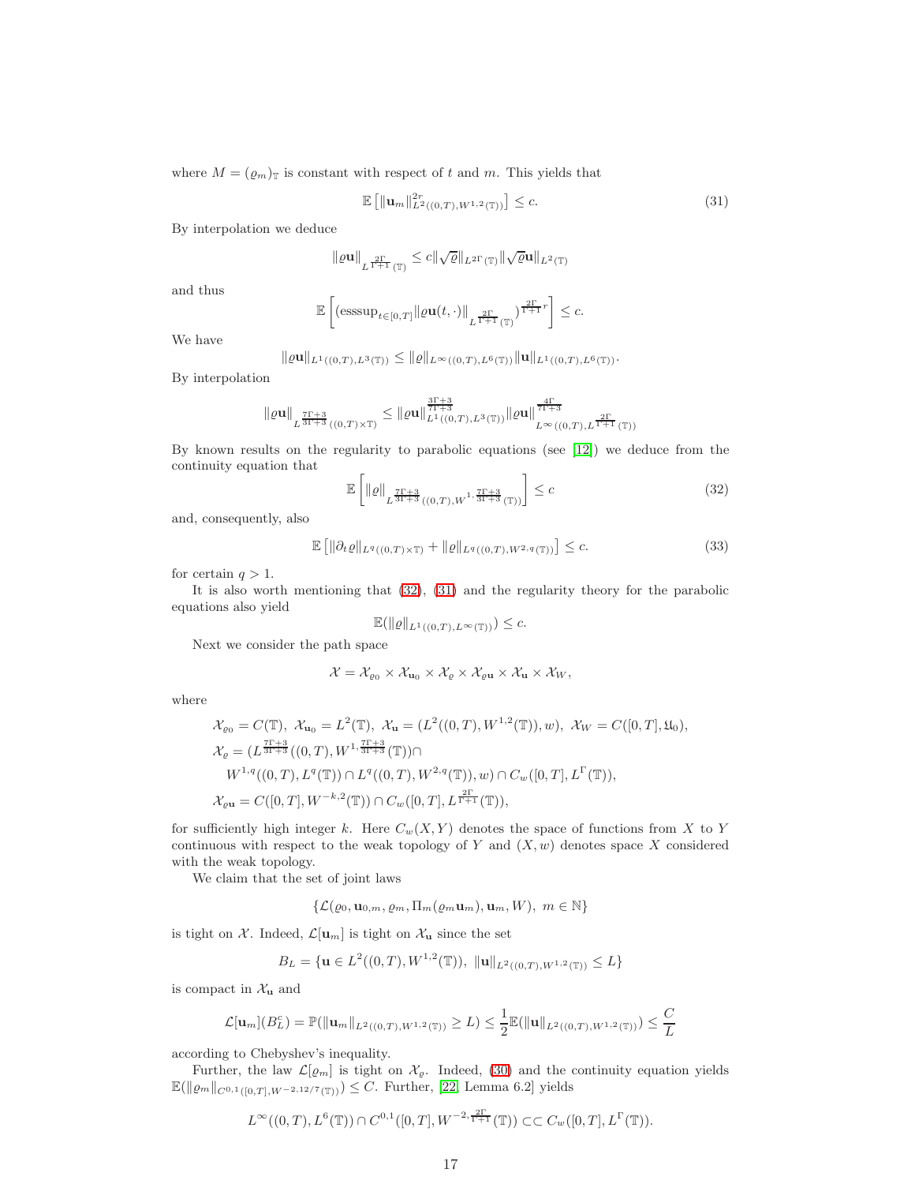where $M = (\varrho_m)_{\mathbb{T}}$ is constant with respect of $t$ and $m$. This yields that

$$\mathbb{E}\left[\|\mathbf{u}_m\|^{2r}_{L^2((0,T),W^{1,2}(\mathbb{T}))}\right] \leq c. \tag{31}$$

By interpolation we deduce

$$\|\varrho\mathbf{u}\|_{L^{\frac{2\Gamma}{\Gamma+1}}(\mathbb{T})} \leq c\|\sqrt{\varrho}\|_{L^{2\Gamma}(\mathbb{T})}\|\sqrt{\varrho}\mathbf{u}\|_{L^2(\mathbb{T})}$$

and thus

$$\mathbb{E}\left[\left(\operatorname{esssup}_{t\in[0,T]}\|\varrho\mathbf{u}(t,\cdot)\|_{L^{\frac{2\Gamma}{\Gamma+1}}(\mathbb{T})}\right)^{\frac{2\Gamma}{\Gamma+1}r}\right] \leq c.$$

We have

$$\|\varrho\mathbf{u}\|_{L^1((0,T),L^3(\mathbb{T}))} \leq \|\varrho\|_{L^\infty((0,T),L^6(\mathbb{T}))}\|\mathbf{u}\|_{L^1((0,T),L^6(\mathbb{T}))}.$$

By interpolation

$$\|\varrho\mathbf{u}\|_{L^{\frac{7\Gamma+3}{3\Gamma+3}}((0,T)\times\mathbb{T})} \leq \|\varrho\mathbf{u}\|^{\frac{3\Gamma+3}{7\Gamma+3}}_{L^1((0,T),L^3(\mathbb{T}))}\|\varrho\mathbf{u}\|^{\frac{4\Gamma}{7\Gamma+3}}_{L^\infty((0,T),L^{\frac{2\Gamma}{\Gamma+1}}(\mathbb{T}))}$$

By known results on the regularity to parabolic equations (see [12]) we deduce from the continuity equation that

$$\mathbb{E}\left[\|\varrho\|_{L^{\frac{7\Gamma+3}{3\Gamma+3}}((0,T),W^{1,\frac{7\Gamma+3}{3\Gamma+3}}(\mathbb{T}))}\right] \leq c \tag{32}$$

and, consequently, also

$$\mathbb{E}\left[\|\partial_t\varrho\|_{L^q((0,T)\times\mathbb{T})} + \|\varrho\|_{L^q((0,T),W^{2,q}(\mathbb{T}))}\right] \leq c. \tag{33}$$

for certain $q > 1$.

It is also worth mentioning that (32), (31) and the regularity theory for the parabolic equations also yield

$$\mathbb{E}(\|\varrho\|_{L^1((0,T),L^\infty(\mathbb{T}))}) \leq c.$$

Next we consider the path space

$$\mathcal{X} = \mathcal{X}_{\varrho_0} \times \mathcal{X}_{\mathbf{u}_0} \times \mathcal{X}_\varrho \times \mathcal{X}_{\varrho\mathbf{u}} \times \mathcal{X}_\mathbf{u} \times \mathcal{X}_W,$$

where

$$\begin{aligned}
&\mathcal{X}_{\varrho 0} = C(\mathbb{T}),\ \mathcal{X}_{\mathbf{u}_0} = L^2(\mathbb{T}),\ \mathcal{X}_\mathbf{u} = (L^2((0,T),W^{1,2}(\mathbb{T})),w),\ \mathcal{X}_W = C([0,T],\mathfrak{U}_0),\\
&\mathcal{X}_\varrho = (L^{\frac{7\Gamma+3}{3\Gamma+3}}((0,T),W^{1,\frac{7\Gamma+3}{3\Gamma+3}}(\mathbb{T}))\cap\\
&\quad W^{1,q}((0,T),L^q(\mathbb{T}))\cap L^q((0,T),W^{2,q}(\mathbb{T})),w)\cap C_w([0,T],L^\Gamma(\mathbb{T})),\\
&\mathcal{X}_{\varrho\mathbf{u}} = C([0,T],W^{-k,2}(\mathbb{T}))\cap C_w([0,T],L^{\frac{2\Gamma}{\Gamma+1}}(\mathbb{T})),
\end{aligned}$$

for sufficiently high integer $k$. Here $C_w(X,Y)$ denotes the space of functions from $X$ to $Y$ continuous with respect to the weak topology of $Y$ and $(X,w)$ denotes space $X$ considered with the weak topology.

We claim that the set of joint laws

$$\{\mathcal{L}(\varrho_0,\mathbf{u}_{0,m},\varrho_m,\Pi_m(\varrho_m\mathbf{u}_m),\mathbf{u}_m,W),\ m\in\mathbb{N}\}$$

is tight on $\mathcal{X}$. Indeed, $\mathcal{L}[\mathbf{u}_m]$ is tight on $\mathcal{X}_\mathbf{u}$ since the set

$$B_L = \{\mathbf{u}\in L^2((0,T),W^{1,2}(\mathbb{T})),\ \|\mathbf{u}\|_{L^2((0,T),W^{1,2}(\mathbb{T}))}\leq L\}$$

is compact in $\mathcal{X}_\mathbf{u}$ and

$$\mathcal{L}[\mathbf{u}_m](B_L^c) = \mathbb{P}(\|\mathbf{u}_m\|_{L^2((0,T),W^{1,2}(\mathbb{T}))}\geq L) \leq \frac{1}{2}\mathbb{E}(\|\mathbf{u}\|_{L^2((0,T),W^{1,2}(\mathbb{T}))}) \leq \frac{C}{L}$$

according to Chebyshev's inequality.

Further, the law $\mathcal{L}[\varrho_m]$ is tight on $\mathcal{X}_\varrho$. Indeed, (30) and the continuity equation yields $\mathbb{E}(\|\varrho_m\|_{C^{0,1}([0,T],W^{-2,12/7}(\mathbb{T}))}) \leq C$. Further, [22, Lemma 6.2] yields

$$L^\infty((0,T),L^6(\mathbb{T}))\cap C^{0,1}([0,T],W^{-2,\frac{2\Gamma}{\Gamma+1}}(\mathbb{T}))\subset\subset C_w([0,T],L^\Gamma(\mathbb{T})).$$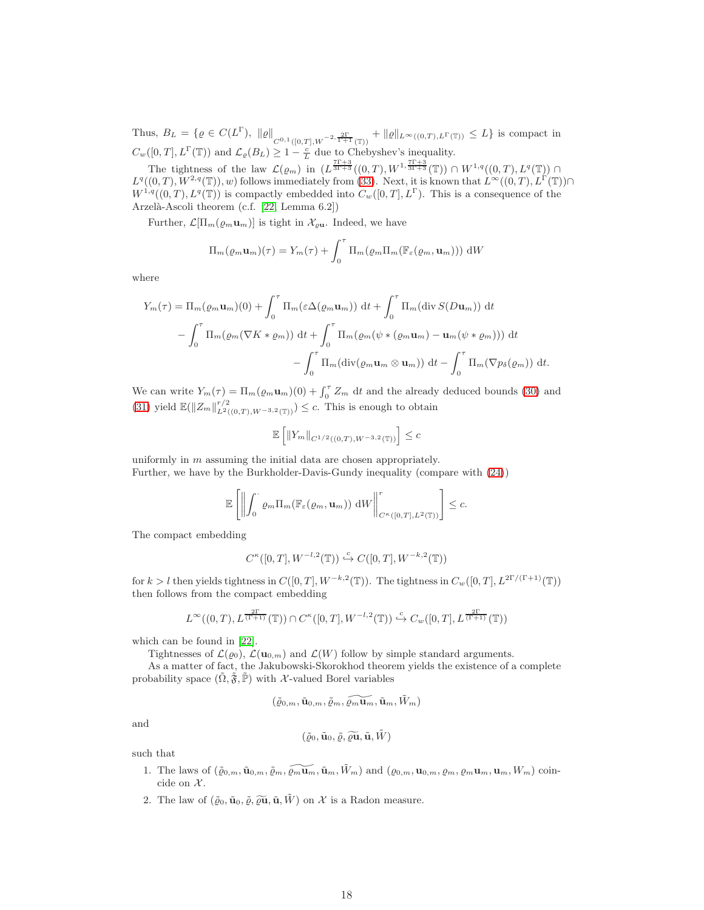Thus, $B_L = \{\varrho \in C(L^\Gamma),\ \|\varrho\|_{C^{0,1}([0,T],W^{-2,\frac{2\Gamma}{\Gamma+1}}(\mathbb{T}))} + \|\varrho\|_{L^\infty((0,T),L^\Gamma(\mathbb{T}))} \le L\}$ is compact in $C_w([0,T],L^\Gamma(\mathbb{T}))$ and $\mathcal{L}_\varrho(B_L) \ge 1 - \frac{c}{L}$ due to Chebyshev's inequality.

The tightness of the law $\mathcal{L}(\varrho_m)$ in $(L^{\frac{7\Gamma+3}{3\Gamma+3}}((0,T),W^{1,\frac{7\Gamma+3}{3\Gamma+3}}(\mathbb{T})) \cap W^{1,q}((0,T),L^q(\mathbb{T})) \cap L^q((0,T),W^{2,q}(\mathbb{T})),w)$ follows immediately from (33). Next, it is known that $L^\infty((0,T),L^\Gamma(\mathbb{T})) \cap W^{1,q}((0,T),L^q(\mathbb{T}))$ is compactly embedded into $C_w([0,T],L^\Gamma)$. This is a consequence of the Arzelà-Ascoli theorem (c.f. [22, Lemma 6.2])

Further, $\mathcal{L}[\Pi_m(\varrho_m\mathbf{u}_m)]$ is tight in $\mathcal{X}_{\varrho\mathbf{u}}$. Indeed, we have

$$\Pi_m(\varrho_m\mathbf{u}_m)(\tau) = Y_m(\tau) + \int_0^\tau \Pi_m(\varrho_m\Pi_m(\mathbb{F}_\varepsilon(\varrho_m,\mathbf{u}_m)))\ \mathrm{d}W$$

where

$$\begin{aligned}
Y_m(\tau) = \Pi_m(\varrho_m\mathbf{u}_m)(0) &+ \int_0^\tau \Pi_m(\varepsilon\Delta(\varrho_m\mathbf{u}_m))\ \mathrm{d}t + \int_0^\tau \Pi_m(\operatorname{div} S(D\mathbf{u}_m))\ \mathrm{d}t \\
&- \int_0^\tau \Pi_m(\varrho_m(\nabla K * \varrho_m))\ \mathrm{d}t + \int_0^\tau \Pi_m(\varrho_m(\psi * (\varrho_m\mathbf{u}_m) - \mathbf{u}_m(\psi * \varrho_m)))\ \mathrm{d}t \\
&- \int_0^\tau \Pi_m(\operatorname{div}(\varrho_m\mathbf{u}_m \otimes \mathbf{u}_m))\ \mathrm{d}t - \int_0^\tau \Pi_m(\nabla p_\delta(\varrho_m))\ \mathrm{d}t.
\end{aligned}$$

We can write $Y_m(\tau) = \Pi_m(\varrho_m\mathbf{u}_m)(0) + \int_0^\tau Z_m\ \mathrm{d}t$ and the already deduced bounds (30) and (31) yield $\mathbb{E}(\|Z_m\|^{r/2}_{L^2((0,T),W^{-3,2}(\mathbb{T}))}) \le c$. This is enough to obtain

$$\mathbb{E}\left[\|Y_m\|_{C^{1/2}((0,T),W^{-3,2}(\mathbb{T}))}\right] \le c$$

uniformly in $m$ assuming the initial data are chosen appropriately.
Further, we have by the Burkholder-Davis-Gundy inequality (compare with (24))

$$\mathbb{E}\left[\left\|\int_0^\cdot \varrho_m\Pi_m(\mathbb{F}_\varepsilon(\varrho_m,\mathbf{u}_m))\ \mathrm{d}W\right\|^r_{C^\kappa([0,T],L^2(\mathbb{T}))}\right] \le c.$$

The compact embedding

$$C^\kappa([0,T],W^{-l,2}(\mathbb{T})) \overset{c}{\hookrightarrow} C([0,T],W^{-k,2}(\mathbb{T}))$$

for $k > l$ then yields tightness in $C([0,T],W^{-k,2}(\mathbb{T}))$. The tightness in $C_w([0,T],L^{2\Gamma/(\Gamma+1)}(\mathbb{T}))$ then follows from the compact embedding

$$L^\infty((0,T),L^{\frac{2\Gamma}{(\Gamma+1)}}(\mathbb{T})) \cap C^\kappa([0,T],W^{-l,2}(\mathbb{T})) \overset{c}{\hookrightarrow} C_w([0,T],L^{\frac{2\Gamma}{(\Gamma+1)}}(\mathbb{T}))$$

which can be found in [22].

Tightnesses of $\mathcal{L}(\varrho_0)$, $\mathcal{L}(\mathbf{u}_{0,m})$ and $\mathcal{L}(W)$ follow by simple standard arguments.

As a matter of fact, the Jakubowski-Skorokhod theorem yields the existence of a complete probability space $(\tilde\Omega,\tilde{\mathfrak{F}},\tilde{\mathbb{P}})$ with $\mathcal{X}$-valued Borel variables

$$(\tilde\varrho_{0,m},\tilde{\mathbf{u}}_{0,m},\tilde\varrho_m,\widetilde{\varrho_m\mathbf{u}_m},\tilde{\mathbf{u}}_m,\tilde W_m)$$

and

$$(\tilde\varrho_0,\tilde{\mathbf{u}}_0,\tilde\varrho,\widetilde{\varrho\mathbf{u}},\tilde{\mathbf{u}},\tilde W)$$

such that

1. The laws of $(\tilde\varrho_{0,m},\tilde{\mathbf{u}}_{0,m},\tilde\varrho_m,\widetilde{\varrho_m\mathbf{u}_m},\tilde{\mathbf{u}}_m,\tilde W_m)$ and $(\varrho_{0,m},\mathbf{u}_{0,m},\varrho_m,\varrho_m\mathbf{u}_m,\mathbf{u}_m,W_m)$ coincide on $\mathcal{X}$.
2. The law of $(\tilde\varrho_0,\tilde{\mathbf{u}}_0,\tilde\varrho,\widetilde{\varrho\mathbf{u}},\tilde{\mathbf{u}},\tilde W)$ on $\mathcal{X}$ is a Radon measure.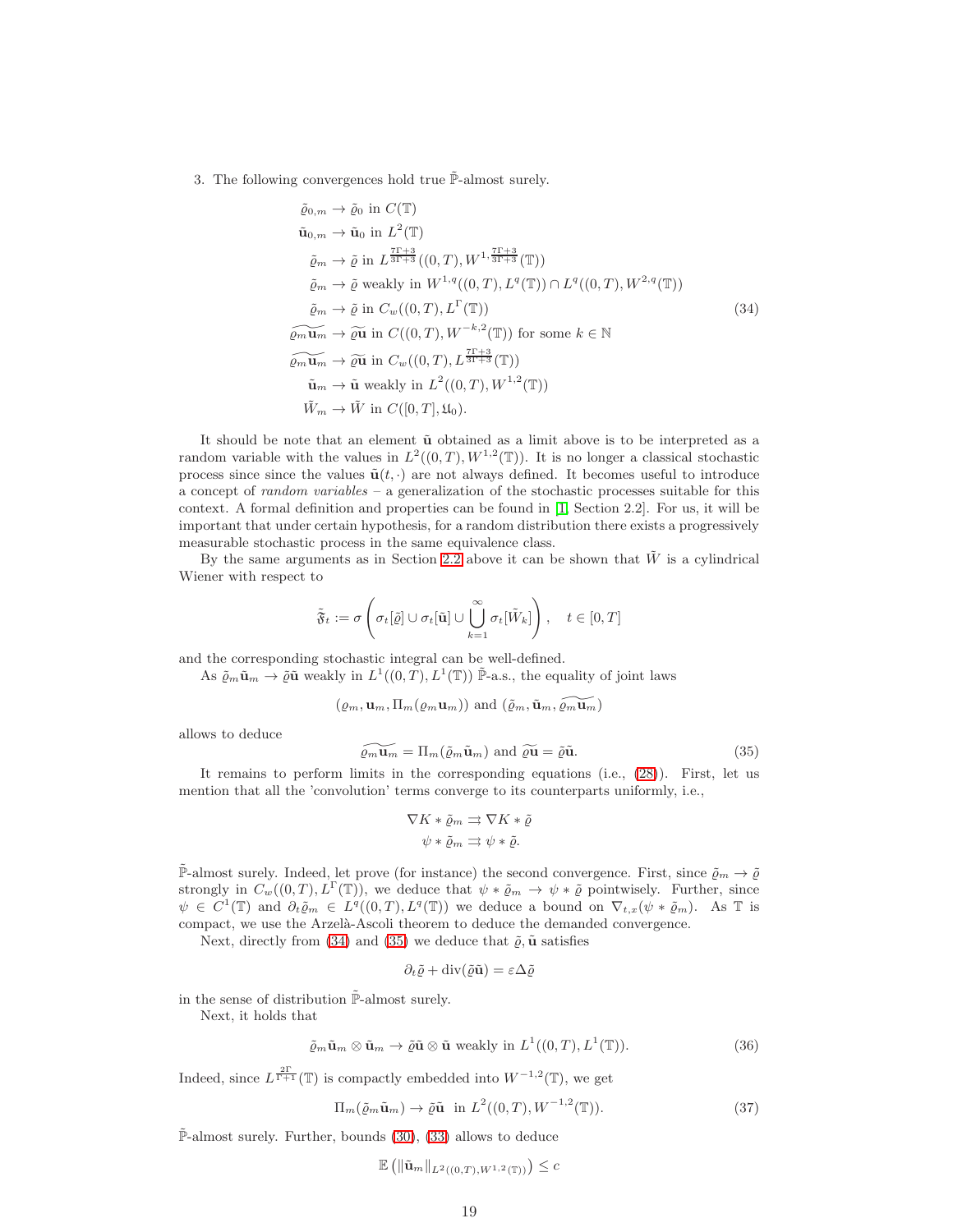3. The following convergences hold true $\tilde{\mathbb{P}}$-almost surely.

$$
\begin{aligned}
\tilde{\varrho}_{0,m} &\to \tilde{\varrho}_0 \text{ in } C(\mathbb{T}) \\
\tilde{\mathbf{u}}_{0,m} &\to \tilde{\mathbf{u}}_0 \text{ in } L^2(\mathbb{T}) \\
\tilde{\varrho}_m &\to \tilde{\varrho} \text{ in } L^{\frac{7\Gamma+3}{3\Gamma+3}}((0,T), W^{1,\frac{7\Gamma+3}{3\Gamma+3}}(\mathbb{T})) \\
\tilde{\varrho}_m &\to \tilde{\varrho} \text{ weakly in } W^{1,q}((0,T), L^q(\mathbb{T})) \cap L^q((0,T), W^{2,q}(\mathbb{T})) \\
\tilde{\varrho}_m &\to \tilde{\varrho} \text{ in } C_w((0,T), L^\Gamma(\mathbb{T})) \\
\widetilde{\varrho_m \mathbf{u}_m} &\to \widetilde{\varrho \mathbf{u}} \text{ in } C((0,T), W^{-k,2}(\mathbb{T})) \text{ for some } k \in \mathbb{N} \\
\widetilde{\varrho_m \mathbf{u}_m} &\to \widetilde{\varrho \mathbf{u}} \text{ in } C_w((0,T), L^{\frac{7\Gamma+3}{3\Gamma+3}}(\mathbb{T})) \\
\tilde{\mathbf{u}}_m &\to \tilde{\mathbf{u}} \text{ weakly in } L^2((0,T), W^{1,2}(\mathbb{T})) \\
\tilde{W}_m &\to \tilde{W} \text{ in } C([0,T], \mathfrak{U}_0).
\end{aligned}
\tag{34}
$$

It should be note that an element $\tilde{\mathbf{u}}$ obtained as a limit above is to be interpreted as a random variable with the values in $L^2((0,T), W^{1,2}(\mathbb{T}))$. It is no longer a classical stochastic process since since the values $\tilde{\mathbf{u}}(t,\cdot)$ are not always defined. It becomes useful to introduce a concept of *random variables* – a generalization of the stochastic processes suitable for this context. A formal definition and properties can be found in [1, Section 2.2]. For us, it will be important that under certain hypothesis, for a random distribution there exists a progressively measurable stochastic process in the same equivalence class.

By the same arguments as in Section 2.2 above it can be shown that $\tilde{W}$ is a cylindrical Wiener with respect to

$$
\tilde{\mathfrak{F}}_t := \sigma\left( \sigma_t[\tilde{\varrho}] \cup \sigma_t[\tilde{\mathbf{u}}] \cup \bigcup_{k=1}^{\infty} \sigma_t[\tilde{W}_k] \right), \quad t \in [0,T]
$$

and the corresponding stochastic integral can be well-defined.

As $\tilde{\varrho}_m \tilde{\mathbf{u}}_m \to \tilde{\varrho}\tilde{\mathbf{u}}$ weakly in $L^1((0,T), L^1(\mathbb{T}))$ $\tilde{\mathbb{P}}$-a.s., the equality of joint laws

$$
(\varrho_m, \mathbf{u}_m, \Pi_m(\varrho_m \mathbf{u}_m)) \text{ and } (\tilde{\varrho}_m, \tilde{\mathbf{u}}_m, \widetilde{\varrho_m \mathbf{u}_m})
$$

allows to deduce

$$
\widetilde{\varrho_m \mathbf{u}_m} = \Pi_m(\tilde{\varrho}_m \tilde{\mathbf{u}}_m) \text{ and } \widetilde{\varrho \mathbf{u}} = \tilde{\varrho}\tilde{\mathbf{u}}. \tag{35}
$$

It remains to perform limits in the corresponding equations (i.e., (28)). First, let us mention that all the 'convolution' terms converge to its counterparts uniformly, i.e.,

$$
\begin{aligned}
\nabla K * \tilde{\varrho}_m &\rightrightarrows \nabla K * \tilde{\varrho} \\
\psi * \tilde{\varrho}_m &\rightrightarrows \psi * \tilde{\varrho}.
\end{aligned}
$$

$\tilde{\mathbb{P}}$-almost surely. Indeed, let prove (for instance) the second convergence. First, since $\tilde{\varrho}_m \to \tilde{\varrho}$ strongly in $C_w((0,T), L^\Gamma(\mathbb{T}))$, we deduce that $\psi * \tilde{\varrho}_m \to \psi * \tilde{\varrho}$ pointwisely. Further, since $\psi \in C^1(\mathbb{T})$ and $\partial_t \tilde{\varrho}_m \in L^q((0,T), L^q(\mathbb{T}))$ we deduce a bound on $\nabla_{t,x}(\psi * \tilde{\varrho}_m)$. As $\mathbb{T}$ is compact, we use the Arzelà-Ascoli theorem to deduce the demanded convergence.

Next, directly from (34) and (35) we deduce that $\tilde{\varrho}, \tilde{\mathbf{u}}$ satisfies

$$
\partial_t \tilde{\varrho} + \operatorname{div}(\tilde{\varrho}\tilde{\mathbf{u}}) = \varepsilon \Delta \tilde{\varrho}
$$

in the sense of distribution $\tilde{\mathbb{P}}$-almost surely.

Next, it holds that

$$
\tilde{\varrho}_m \tilde{\mathbf{u}}_m \otimes \tilde{\mathbf{u}}_m \to \tilde{\varrho}\tilde{\mathbf{u}} \otimes \tilde{\mathbf{u}} \text{ weakly in } L^1((0,T), L^1(\mathbb{T})). \tag{36}
$$

Indeed, since $L^{\frac{2\Gamma}{\Gamma+1}}(\mathbb{T})$ is compactly embedded into $W^{-1,2}(\mathbb{T})$, we get

$$
\Pi_m(\tilde{\varrho}_m \tilde{\mathbf{u}}_m) \to \tilde{\varrho}\tilde{\mathbf{u}} \text{ in } L^2((0,T), W^{-1,2}(\mathbb{T})). \tag{37}
$$

$\tilde{\mathbb{P}}$-almost surely. Further, bounds (30), (33) allows to deduce

$$
\mathbb{E}\left( \|\tilde{\mathbf{u}}_m\|_{L^2((0,T), W^{1,2}(\mathbb{T}))} \right) \leq c
$$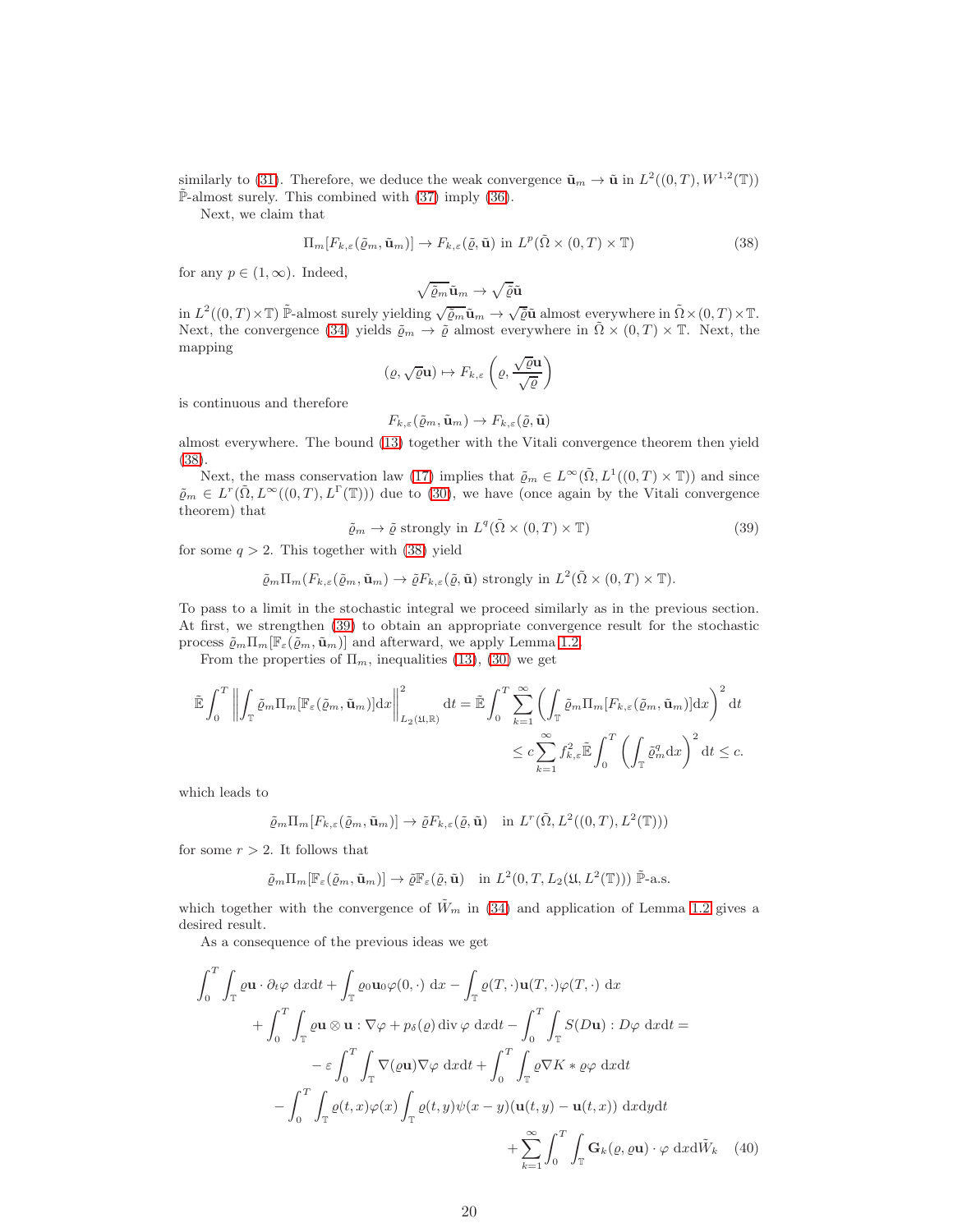similarly to (31). Therefore, we deduce the weak convergence $\tilde{\mathbf{u}}_m \to \tilde{\mathbf{u}}$ in $L^2((0,T), W^{1,2}(\mathbb{T}))$ $\tilde{\mathbb{P}}$-almost surely. This combined with (37) imply (36).

Next, we claim that

$$\Pi_m[F_{k,\varepsilon}(\tilde{\varrho}_m, \tilde{\mathbf{u}}_m)] \to F_{k,\varepsilon}(\tilde{\varrho}, \tilde{\mathbf{u}}) \text{ in } L^p(\tilde{\Omega} \times (0,T) \times \mathbb{T}) \tag{38}$$

for any $p \in (1, \infty)$. Indeed,

$$\sqrt{\tilde{\varrho}_m}\tilde{\mathbf{u}}_m \to \sqrt{\tilde{\varrho}}\tilde{\mathbf{u}}$$

in $L^2((0,T)\times\mathbb{T})$ $\tilde{\mathbb{P}}$-almost surely yielding $\sqrt{\tilde{\varrho}_m}\tilde{\mathbf{u}}_m \to \sqrt{\tilde{\varrho}}\tilde{\mathbf{u}}$ almost everywhere in $\tilde{\Omega}\times(0,T)\times\mathbb{T}$. Next, the convergence (34) yields $\tilde{\varrho}_m \to \tilde{\varrho}$ almost everywhere in $\tilde{\Omega}\times(0,T)\times\mathbb{T}$. Next, the mapping

$$(\varrho, \sqrt{\varrho}\mathbf{u}) \mapsto F_{k,\varepsilon}\left(\varrho, \frac{\sqrt{\varrho}\mathbf{u}}{\sqrt{\varrho}}\right)$$

is continuous and therefore

$$F_{k,\varepsilon}(\tilde{\varrho}_m, \tilde{\mathbf{u}}_m) \to F_{k,\varepsilon}(\tilde{\varrho}, \tilde{\mathbf{u}})$$

almost everywhere. The bound (13) together with the Vitali convergence theorem then yield (38).

Next, the mass conservation law (17) implies that $\tilde{\varrho}_m \in L^\infty(\tilde{\Omega}, L^1((0,T)\times\mathbb{T}))$ and since $\tilde{\varrho}_m \in L^r(\tilde{\Omega}, L^\infty((0,T), L^\Gamma(\mathbb{T})))$ due to (30), we have (once again by the Vitali convergence theorem) that

$$\tilde{\varrho}_m \to \tilde{\varrho} \text{ strongly in } L^q(\tilde{\Omega}\times(0,T)\times\mathbb{T}) \tag{39}$$

for some $q > 2$. This together with (38) yield

$$\tilde{\varrho}_m \Pi_m(F_{k,\varepsilon}(\tilde{\varrho}_m, \tilde{\mathbf{u}}_m)) \to \tilde{\varrho}F_{k,\varepsilon}(\tilde{\varrho}, \tilde{\mathbf{u}}) \text{ strongly in } L^2(\tilde{\Omega}\times(0,T)\times\mathbb{T}).$$

To pass to a limit in the stochastic integral we proceed similarly as in the previous section. At first, we strengthen (39) to obtain an appropriate convergence result for the stochastic process $\tilde{\varrho}_m\Pi_m[\mathbb{F}_\varepsilon(\tilde{\varrho}_m, \tilde{\mathbf{u}}_m)]$ and afterward, we apply Lemma 1.2.

From the properties of $\Pi_m$, inequalities (13), (30) we get

$$\begin{aligned}\tilde{\mathbb{E}}\int_0^T \left\| \int_{\mathbb{T}} \tilde{\varrho}_m \Pi_m[\mathbb{F}_\varepsilon(\tilde{\varrho}_m, \tilde{\mathbf{u}}_m)]\mathrm{d}x \right\|^2_{L_2(\mathfrak{U},\mathbb{R})} \mathrm{d}t &= \tilde{\mathbb{E}}\int_0^T \sum_{k=1}^\infty \left( \int_{\mathbb{T}} \tilde{\varrho}_m \Pi_m[F_{k,\varepsilon}(\tilde{\varrho}_m, \tilde{\mathbf{u}}_m)]\mathrm{d}x \right)^2 \mathrm{d}t \\ &\le c\sum_{k=1}^\infty f_{k,\varepsilon}^2 \tilde{\mathbb{E}}\int_0^T \left( \int_{\mathbb{T}} \tilde{\varrho}_m^q \mathrm{d}x \right)^2 \mathrm{d}t \le c.\end{aligned}$$

which leads to

$$\tilde{\varrho}_m\Pi_m[F_{k,\varepsilon}(\tilde{\varrho}_m, \tilde{\mathbf{u}}_m)] \to \tilde{\varrho}F_{k,\varepsilon}(\tilde{\varrho}, \tilde{\mathbf{u}}) \quad \text{in } L^r(\tilde{\Omega}, L^2((0,T), L^2(\mathbb{T})))$$

for some $r > 2$. It follows that

$$\tilde{\varrho}_m\Pi_m[\mathbb{F}_\varepsilon(\tilde{\varrho}_m, \tilde{\mathbf{u}}_m)] \to \tilde{\varrho}\mathbb{F}_\varepsilon(\tilde{\varrho}, \tilde{\mathbf{u}}) \quad \text{in } L^2(0,T, L_2(\mathfrak{U}, L^2(\mathbb{T}))) \ \tilde{\mathbb{P}}\text{-a.s.}$$

which together with the convergence of $\tilde{W}_m$ in (34) and application of Lemma 1.2 gives a desired result.

As a consequence of the previous ideas we get

$$\begin{aligned}\int_0^T \int_{\mathbb{T}} \varrho\mathbf{u}\cdot\partial_t\varphi \ \mathrm{d}x\mathrm{d}t + \int_{\mathbb{T}} \varrho_0\mathbf{u}_0\varphi(0,\cdot) \ \mathrm{d}x - \int_{\mathbb{T}} \varrho(T,\cdot)\mathbf{u}(T,\cdot)\varphi(T,\cdot) \ \mathrm{d}x \\ + \int_0^T \int_{\mathbb{T}} \varrho\mathbf{u}\otimes\mathbf{u} : \nabla\varphi + p_\delta(\varrho)\operatorname{div}\varphi \ \mathrm{d}x\mathrm{d}t - \int_0^T\int_{\mathbb{T}} S(D\mathbf{u}) : D\varphi \ \mathrm{d}x\mathrm{d}t = \\ -\varepsilon\int_0^T\int_{\mathbb{T}} \nabla(\varrho\mathbf{u})\nabla\varphi \ \mathrm{d}x\mathrm{d}t + \int_0^T\int_{\mathbb{T}} \varrho\nabla K * \varrho\varphi \ \mathrm{d}x\mathrm{d}t \\ - \int_0^T\int_{\mathbb{T}} \varrho(t,x)\varphi(x)\int_{\mathbb{T}} \varrho(t,y)\psi(x-y)(\mathbf{u}(t,y) - \mathbf{u}(t,x)) \ \mathrm{d}x\mathrm{d}y\mathrm{d}t \\ + \sum_{k=1}^\infty \int_0^T\int_{\mathbb{T}} \mathbf{G}_k(\varrho, \varrho\mathbf{u})\cdot\varphi \ \mathrm{d}x\mathrm{d}\tilde{W}_k\end{aligned} \tag{40}$$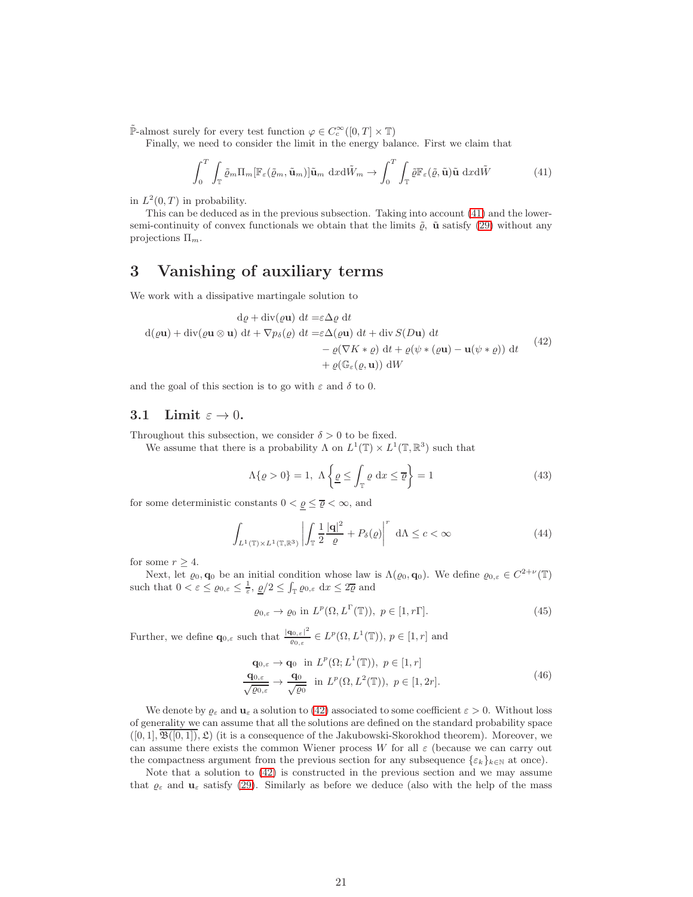$\tilde{\mathbb{P}}$-almost surely for every test function $\varphi \in C_c^\infty([0,T] \times \mathbb{T})$

Finally, we need to consider the limit in the energy balance. First we claim that

$$\int_0^T \int_{\mathbb{T}} \tilde{\varrho}_m \Pi_m[\mathbb{F}_\varepsilon(\tilde{\varrho}_m, \tilde{\mathbf{u}}_m)]\tilde{\mathbf{u}}_m \, \mathrm{d}x\mathrm{d}\tilde{W}_m \to \int_0^T \int_{\mathbb{T}} \tilde{\varrho}\mathbb{F}_\varepsilon(\tilde{\varrho}, \tilde{\mathbf{u}})\tilde{\mathbf{u}} \, \mathrm{d}x\mathrm{d}\tilde{W} \tag{41}$$

in $L^2(0,T)$ in probability.

This can be deduced as in the previous subsection. Taking into account (41) and the lower-semi-continuity of convex functionals we obtain that the limits $\tilde{\varrho}$, $\tilde{\mathbf{u}}$ satisfy (29) without any projections $\Pi_m$.

# 3 Vanishing of auxiliary terms

We work with a dissipative martingale solution to

$$\begin{aligned}
\mathrm{d}\varrho + \mathrm{div}(\varrho\mathbf{u}) \, \mathrm{d}t =& \varepsilon\Delta\varrho \, \mathrm{d}t \\
\mathrm{d}(\varrho\mathbf{u}) + \mathrm{div}(\varrho\mathbf{u} \otimes \mathbf{u}) \, \mathrm{d}t + \nabla p_\delta(\varrho) \, \mathrm{d}t =& \varepsilon\Delta(\varrho\mathbf{u}) \, \mathrm{d}t + \mathrm{div}\, S(D\mathbf{u}) \, \mathrm{d}t \\
&- \varrho(\nabla K * \varrho) \, \mathrm{d}t + \varrho(\psi * (\varrho\mathbf{u}) - \mathbf{u}(\psi * \varrho)) \, \mathrm{d}t \\
&+ \varrho(\mathbb{G}_\varepsilon(\varrho, \mathbf{u})) \, \mathrm{d}W
\end{aligned} \tag{42}$$

and the goal of this section is to go with $\varepsilon$ and $\delta$ to 0.

## 3.1 Limit $\varepsilon \to 0$.

Throughout this subsection, we consider $\delta > 0$ to be fixed.

We assume that there is a probability $\Lambda$ on $L^1(\mathbb{T}) \times L^1(\mathbb{T}, \mathbb{R}^3)$ such that

$$\Lambda\{\varrho > 0\} = 1, \; \Lambda\left\{\underline{\varrho} \le \int_{\mathbb{T}} \varrho \, \mathrm{d}x \le \overline{\varrho}\right\} = 1 \tag{43}$$

for some deterministic constants $0 < \underline{\varrho} \le \overline{\varrho} < \infty$, and

$$\int_{L^1(\mathbb{T}) \times L^1(\mathbb{T}, \mathbb{R}^3)} \left| \int_{\mathbb{T}} \frac{1}{2} \frac{|\mathbf{q}|^2}{\varrho} + P_\delta(\varrho) \right|^r \, \mathrm{d}\Lambda \le c < \infty \tag{44}$$

for some $r \ge 4$.

Next, let $\varrho_0, \mathbf{q}_0$ be an initial condition whose law is $\Lambda(\varrho_0, \mathbf{q}_0)$. We define $\varrho_{0,\varepsilon} \in C^{2+\nu}(\mathbb{T})$ such that $0 < \varepsilon \le \varrho_{0,\varepsilon} \le \frac{1}{\varepsilon}$, $\underline{\varrho}/2 \le \int_{\mathbb{T}} \varrho_{0,\varepsilon} \, \mathrm{d}x \le 2\overline{\varrho}$ and

$$\varrho_{0,\varepsilon} \to \varrho_0 \text{ in } L^p(\Omega, L^\Gamma(\mathbb{T})), \; p \in [1, r\Gamma]. \tag{45}$$

Further, we define $\mathbf{q}_{0,\varepsilon}$ such that $\frac{|\mathbf{q}_{0,\varepsilon}|^2}{\varrho_{0,\varepsilon}} \in L^p(\Omega, L^1(\mathbb{T}))$, $p \in [1, r]$ and

$$\begin{aligned}
\mathbf{q}_{0,\varepsilon} \to \mathbf{q}_0 & \text{ in } L^p(\Omega; L^1(\mathbb{T})), \; p \in [1, r] \\
\frac{\mathbf{q}_{0,\varepsilon}}{\sqrt{\varrho_{0,\varepsilon}}} \to \frac{\mathbf{q}_0}{\sqrt{\varrho_0}} & \text{ in } L^p(\Omega, L^2(\mathbb{T})), \; p \in [1, 2r].
\end{aligned} \tag{46}$$

We denote by $\varrho_\varepsilon$ and $\mathbf{u}_\varepsilon$ a solution to (42) associated to some coefficient $\varepsilon > 0$. Without loss of generality we can assume that all the solutions are defined on the standard probability space $([0,1], \overline{\mathfrak{B}([0,1])}, \mathfrak{L})$ (it is a consequence of the Jakubowski-Skorokhod theorem). Moreover, we can assume there exists the common Wiener process $W$ for all $\varepsilon$ (because we can carry out the compactness argument from the previous section for any subsequence $\{\varepsilon_k\}_{k\in\mathbb{N}}$ at once).

Note that a solution to (42) is constructed in the previous section and we may assume that $\varrho_\varepsilon$ and $\mathbf{u}_\varepsilon$ satisfy (29). Similarly as before we deduce (also with the help of the mass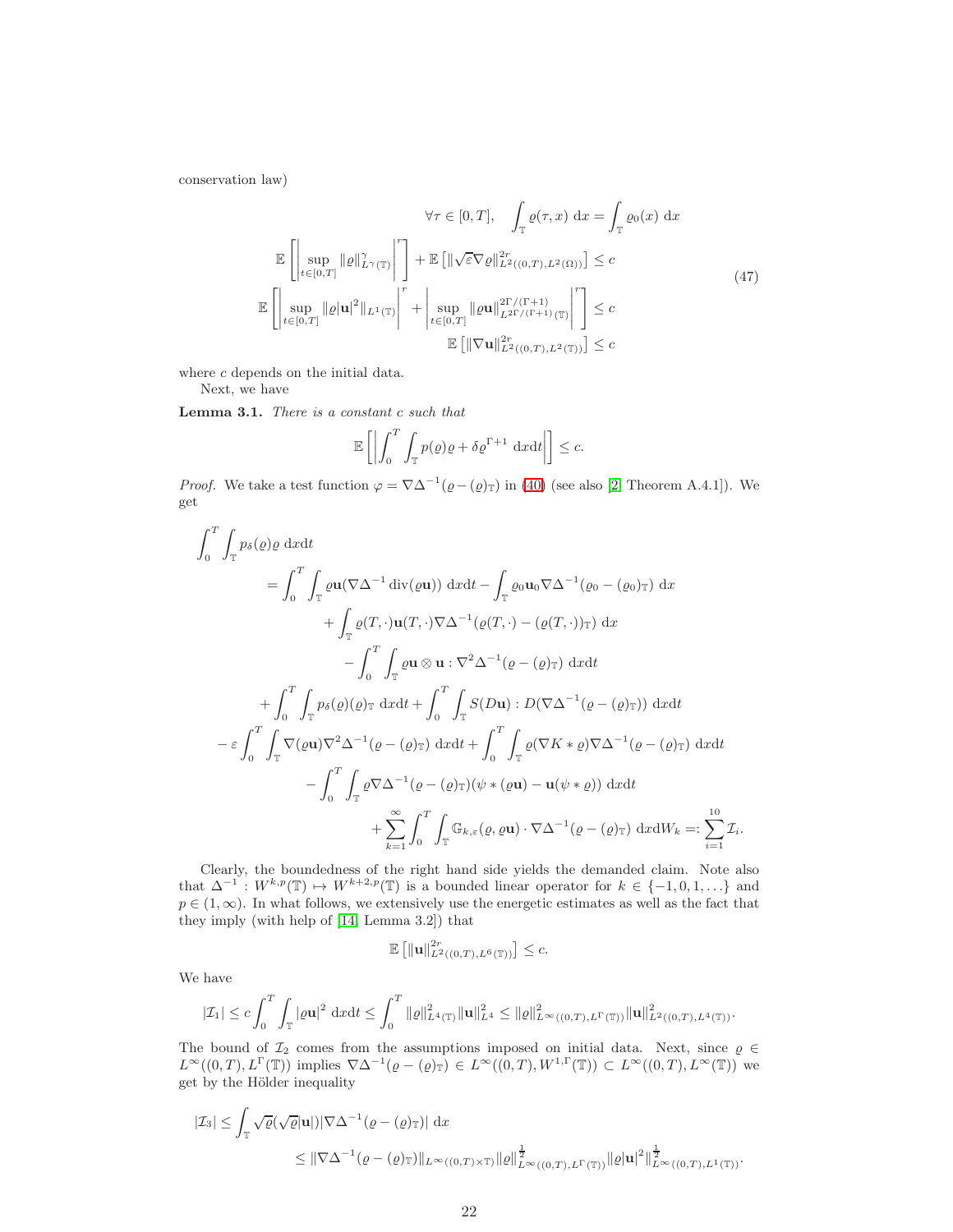conservation law)

$$
\begin{aligned}
&\forall \tau \in [0,T], \quad \int_{\mathbb{T}} \varrho(\tau,x)\ \mathrm{d}x = \int_{\mathbb{T}} \varrho_0(x)\ \mathrm{d}x \\
&\mathbb{E}\left[\left|\sup_{t\in[0,T]} \|\varrho\|^{\gamma}_{L^{\gamma}(\mathbb{T})}\right|^r\right] + \mathbb{E}\left[\|\sqrt{\varepsilon}\nabla\varrho\|^{2r}_{L^2((0,T),L^2(\Omega))}\right] \leq c \\
&\mathbb{E}\left[\left|\sup_{t\in[0,T]} \|\varrho|\mathbf{u}|^2\|_{L^1(\mathbb{T})}\right|^r + \left|\sup_{t\in[0,T]} \|\varrho\mathbf{u}\|^{2\Gamma/(\Gamma+1)}_{L^{2\Gamma/(\Gamma+1)}(\mathbb{T})}\right|^r\right] \leq c \\
&\mathbb{E}\left[\|\nabla\mathbf{u}\|^{2r}_{L^2((0,T),L^2(\mathbb{T}))}\right] \leq c
\end{aligned}
\tag{47}
$$

where $c$ depends on the initial data.

Next, we have

**Lemma 3.1.** *There is a constant $c$ such that*

$$
\mathbb{E}\left[\left|\int_0^T \int_{\mathbb{T}} p(\varrho)\varrho + \delta\varrho^{\Gamma+1}\ \mathrm{d}x\mathrm{d}t\right|\right] \leq c.
$$

*Proof.* We take a test function $\varphi = \nabla\Delta^{-1}(\varrho - (\varrho)_{\mathbb{T}})$ in (40) (see also [2, Theorem A.4.1]). We get

$$
\begin{aligned}
\int_0^T \int_{\mathbb{T}} p_\delta(\varrho)\varrho\ \mathrm{d}x\mathrm{d}t
&= \int_0^T \int_{\mathbb{T}} \varrho\mathbf{u}(\nabla\Delta^{-1}\operatorname{div}(\varrho\mathbf{u}))\ \mathrm{d}x\mathrm{d}t - \int_{\mathbb{T}} \varrho_0\mathbf{u}_0\nabla\Delta^{-1}(\varrho_0 - (\varrho_0)_{\mathbb{T}})\ \mathrm{d}x \\
&\quad + \int_{\mathbb{T}} \varrho(T,\cdot)\mathbf{u}(T,\cdot)\nabla\Delta^{-1}(\varrho(T,\cdot) - (\varrho(T,\cdot))_{\mathbb{T}})\ \mathrm{d}x \\
&\quad - \int_0^T \int_{\mathbb{T}} \varrho\mathbf{u}\otimes\mathbf{u} : \nabla^2\Delta^{-1}(\varrho - (\varrho)_{\mathbb{T}})\ \mathrm{d}x\mathrm{d}t \\
&\quad + \int_0^T \int_{\mathbb{T}} p_\delta(\varrho)(\varrho)_{\mathbb{T}}\ \mathrm{d}x\mathrm{d}t + \int_0^T \int_{\mathbb{T}} S(D\mathbf{u}) : D(\nabla\Delta^{-1}(\varrho - (\varrho)_{\mathbb{T}}))\ \mathrm{d}x\mathrm{d}t \\
&\quad - \varepsilon\int_0^T \int_{\mathbb{T}} \nabla(\varrho\mathbf{u})\nabla^2\Delta^{-1}(\varrho - (\varrho)_{\mathbb{T}})\ \mathrm{d}x\mathrm{d}t + \int_0^T \int_{\mathbb{T}} \varrho(\nabla K * \varrho)\nabla\Delta^{-1}(\varrho - (\varrho)_{\mathbb{T}})\ \mathrm{d}x\mathrm{d}t \\
&\quad - \int_0^T \int_{\mathbb{T}} \varrho\nabla\Delta^{-1}(\varrho - (\varrho)_{\mathbb{T}})(\psi * (\varrho\mathbf{u}) - \mathbf{u}(\psi * \varrho))\ \mathrm{d}x\mathrm{d}t \\
&\quad + \sum_{k=1}^{\infty} \int_0^T \int_{\mathbb{T}} \mathbb{G}_{k,\varepsilon}(\varrho,\varrho\mathbf{u}) \cdot \nabla\Delta^{-1}(\varrho - (\varrho)_{\mathbb{T}})\ \mathrm{d}x\mathrm{d}W_k =: \sum_{i=1}^{10} \mathcal{I}_i.
\end{aligned}
$$

Clearly, the boundedness of the right hand side yields the demanded claim. Note also that $\Delta^{-1} : W^{k,p}(\mathbb{T}) \mapsto W^{k+2,p}(\mathbb{T})$ is a bounded linear operator for $k \in \{-1,0,1,\ldots\}$ and $p \in (1,\infty)$. In what follows, we extensively use the energetic estimates as well as the fact that they imply (with help of [14, Lemma 3.2]) that

$$
\mathbb{E}\left[\|\mathbf{u}\|^{2r}_{L^2((0,T),L^6(\mathbb{T}))}\right] \leq c.
$$

We have

$$
|\mathcal{I}_1| \leq c\int_0^T \int_{\mathbb{T}} |\varrho\mathbf{u}|^2\ \mathrm{d}x\mathrm{d}t \leq \int_0^T \|\varrho\|^2_{L^4(\mathbb{T})}\|\mathbf{u}\|^2_{L^4} \leq \|\varrho\|^2_{L^\infty((0,T),L^\Gamma(\mathbb{T}))}\|\mathbf{u}\|^2_{L^2((0,T),L^4(\mathbb{T}))}.
$$

The bound of $\mathcal{I}_2$ comes from the assumptions imposed on initial data. Next, since $\varrho \in L^\infty((0,T),L^\Gamma(\mathbb{T}))$ implies $\nabla\Delta^{-1}(\varrho - (\varrho)_{\mathbb{T}}) \in L^\infty((0,T),W^{1,\Gamma}(\mathbb{T})) \subset L^\infty((0,T),L^\infty(\mathbb{T}))$ we get by the Hölder inequality

$$
\begin{aligned}
|\mathcal{I}_3| &\leq \int_{\mathbb{T}} \sqrt{\varrho}(\sqrt{\varrho}|\mathbf{u}|)|\nabla\Delta^{-1}(\varrho - (\varrho)_{\mathbb{T}})|\ \mathrm{d}x \\
&\leq \|\nabla\Delta^{-1}(\varrho - (\varrho)_{\mathbb{T}})\|_{L^\infty((0,T)\times\mathbb{T})}\|\varrho\|^{\frac{1}{2}}_{L^\infty((0,T),L^\Gamma(\mathbb{T}))}\|\varrho|\mathbf{u}|^2\|^{\frac{1}{2}}_{L^\infty((0,T),L^1(\mathbb{T}))}.
\end{aligned}
$$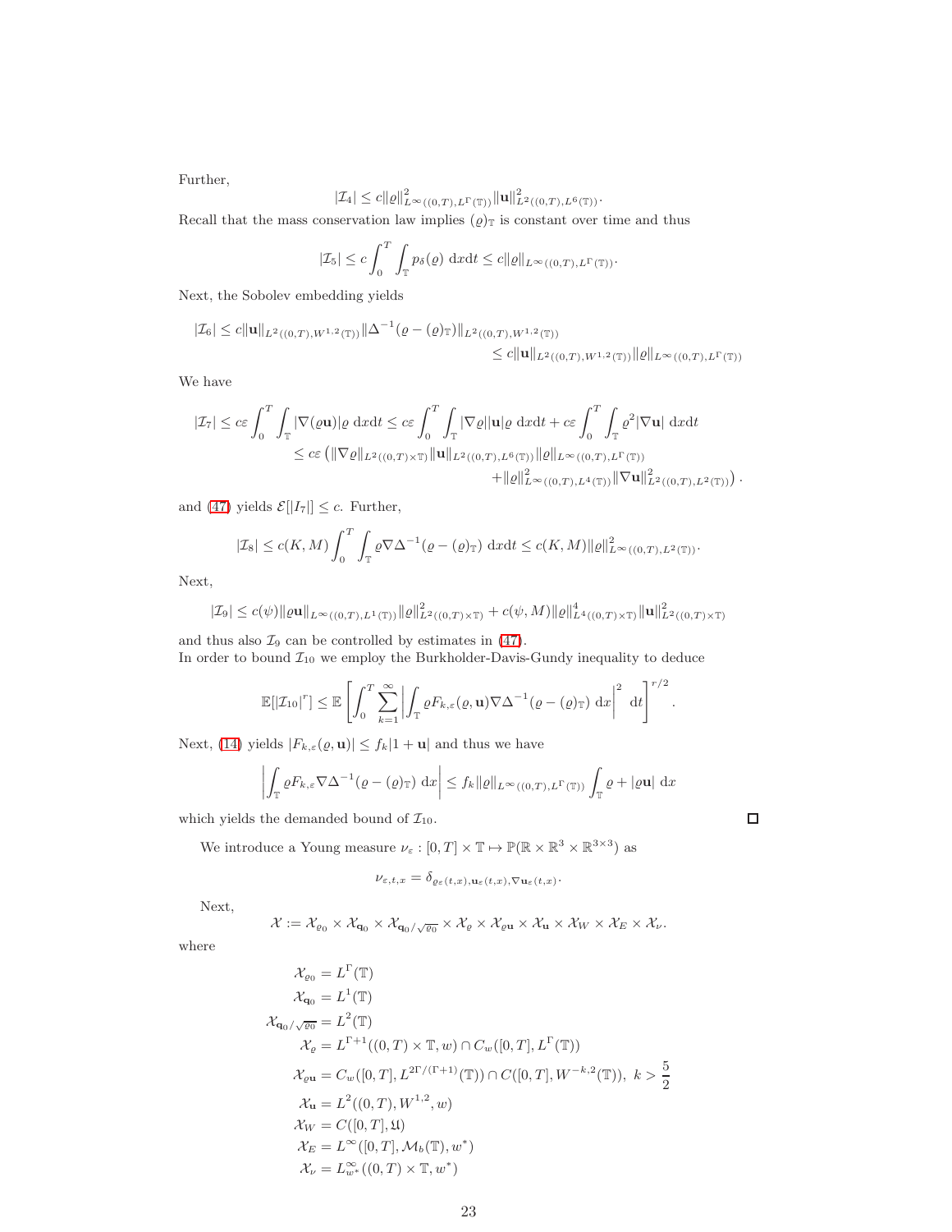Further,

$$|\mathcal{I}_4| \le c\|\varrho\|^2_{L^\infty((0,T),L^\Gamma(\mathbb{T}))}\|\mathbf{u}\|^2_{L^2((0,T),L^6(\mathbb{T}))}.$$

Recall that the mass conservation law implies $(\varrho)_{\mathbb{T}}$ is constant over time and thus

$$|\mathcal{I}_5| \le c\int_0^T\int_{\mathbb{T}} p_\delta(\varrho)\ \mathrm{d}x\mathrm{d}t \le c\|\varrho\|_{L^\infty((0,T),L^\Gamma(\mathbb{T}))}.$$

Next, the Sobolev embedding yields

$$\begin{aligned}|\mathcal{I}_6| \le c\|\mathbf{u}\|_{L^2((0,T),W^{1,2}(\mathbb{T}))}\|\Delta^{-1}(\varrho-(\varrho)_{\mathbb{T}})\|_{L^2((0,T),W^{1,2}(\mathbb{T}))}\\ \le c\|\mathbf{u}\|_{L^2((0,T),W^{1,2}(\mathbb{T}))}\|\varrho\|_{L^\infty((0,T),L^\Gamma(\mathbb{T}))}\end{aligned}$$

We have

$$\begin{aligned}|\mathcal{I}_7| &\le c\varepsilon\int_0^T\int_{\mathbb{T}}|\nabla(\varrho\mathbf{u})|\varrho\ \mathrm{d}x\mathrm{d}t \le c\varepsilon\int_0^T\int_{\mathbb{T}}|\nabla\varrho||\mathbf{u}|\varrho\ \mathrm{d}x\mathrm{d}t + c\varepsilon\int_0^T\int_{\mathbb{T}}\varrho^2|\nabla\mathbf{u}|\ \mathrm{d}x\mathrm{d}t\\ &\le c\varepsilon\left(\|\nabla\varrho\|_{L^2((0,T)\times\mathbb{T})}\|\mathbf{u}\|_{L^2((0,T),L^6(\mathbb{T}))}\|\varrho\|_{L^\infty((0,T),L^\Gamma(\mathbb{T}))}\right.\\ &\qquad\left.+\|\varrho\|^2_{L^\infty((0,T),L^4(\mathbb{T}))}\|\nabla\mathbf{u}\|^2_{L^2((0,T),L^2(\mathbb{T}))}\right).\end{aligned}$$

and (47) yields $\mathcal{E}[|I_7|] \le c$. Further,

$$|\mathcal{I}_8| \le c(K,M)\int_0^T\int_{\mathbb{T}}\varrho\nabla\Delta^{-1}(\varrho-(\varrho)_{\mathbb{T}})\ \mathrm{d}x\mathrm{d}t \le c(K,M)\|\varrho\|^2_{L^\infty((0,T),L^2(\mathbb{T}))}.$$

Next,

$$|\mathcal{I}_9| \le c(\psi)\|\varrho\mathbf{u}\|_{L^\infty((0,T),L^1(\mathbb{T}))}\|\varrho\|^2_{L^2((0,T)\times\mathbb{T})} + c(\psi,M)\|\varrho\|^4_{L^4((0,T)\times\mathbb{T})}\|\mathbf{u}\|^2_{L^2((0,T)\times\mathbb{T})}$$

and thus also $\mathcal{I}_9$ can be controlled by estimates in (47).
In order to bound $\mathcal{I}_{10}$ we employ the Burkholder-Davis-Gundy inequality to deduce

$$\mathbb{E}[|\mathcal{I}_{10}|^r] \le \mathbb{E}\left[\int_0^T\sum_{k=1}^\infty\left|\int_{\mathbb{T}}\varrho F_{k,\varepsilon}(\varrho,\mathbf{u})\nabla\Delta^{-1}(\varrho-(\varrho)_{\mathbb{T}})\ \mathrm{d}x\right|^2\ \mathrm{d}t\right]^{r/2}.$$

Next, (14) yields $|F_{k,\varepsilon}(\varrho,\mathbf{u})| \le f_k|1+\mathbf{u}|$ and thus we have

$$\left|\int_{\mathbb{T}}\varrho F_{k,\varepsilon}\nabla\Delta^{-1}(\varrho-(\varrho)_{\mathbb{T}})\ \mathrm{d}x\right| \le f_k\|\varrho\|_{L^\infty((0,T),L^\Gamma(\mathbb{T}))}\int_{\mathbb{T}}\varrho+|\varrho\mathbf{u}|\ \mathrm{d}x$$

which yields the demanded bound of $\mathcal{I}_{10}$. □

We introduce a Young measure $\nu_\varepsilon : [0,T]\times\mathbb{T}\mapsto\mathbb{P}(\mathbb{R}\times\mathbb{R}^3\times\mathbb{R}^{3\times3})$ as

$$\nu_{\varepsilon,t,x} = \delta_{\varrho_\varepsilon(t,x),\mathbf{u}_\varepsilon(t,x),\nabla\mathbf{u}_\varepsilon(t,x)}.$$

Next,

$$\mathcal{X} := \mathcal{X}_{\varrho_0}\times\mathcal{X}_{\mathbf{q}_0}\times\mathcal{X}_{\mathbf{q}_0/\sqrt{\varrho_0}}\times\mathcal{X}_\varrho\times\mathcal{X}_{\varrho\mathbf{u}}\times\mathcal{X}_{\mathbf{u}}\times\mathcal{X}_W\times\mathcal{X}_E\times\mathcal{X}_\nu.$$

where

$$\begin{aligned}\mathcal{X}_{\varrho_0} &= L^\Gamma(\mathbb{T})\\ \mathcal{X}_{\mathbf{q}_0} &= L^1(\mathbb{T})\\ \mathcal{X}_{\mathbf{q}_0/\sqrt{\varrho_0}} &= L^2(\mathbb{T})\\ \mathcal{X}_\varrho &= L^{\Gamma+1}((0,T)\times\mathbb{T},w)\cap C_w([0,T],L^\Gamma(\mathbb{T}))\\ \mathcal{X}_{\varrho\mathbf{u}} &= C_w([0,T],L^{2\Gamma/(\Gamma+1)}(\mathbb{T}))\cap C([0,T],W^{-k,2}(\mathbb{T})),\ k>\frac{5}{2}\\ \mathcal{X}_{\mathbf{u}} &= L^2((0,T),W^{1,2},w)\\ \mathcal{X}_W &= C([0,T],\mathfrak{U})\\ \mathcal{X}_E &= L^\infty([0,T],\mathcal{M}_b(\mathbb{T}),w^*)\\ \mathcal{X}_\nu &= L^\infty_{w^*}((0,T)\times\mathbb{T},w^*)\end{aligned}$$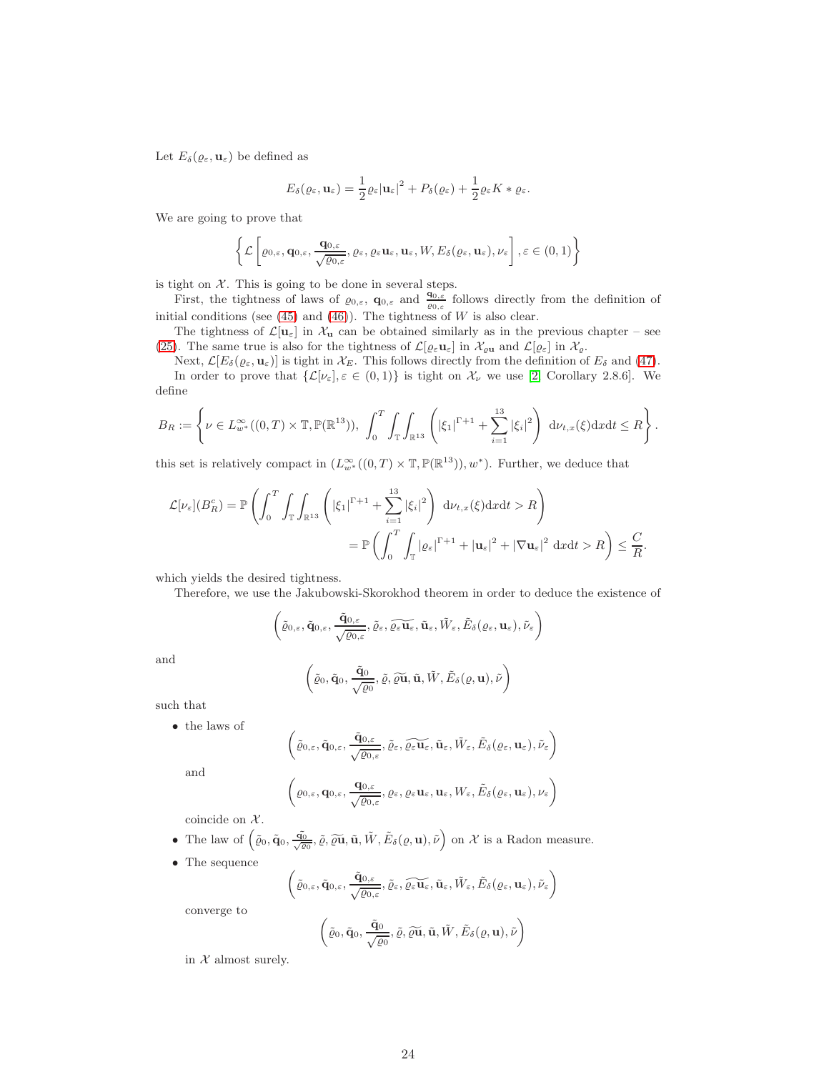Let $E_\delta(\varrho_\varepsilon, \mathbf{u}_\varepsilon)$ be defined as

$$E_\delta(\varrho_\varepsilon, \mathbf{u}_\varepsilon) = \frac{1}{2}\varrho_\varepsilon |\mathbf{u}_\varepsilon|^2 + P_\delta(\varrho_\varepsilon) + \frac{1}{2}\varrho_\varepsilon K * \varrho_\varepsilon.$$

We are going to prove that

$$\left\{ \mathcal{L}\left[\varrho_{0,\varepsilon}, \mathbf{q}_{0,\varepsilon}, \frac{\mathbf{q}_{0,\varepsilon}}{\sqrt{\varrho_{0,\varepsilon}}}, \varrho_\varepsilon, \varrho_\varepsilon \mathbf{u}_\varepsilon, \mathbf{u}_\varepsilon, W, E_\delta(\varrho_\varepsilon, \mathbf{u}_\varepsilon), \nu_\varepsilon\right], \varepsilon \in (0,1)\right\}$$

is tight on $\mathcal{X}$. This is going to be done in several steps.

First, the tightness of laws of $\varrho_{0,\varepsilon}$, $\mathbf{q}_{0,\varepsilon}$ and $\frac{\mathbf{q}_{0,\varepsilon}}{\varrho_{0,\varepsilon}}$ follows directly from the definition of initial conditions (see (45) and (46)). The tightness of $W$ is also clear.

The tightness of $\mathcal{L}[\mathbf{u}_\varepsilon]$ in $\mathcal{X}_\mathbf{u}$ can be obtained similarly as in the previous chapter – see (25). The same true is also for the tightness of $\mathcal{L}[\varrho_\varepsilon \mathbf{u}_\varepsilon]$ in $\mathcal{X}_{\varrho\mathbf{u}}$ and $\mathcal{L}[\varrho_\varepsilon]$ in $\mathcal{X}_\varrho$.

Next, $\mathcal{L}[E_\delta(\varrho_\varepsilon, \mathbf{u}_\varepsilon)]$ is tight in $\mathcal{X}_E$. This follows directly from the definition of $E_\delta$ and (47).

In order to prove that $\{\mathcal{L}[\nu_\varepsilon], \varepsilon \in (0,1)\}$ is tight on $\mathcal{X}_\nu$ we use [2, Corollary 2.8.6]. We define

$$B_R := \left\{ \nu \in L^\infty_{w^*}((0,T)\times\mathbb{T}, \mathbb{P}(\mathbb{R}^{13})),\ \int_0^T \int_\mathbb{T} \int_{\mathbb{R}^{13}} \left( |\xi_1|^{\Gamma+1} + \sum_{i=1}^{13} |\xi_i|^2 \right)\ \mathrm{d}\nu_{t,x}(\xi)\mathrm{d}x\mathrm{d}t \leq R \right\}.$$

this set is relatively compact in $(L^\infty_{w^*}((0,T)\times\mathbb{T}, \mathbb{P}(\mathbb{R}^{13})), w^*)$. Further, we deduce that

$$\begin{aligned}
\mathcal{L}[\nu_\varepsilon](B_R^c) &= \mathbb{P}\left( \int_0^T \int_\mathbb{T} \int_{\mathbb{R}^{13}} \left( |\xi_1|^{\Gamma+1} + \sum_{i=1}^{13} |\xi_i|^2 \right)\ \mathrm{d}\nu_{t,x}(\xi)\mathrm{d}x\mathrm{d}t > R \right) \\
&= \mathbb{P}\left( \int_0^T \int_\mathbb{T} |\varrho_\varepsilon|^{\Gamma+1} + |\mathbf{u}_\varepsilon|^2 + |\nabla \mathbf{u}_\varepsilon|^2\ \mathrm{d}x\mathrm{d}t > R \right) \leq \frac{C}{R}.
\end{aligned}$$

which yields the desired tightness.

Therefore, we use the Jakubowski-Skorokhod theorem in order to deduce the existence of

$$\left( \tilde{\varrho}_{0,\varepsilon}, \tilde{\mathbf{q}}_{0,\varepsilon}, \frac{\tilde{\mathbf{q}}_{0,\varepsilon}}{\sqrt{\varrho_{0,\varepsilon}}}, \tilde{\varrho}_\varepsilon, \widetilde{\varrho_\varepsilon \mathbf{u}_\varepsilon}, \tilde{\mathbf{u}}_\varepsilon, \tilde{W}_\varepsilon, \tilde{E}_\delta(\varrho_\varepsilon, \mathbf{u}_\varepsilon), \tilde{\nu}_\varepsilon \right)$$

and

$$\left( \tilde{\varrho}_0, \tilde{\mathbf{q}}_0, \frac{\tilde{\mathbf{q}}_0}{\sqrt{\varrho_0}}, \tilde{\varrho}, \widetilde{\varrho \mathbf{u}}, \tilde{\mathbf{u}}, \tilde{W}, \tilde{E}_\delta(\varrho, \mathbf{u}), \tilde{\nu} \right)$$

such that

- the laws of

$$\left( \tilde{\varrho}_{0,\varepsilon}, \tilde{\mathbf{q}}_{0,\varepsilon}, \frac{\tilde{\mathbf{q}}_{0,\varepsilon}}{\sqrt{\varrho_{0,\varepsilon}}}, \tilde{\varrho}_\varepsilon, \widetilde{\varrho_\varepsilon \mathbf{u}_\varepsilon}, \tilde{\mathbf{u}}_\varepsilon, \tilde{W}_\varepsilon, \tilde{E}_\delta(\varrho_\varepsilon, \mathbf{u}_\varepsilon), \tilde{\nu}_\varepsilon \right)$$

  and

$$\left( \varrho_{0,\varepsilon}, \mathbf{q}_{0,\varepsilon}, \frac{\mathbf{q}_{0,\varepsilon}}{\sqrt{\varrho_{0,\varepsilon}}}, \varrho_\varepsilon, \varrho_\varepsilon \mathbf{u}_\varepsilon, \mathbf{u}_\varepsilon, W_\varepsilon, \tilde{E}_\delta(\varrho_\varepsilon, \mathbf{u}_\varepsilon), \nu_\varepsilon \right)$$

  coincide on $\mathcal{X}$.
- The law of $\left( \tilde{\varrho}_0, \tilde{\mathbf{q}}_0, \frac{\tilde{\mathbf{q}}_0}{\sqrt{\varrho_0}}, \tilde{\varrho}, \widetilde{\varrho \mathbf{u}}, \tilde{\mathbf{u}}, \tilde{W}, \tilde{E}_\delta(\varrho, \mathbf{u}), \tilde{\nu} \right)$ on $\mathcal{X}$ is a Radon measure.
- The sequence

$$\left( \tilde{\varrho}_{0,\varepsilon}, \tilde{\mathbf{q}}_{0,\varepsilon}, \frac{\tilde{\mathbf{q}}_{0,\varepsilon}}{\sqrt{\varrho_{0,\varepsilon}}}, \tilde{\varrho}_\varepsilon, \widetilde{\varrho_\varepsilon \mathbf{u}_\varepsilon}, \tilde{\mathbf{u}}_\varepsilon, \tilde{W}_\varepsilon, \tilde{E}_\delta(\varrho_\varepsilon, \mathbf{u}_\varepsilon), \tilde{\nu}_\varepsilon \right)$$

  converge to

$$\left( \tilde{\varrho}_0, \tilde{\mathbf{q}}_0, \frac{\tilde{\mathbf{q}}_0}{\sqrt{\varrho_0}}, \tilde{\varrho}, \widetilde{\varrho \mathbf{u}}, \tilde{\mathbf{u}}, \tilde{W}, \tilde{E}_\delta(\varrho, \mathbf{u}), \tilde{\nu} \right)$$

  in $\mathcal{X}$ almost surely.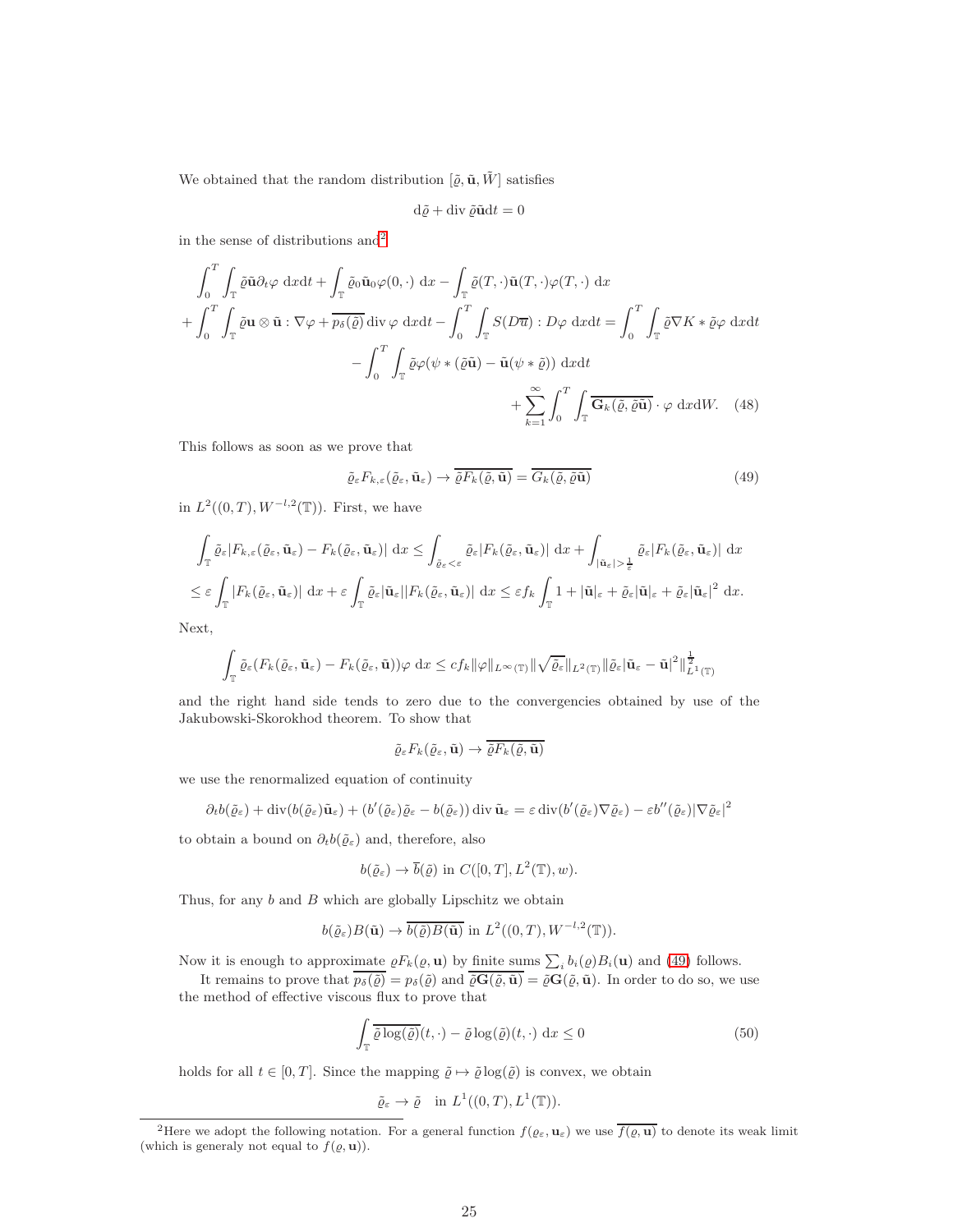We obtained that the random distribution $[\tilde{\varrho}, \tilde{\mathbf{u}}, \tilde{W}]$ satisfies

$$\mathrm{d}\tilde{\varrho} + \operatorname{div} \tilde{\varrho}\tilde{\mathbf{u}}\mathrm{d}t = 0$$

in the sense of distributions and[2]

$$\begin{aligned}
&\int_0^T \int_{\mathbb{T}} \tilde{\varrho}\tilde{\mathbf{u}}\partial_t \varphi \, \mathrm{d}x\mathrm{d}t + \int_{\mathbb{T}} \tilde{\varrho}_0 \tilde{\mathbf{u}}_0 \varphi(0,\cdot) \, \mathrm{d}x - \int_{\mathbb{T}} \tilde{\varrho}(T,\cdot)\tilde{\mathbf{u}}(T,\cdot)\varphi(T,\cdot) \, \mathrm{d}x \\
&+ \int_0^T \int_{\mathbb{T}} \tilde{\varrho}\mathbf{u} \otimes \tilde{\mathbf{u}} : \nabla\varphi + \overline{p_\delta(\tilde{\varrho})} \operatorname{div} \varphi \, \mathrm{d}x\mathrm{d}t - \int_0^T \int_{\mathbb{T}} S(D\overline{u}) : D\varphi \, \mathrm{d}x\mathrm{d}t = \int_0^T \int_{\mathbb{T}} \tilde{\varrho}\nabla K * \tilde{\varrho}\varphi \, \mathrm{d}x\mathrm{d}t \\
&\qquad - \int_0^T \int_{\mathbb{T}} \tilde{\varrho}\varphi(\psi * (\tilde{\varrho}\tilde{\mathbf{u}}) - \tilde{\mathbf{u}}(\psi * \tilde{\varrho})) \, \mathrm{d}x\mathrm{d}t \\
&\qquad + \sum_{k=1}^\infty \int_0^T \int_{\mathbb{T}} \overline{\mathbf{G}_k(\tilde{\varrho}, \tilde{\varrho}\tilde{\mathbf{u}})} \cdot \varphi \, \mathrm{d}x\mathrm{d}W. \quad (48)
\end{aligned}$$

This follows as soon as we prove that

$$\tilde{\varrho}_\varepsilon F_{k,\varepsilon}(\tilde{\varrho}_\varepsilon, \tilde{\mathbf{u}}_\varepsilon) \to \overline{\tilde{\varrho} F_k(\tilde{\varrho}, \tilde{\mathbf{u}})} = \overline{G_k(\tilde{\varrho}, \tilde{\varrho}\tilde{\mathbf{u}})} \quad (49)$$

in $L^2((0,T), W^{-l,2}(\mathbb{T}))$. First, we have

$$\begin{aligned}
&\int_{\mathbb{T}} \tilde{\varrho}_\varepsilon |F_{k,\varepsilon}(\tilde{\varrho}_\varepsilon, \tilde{\mathbf{u}}_\varepsilon) - F_k(\tilde{\varrho}_\varepsilon, \tilde{\mathbf{u}}_\varepsilon)| \, \mathrm{d}x \le \int_{\tilde{\varrho}_\varepsilon < \varepsilon} \tilde{\varrho}_\varepsilon |F_k(\tilde{\varrho}_\varepsilon, \tilde{\mathbf{u}}_\varepsilon)| \, \mathrm{d}x + \int_{|\tilde{\mathbf{u}}_\varepsilon| > \frac{1}{\varepsilon}} \tilde{\varrho}_\varepsilon |F_k(\tilde{\varrho}_\varepsilon, \tilde{\mathbf{u}}_\varepsilon)| \, \mathrm{d}x \\
&\le \varepsilon \int_{\mathbb{T}} |F_k(\tilde{\varrho}_\varepsilon, \tilde{\mathbf{u}}_\varepsilon)| \, \mathrm{d}x + \varepsilon \int_{\mathbb{T}} \tilde{\varrho}_\varepsilon |\tilde{\mathbf{u}}_\varepsilon||F_k(\tilde{\varrho}_\varepsilon, \tilde{\mathbf{u}}_\varepsilon)| \, \mathrm{d}x \le \varepsilon f_k \int_{\mathbb{T}} 1 + |\tilde{\mathbf{u}}|_\varepsilon + \tilde{\varrho}_\varepsilon |\tilde{\mathbf{u}}|_\varepsilon + \tilde{\varrho}_\varepsilon |\tilde{\mathbf{u}}_\varepsilon|^2 \, \mathrm{d}x.
\end{aligned}$$

Next,

$$\int_{\mathbb{T}} \tilde{\varrho}_\varepsilon (F_k(\tilde{\varrho}_\varepsilon, \tilde{\mathbf{u}}_\varepsilon) - F_k(\tilde{\varrho}_\varepsilon, \tilde{\mathbf{u}}))\varphi \, \mathrm{d}x \le c f_k \|\varphi\|_{L^\infty(\mathbb{T})} \|\sqrt{\tilde{\varrho}_\varepsilon}\|_{L^2(\mathbb{T})} \|\tilde{\varrho}_\varepsilon |\tilde{\mathbf{u}}_\varepsilon - \tilde{\mathbf{u}}|^2\|_{L^1(\mathbb{T})}^{\frac{1}{2}}$$

and the right hand side tends to zero due to the convergencies obtained by use of the Jakubowski-Skorokhod theorem. To show that

$$\tilde{\varrho}_\varepsilon F_k(\tilde{\varrho}_\varepsilon, \tilde{\mathbf{u}}) \to \overline{\tilde{\varrho} F_k(\tilde{\varrho}, \tilde{\mathbf{u}})}$$

we use the renormalized equation of continuity

$$\partial_t b(\tilde{\varrho}_\varepsilon) + \operatorname{div}(b(\tilde{\varrho}_\varepsilon)\tilde{\mathbf{u}}_\varepsilon) + (b'(\tilde{\varrho}_\varepsilon)\tilde{\varrho}_\varepsilon - b(\tilde{\varrho}_\varepsilon)) \operatorname{div} \tilde{\mathbf{u}}_\varepsilon = \varepsilon \operatorname{div}(b'(\tilde{\varrho}_\varepsilon)\nabla\tilde{\varrho}_\varepsilon) - \varepsilon b''(\tilde{\varrho}_\varepsilon)|\nabla\tilde{\varrho}_\varepsilon|^2$$

to obtain a bound on $\partial_t b(\tilde{\varrho}_\varepsilon)$ and, therefore, also

$$b(\tilde{\varrho}_\varepsilon) \to \overline{b}(\tilde{\varrho}) \text{ in } C([0,T], L^2(\mathbb{T}), w).$$

Thus, for any $b$ and $B$ which are globally Lipschitz we obtain

$$b(\tilde{\varrho}_\varepsilon)B(\tilde{\mathbf{u}}) \to \overline{b(\tilde{\varrho})B(\tilde{\mathbf{u}})} \text{ in } L^2((0,T), W^{-l,2}(\mathbb{T})).$$

Now it is enough to approximate $\varrho F_k(\varrho, \mathbf{u})$ by finite sums $\sum_i b_i(\varrho)B_i(\mathbf{u})$ and (49) follows.

It remains to prove that $\overline{p_\delta(\tilde{\varrho})} = p_\delta(\tilde{\varrho})$ and $\overline{\tilde{\varrho}\mathbf{G}(\tilde{\varrho}, \tilde{\mathbf{u}})} = \tilde{\varrho}\mathbf{G}(\tilde{\varrho}, \tilde{\mathbf{u}})$. In order to do so, we use the method of effective viscous flux to prove that

$$\int_{\mathbb{T}} \overline{\tilde{\varrho}\log(\tilde{\varrho})}(t,\cdot) - \tilde{\varrho}\log(\tilde{\varrho})(t,\cdot) \, \mathrm{d}x \le 0 \quad (50)$$

holds for all $t \in [0,T]$. Since the mapping $\tilde{\varrho} \mapsto \tilde{\varrho}\log(\tilde{\varrho})$ is convex, we obtain

$$\tilde{\varrho}_\varepsilon \to \tilde{\varrho} \quad \text{in } L^1((0,T), L^1(\mathbb{T})).$$

[2] Here we adopt the following notation. For a general function $f(\varrho_\varepsilon, \mathbf{u}_\varepsilon)$ we use $\overline{f(\varrho, \mathbf{u})}$ to denote its weak limit (which is generaly not equal to $f(\varrho, \mathbf{u})$).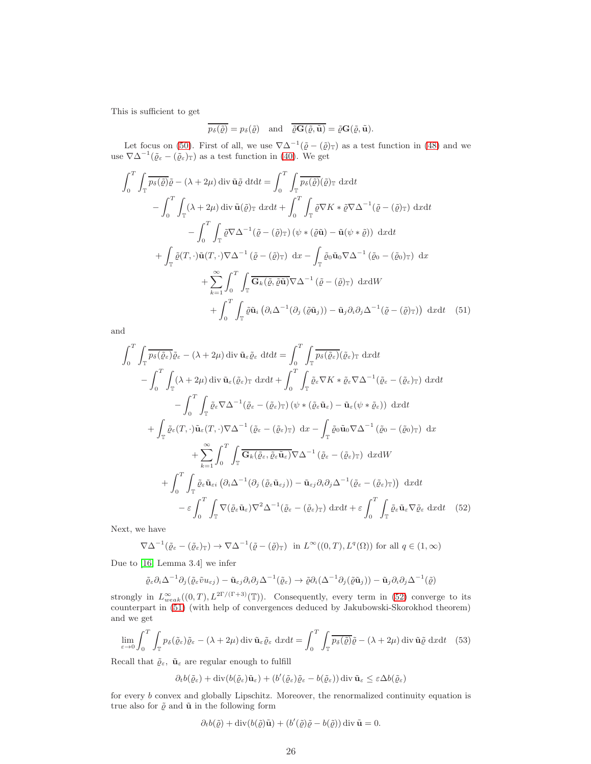This is sufficient to get

$$\overline{p_\delta(\tilde\varrho)} = p_\delta(\tilde\varrho) \quad \text{and} \quad \overline{\tilde\varrho \mathbf{G}(\tilde\varrho, \tilde{\mathbf{u}})} = \tilde\varrho \mathbf{G}(\tilde\varrho, \tilde{\mathbf{u}}).$$

Let focus on (50). First of all, we use $\nabla\Delta^{-1}(\tilde\varrho - (\tilde\varrho)_{\mathbb{T}})$ as a test function in (48) and we use $\nabla\Delta^{-1}(\tilde\varrho_\varepsilon - (\tilde\varrho_\varepsilon)_{\mathbb{T}})$ as a test function in (40). We get

$$\begin{aligned}
\int_0^T \int_{\mathbb{T}} \overline{p_\delta(\tilde\varrho)}\tilde\varrho - (\lambda + 2\mu) \operatorname{div} \tilde{\mathbf{u}} \tilde\varrho \, \mathrm{d}t\mathrm{d}t &= \int_0^T \int_{\mathbb{T}} \overline{p_\delta(\tilde\varrho)}(\tilde\varrho)_{\mathbb{T}} \, \mathrm{d}x\mathrm{d}t \\
- \int_0^T \int_{\mathbb{T}} (\lambda + 2\mu) \operatorname{div} \tilde{\mathbf{u}} (\tilde\varrho)_{\mathbb{T}} \, \mathrm{d}x\mathrm{d}t &+ \int_0^T \int_{\mathbb{T}} \tilde\varrho \nabla K * \tilde\varrho \nabla\Delta^{-1}(\tilde\varrho - (\tilde\varrho)_{\mathbb{T}}) \, \mathrm{d}x\mathrm{d}t \\
- \int_0^T \int_{\mathbb{T}} \tilde\varrho \nabla\Delta^{-1}(\tilde\varrho &- (\tilde\varrho)_{\mathbb{T}}) \left(\psi * (\tilde\varrho\tilde{\mathbf{u}}) - \tilde{\mathbf{u}}(\psi * \tilde\varrho)\right) \, \mathrm{d}x\mathrm{d}t \\
+ \int_{\mathbb{T}} \tilde\varrho(T, \cdot)\tilde{\mathbf{u}}(T, \cdot)\nabla\Delta^{-1}\left(\tilde\varrho - (\tilde\varrho)_{\mathbb{T}}\right) \, \mathrm{d}x &- \int_{\mathbb{T}} \tilde\varrho_0 \tilde{\mathbf{u}}_0 \nabla\Delta^{-1}\left(\tilde\varrho_0 - (\tilde\varrho_0)_{\mathbb{T}}\right) \, \mathrm{d}x \\
+ \sum_{k=1}^{\infty} \int_0^T \int_{\mathbb{T}} &\overline{\mathbf{G}_k(\tilde\varrho, \tilde\varrho\tilde{\mathbf{u}})} \nabla\Delta^{-1}\left(\tilde\varrho - (\tilde\varrho)_{\mathbb{T}}\right) \, \mathrm{d}x\mathrm{d}W \\
+ \int_0^T \int_{\mathbb{T}} \tilde\varrho \tilde{\mathbf{u}}_i &\left(\partial_i\Delta^{-1}(\partial_j(\tilde\varrho\tilde{\mathbf{u}}_j)) - \tilde{\mathbf{u}}_j \partial_i\partial_j\Delta^{-1}(\tilde\varrho - (\tilde\varrho)_{\mathbb{T}})\right) \, \mathrm{d}x\mathrm{d}t \qquad (51)
\end{aligned}$$

and

$$\begin{aligned}
\int_0^T \int_{\mathbb{T}} \overline{p_\delta(\tilde\varrho_\varepsilon)}\tilde\varrho_\varepsilon - (\lambda + 2\mu) \operatorname{div} \tilde{\mathbf{u}}_\varepsilon \tilde\varrho_\varepsilon \, \mathrm{d}t\mathrm{d}t &= \int_0^T \int_{\mathbb{T}} \overline{p_\delta(\tilde\varrho_\varepsilon)}(\tilde\varrho_\varepsilon)_{\mathbb{T}} \, \mathrm{d}x\mathrm{d}t \\
- \int_0^T \int_{\mathbb{T}} (\lambda + 2\mu) \operatorname{div} \tilde{\mathbf{u}}_\varepsilon (\tilde\varrho_\varepsilon)_{\mathbb{T}} \, \mathrm{d}x\mathrm{d}t &+ \int_0^T \int_{\mathbb{T}} \tilde\varrho_\varepsilon \nabla K * \tilde\varrho_\varepsilon \nabla\Delta^{-1}(\tilde\varrho_\varepsilon - (\tilde\varrho_\varepsilon)_{\mathbb{T}}) \, \mathrm{d}x\mathrm{d}t \\
- \int_0^T \int_{\mathbb{T}} \tilde\varrho_\varepsilon \nabla\Delta^{-1}(\tilde\varrho_\varepsilon &- (\tilde\varrho_\varepsilon)_{\mathbb{T}}) \left(\psi * (\tilde\varrho_\varepsilon\tilde{\mathbf{u}}_\varepsilon) - \tilde{\mathbf{u}}_\varepsilon(\psi * \tilde\varrho_\varepsilon)\right) \, \mathrm{d}x\mathrm{d}t \\
+ \int_{\mathbb{T}} \tilde\varrho_\varepsilon(T, \cdot)\tilde{\mathbf{u}}_\varepsilon(T, \cdot)\nabla\Delta^{-1}\left(\tilde\varrho_\varepsilon - (\tilde\varrho_\varepsilon)_{\mathbb{T}}\right) \, \mathrm{d}x &- \int_{\mathbb{T}} \tilde\varrho_0 \tilde{\mathbf{u}}_0 \nabla\Delta^{-1}\left(\tilde\varrho_0 - (\tilde\varrho_0)_{\mathbb{T}}\right) \, \mathrm{d}x \\
+ \sum_{k=1}^{\infty} \int_0^T \int_{\mathbb{T}} &\overline{\mathbf{G}_k(\tilde\varrho_\varepsilon, \tilde\varrho_\varepsilon\tilde{\mathbf{u}}_\varepsilon)} \nabla\Delta^{-1}\left(\tilde\varrho_\varepsilon - (\tilde\varrho_\varepsilon)_{\mathbb{T}}\right) \, \mathrm{d}x\mathrm{d}W \\
+ \int_0^T \int_{\mathbb{T}} \tilde\varrho_\varepsilon \tilde{\mathbf{u}}_{\varepsilon i} &\left(\partial_i\Delta^{-1}(\partial_j(\tilde\varrho_\varepsilon\tilde{\mathbf{u}}_{\varepsilon j})) - \tilde{\mathbf{u}}_{\varepsilon j} \partial_i\partial_j\Delta^{-1}(\tilde\varrho_\varepsilon - (\tilde\varrho_\varepsilon)_{\mathbb{T}})\right) \, \mathrm{d}x\mathrm{d}t \\
- \varepsilon \int_0^T \int_{\mathbb{T}} \nabla(\tilde\varrho_\varepsilon\tilde{\mathbf{u}}_\varepsilon)\nabla^2\Delta^{-1}(\tilde\varrho_\varepsilon &- (\tilde\varrho_\varepsilon)_{\mathbb{T}}) \, \mathrm{d}x\mathrm{d}t + \varepsilon \int_0^T \int_{\mathbb{T}} \tilde\varrho_\varepsilon \tilde{\mathbf{u}}_\varepsilon \nabla\tilde\varrho_\varepsilon \, \mathrm{d}x\mathrm{d}t \qquad (52)
\end{aligned}$$

Next, we have

$$\nabla\Delta^{-1}(\tilde\varrho_\varepsilon - (\tilde\varrho_\varepsilon)_{\mathbb{T}}) \to \nabla\Delta^{-1}(\tilde\varrho - (\tilde\varrho)_{\mathbb{T}}) \quad \text{in } L^\infty((0,T), L^q(\Omega)) \text{ for all } q \in (1, \infty)$$

Due to [16, Lemma 3.4] we infer

$$\tilde\varrho_\varepsilon \partial_i\Delta^{-1}\partial_j(\tilde\varrho_\varepsilon \tilde{v} u_{\varepsilon j}) - \tilde{\mathbf{u}}_{\varepsilon j}\partial_i\partial_j\Delta^{-1}(\tilde\varrho_\varepsilon) \to \tilde\varrho\partial_i(\Delta^{-1}\partial_j(\tilde\varrho\tilde{\mathbf{u}}_j)) - \tilde{\mathbf{u}}_j\partial_i\partial_j\Delta^{-1}(\tilde\varrho)$$

strongly in $L^\infty_{weak}((0,T), L^{2\Gamma/(\Gamma+3)}(\mathbb{T}))$. Consequently, every term in (52) converge to its counterpart in (51) (with help of convergences deduced by Jakubowski-Skorokhod theorem) and we get

$$\lim_{\varepsilon\to 0} \int_0^T \int_{\mathbb{T}} p_\delta(\tilde\varrho_\varepsilon)\tilde\varrho_\varepsilon - (\lambda + 2\mu) \operatorname{div} \tilde{\mathbf{u}}_\varepsilon \tilde\varrho_\varepsilon \, \mathrm{d}x\mathrm{d}t = \int_0^T \int_{\mathbb{T}} \overline{p_\delta(\tilde\varrho)}\tilde\varrho - (\lambda + 2\mu) \operatorname{div} \tilde{\mathbf{u}} \tilde\varrho \, \mathrm{d}x\mathrm{d}t \quad (53)$$

Recall that $\tilde\varrho_\varepsilon$, $\tilde{\mathbf{u}}_\varepsilon$ are regular enough to fulfill

$$\partial_t b(\tilde\varrho_\varepsilon) + \operatorname{div}(b(\tilde\varrho_\varepsilon)\tilde{\mathbf{u}}_\varepsilon) + (b'(\tilde\varrho_\varepsilon)\tilde\varrho_\varepsilon - b(\tilde\varrho_\varepsilon)) \operatorname{div} \tilde{\mathbf{u}}_\varepsilon \leq \varepsilon\Delta b(\tilde\varrho_\varepsilon)$$

for every $b$ convex and globally Lipschitz. Moreover, the renormalized continuity equation is true also for $\tilde\varrho$ and $\tilde{\mathbf{u}}$ in the following form

$$\partial_t b(\tilde\varrho) + \operatorname{div}(b(\tilde\varrho)\tilde{\mathbf{u}}) + (b'(\tilde\varrho)\tilde\varrho - b(\tilde\varrho)) \operatorname{div} \tilde{\mathbf{u}} = 0.$$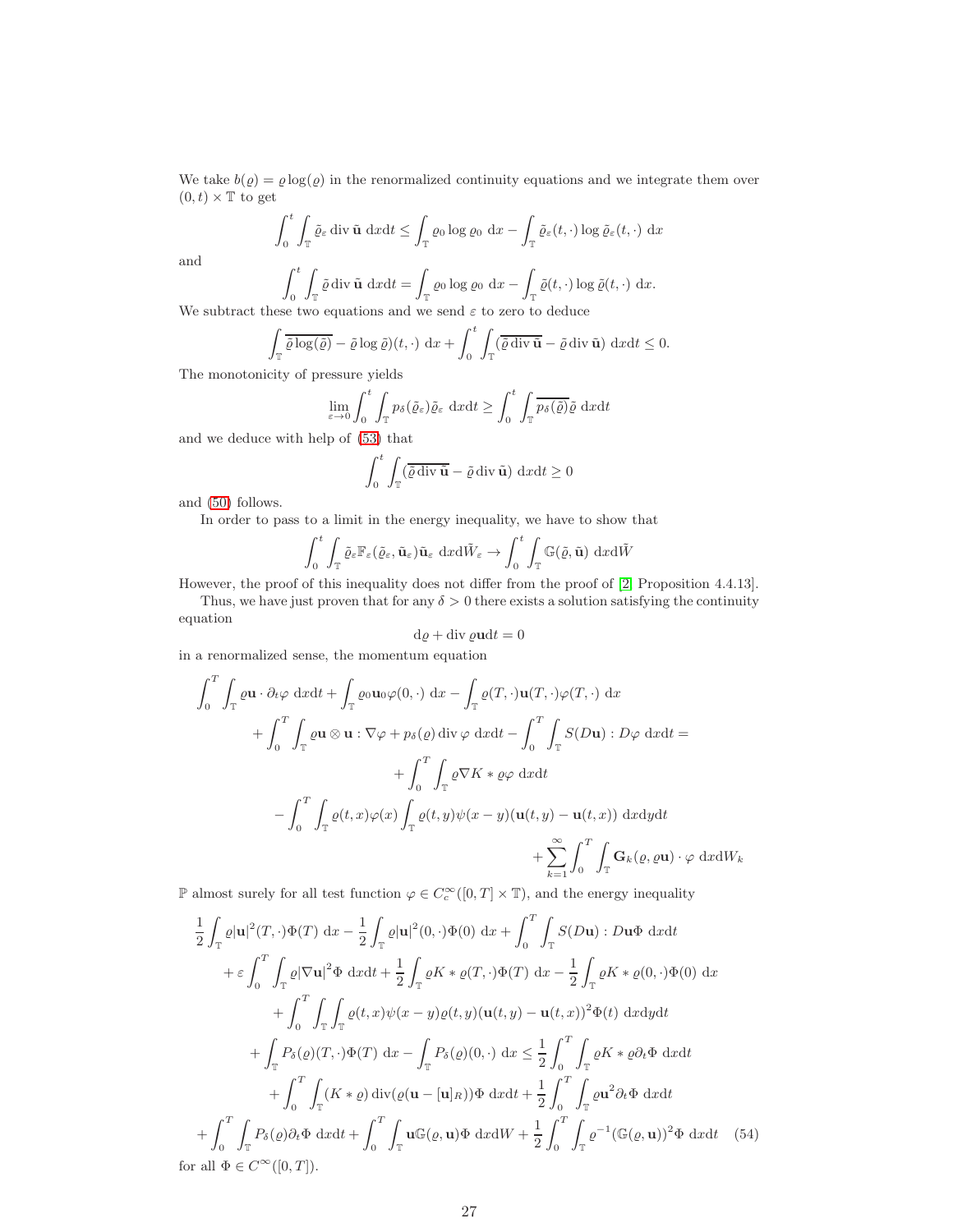We take $b(\varrho) = \varrho \log(\varrho)$ in the renormalized continuity equations and we integrate them over $(0,t)\times\mathbb{T}$ to get

$$\int_0^t \int_{\mathbb{T}} \tilde\varrho_\varepsilon \operatorname{div} \tilde{\mathbf{u}} \;\mathrm{d}x\mathrm{d}t \le \int_{\mathbb{T}} \varrho_0 \log \varrho_0 \;\mathrm{d}x - \int_{\mathbb{T}} \tilde\varrho_\varepsilon(t,\cdot) \log \tilde\varrho_\varepsilon(t,\cdot)\;\mathrm{d}x$$

and

$$\int_0^t \int_{\mathbb{T}} \tilde\varrho \operatorname{div} \tilde{\mathbf{u}} \;\mathrm{d}x\mathrm{d}t = \int_{\mathbb{T}} \varrho_0 \log \varrho_0 \;\mathrm{d}x - \int_{\mathbb{T}} \tilde\varrho(t,\cdot) \log \tilde\varrho(t,\cdot)\;\mathrm{d}x.$$

We subtract these two equations and we send $\varepsilon$ to zero to deduce

$$\int_{\mathbb{T}} \overline{\tilde\varrho\log(\tilde\varrho)} - \tilde\varrho\log\tilde\varrho)(t,\cdot)\;\mathrm{d}x + \int_0^t\int_{\mathbb{T}} (\overline{\tilde\varrho \operatorname{div}\tilde{\mathbf{u}}} - \tilde\varrho \operatorname{div}\tilde{\mathbf{u}})\;\mathrm{d}x\mathrm{d}t \le 0.$$

The monotonicity of pressure yields

$$\lim_{\varepsilon\to 0}\int_0^t\int_{\mathbb{T}} p_\delta(\tilde\varrho_\varepsilon)\tilde\varrho_\varepsilon\;\mathrm{d}x\mathrm{d}t \ge \int_0^t\int_{\mathbb{T}} \overline{p_\delta(\tilde\varrho)}\tilde\varrho\;\mathrm{d}x\mathrm{d}t$$

and we deduce with help of (53) that

$$\int_0^t\int_{\mathbb{T}} (\overline{\tilde\varrho \operatorname{div}\tilde{\mathbf{u}}} - \tilde\varrho \operatorname{div}\tilde{\mathbf{u}})\;\mathrm{d}x\mathrm{d}t \ge 0$$

and (50) follows.

In order to pass to a limit in the energy inequality, we have to show that

$$\int_0^t\int_{\mathbb{T}} \tilde\varrho_\varepsilon \mathbb{F}_\varepsilon(\tilde\varrho_\varepsilon, \tilde{\mathbf{u}}_\varepsilon)\tilde{\mathbf{u}}_\varepsilon\;\mathrm{d}x\mathrm{d}\tilde W_\varepsilon \to \int_0^t\int_{\mathbb{T}} \mathbb{G}(\tilde\varrho,\tilde{\mathbf{u}})\;\mathrm{d}x\mathrm{d}\tilde W$$

However, the proof of this inequality does not differ from the proof of [2] Proposition 4.4.13].

Thus, we have just proven that for any $\delta > 0$ there exists a solution satisfying the continuity equation

$$\mathrm{d}\varrho + \operatorname{div}\varrho\mathbf{u}\mathrm{d}t = 0$$

in a renormalized sense, the momentum equation

$$\begin{aligned}
&\int_0^T\int_{\mathbb{T}} \varrho\mathbf{u}\cdot\partial_t\varphi\;\mathrm{d}x\mathrm{d}t + \int_{\mathbb{T}}\varrho_0\mathbf{u}_0\varphi(0,\cdot)\;\mathrm{d}x - \int_{\mathbb{T}}\varrho(T,\cdot)\mathbf{u}(T,\cdot)\varphi(T,\cdot)\;\mathrm{d}x\\
&\quad + \int_0^T\int_{\mathbb{T}}\varrho\mathbf{u}\otimes\mathbf{u}:\nabla\varphi + p_\delta(\varrho)\operatorname{div}\varphi\;\mathrm{d}x\mathrm{d}t - \int_0^T\int_{\mathbb{T}} S(D\mathbf{u}):D\varphi\;\mathrm{d}x\mathrm{d}t =\\
&\quad + \int_0^T\int_{\mathbb{T}}\varrho\nabla K*\varrho\varphi\;\mathrm{d}x\mathrm{d}t\\
&\quad - \int_0^T\int_{\mathbb{T}}\varrho(t,x)\varphi(x)\int_{\mathbb{T}}\varrho(t,y)\psi(x-y)(\mathbf{u}(t,y)-\mathbf{u}(t,x))\;\mathrm{d}x\mathrm{d}y\mathrm{d}t\\
&\quad + \sum_{k=1}^\infty\int_0^T\int_{\mathbb{T}}\mathbf{G}_k(\varrho,\varrho\mathbf{u})\cdot\varphi\;\mathrm{d}x\mathrm{d}W_k
\end{aligned}$$

$\mathbb{P}$ almost surely for all test function $\varphi\in C_c^\infty([0,T]\times\mathbb{T})$, and the energy inequality

$$\begin{aligned}
&\frac12\int_{\mathbb{T}}\varrho|\mathbf{u}|^2(T,\cdot)\Phi(T)\;\mathrm{d}x - \frac12\int_{\mathbb{T}}\varrho|\mathbf{u}|^2(0,\cdot)\Phi(0)\;\mathrm{d}x + \int_0^T\int_{\mathbb{T}} S(D\mathbf{u}):D\mathbf{u}\Phi\;\mathrm{d}x\mathrm{d}t\\
&\quad + \varepsilon\int_0^T\int_{\mathbb{T}}\varrho|\nabla\mathbf{u}|^2\Phi\;\mathrm{d}x\mathrm{d}t + \frac12\int_{\mathbb{T}}\varrho K*\varrho(T,\cdot)\Phi(T)\;\mathrm{d}x - \frac12\int_{\mathbb{T}}\varrho K*\varrho(0,\cdot)\Phi(0)\;\mathrm{d}x\\
&\quad + \int_0^T\int_{\mathbb{T}}\int_{\mathbb{T}}\varrho(t,x)\psi(x-y)\varrho(t,y)(\mathbf{u}(t,y)-\mathbf{u}(t,x))^2\Phi(t)\;\mathrm{d}x\mathrm{d}y\mathrm{d}t\\
&\quad + \int_{\mathbb{T}} P_\delta(\varrho)(T,\cdot)\Phi(T)\;\mathrm{d}x - \int_{\mathbb{T}} P_\delta(\varrho)(0,\cdot)\;\mathrm{d}x \le \frac12\int_0^T\int_{\mathbb{T}}\varrho K*\varrho\partial_t\Phi\;\mathrm{d}x\mathrm{d}t\\
&\quad + \int_0^T\int_{\mathbb{T}}(K*\varrho)\operatorname{div}(\varrho(\mathbf{u}-[\mathbf{u}]_R))\Phi\;\mathrm{d}x\mathrm{d}t + \frac12\int_0^T\int_{\mathbb{T}}\varrho\mathbf{u}^2\partial_t\Phi\;\mathrm{d}x\mathrm{d}t\\
&\quad + \int_0^T\int_{\mathbb{T}} P_\delta(\varrho)\partial_t\Phi\;\mathrm{d}x\mathrm{d}t + \int_0^T\int_{\mathbb{T}}\mathbf{u}\mathbb{G}(\varrho,\mathbf{u})\Phi\;\mathrm{d}x\mathrm{d}W + \frac12\int_0^T\int_{\mathbb{T}}\varrho^{-1}(\mathbb{G}(\varrho,\mathbf{u}))^2\Phi\;\mathrm{d}x\mathrm{d}t
\end{aligned}\tag{54}$$

for all $\Phi\in C^\infty([0,T])$.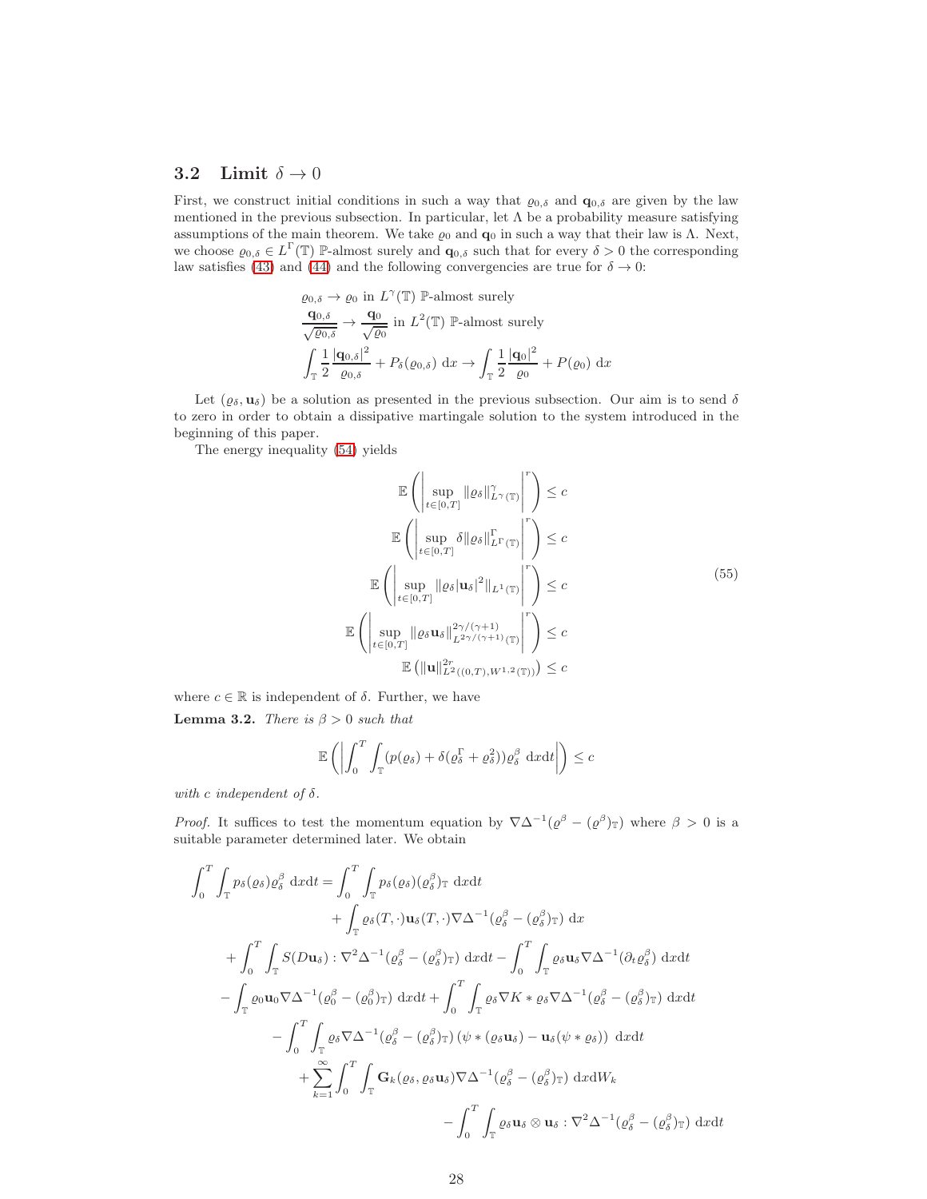## 3.2 Limit $\delta \to 0$

First, we construct initial conditions in such a way that $\varrho_{0,\delta}$ and $\mathbf{q}_{0,\delta}$ are given by the law mentioned in the previous subsection. In particular, let $\Lambda$ be a probability measure satisfying assumptions of the main theorem. We take $\varrho_0$ and $\mathbf{q}_0$ in such a way that their law is $\Lambda$. Next, we choose $\varrho_{0,\delta} \in L^\Gamma(\mathbb{T})$ $\mathbb{P}$-almost surely and $\mathbf{q}_{0,\delta}$ such that for every $\delta > 0$ the corresponding law satisfies (43) and (44) and the following convergencies are true for $\delta \to 0$:

$$
\begin{aligned}
&\varrho_{0,\delta} \to \varrho_0 \text{ in } L^\gamma(\mathbb{T}) \ \mathbb{P}\text{-almost surely} \\
&\frac{\mathbf{q}_{0,\delta}}{\sqrt{\varrho_{0,\delta}}} \to \frac{\mathbf{q}_0}{\sqrt{\varrho_0}} \text{ in } L^2(\mathbb{T}) \ \mathbb{P}\text{-almost surely} \\
&\int_{\mathbb{T}} \frac{1}{2}\frac{|\mathbf{q}_{0,\delta}|^2}{\varrho_{0,\delta}} + P_\delta(\varrho_{0,\delta}) \ \mathrm{d}x \to \int_{\mathbb{T}} \frac{1}{2}\frac{|\mathbf{q}_0|^2}{\varrho_0} + P(\varrho_0) \ \mathrm{d}x
\end{aligned}
$$

Let $(\varrho_\delta, \mathbf{u}_\delta)$ be a solution as presented in the previous subsection. Our aim is to send $\delta$ to zero in order to obtain a dissipative martingale solution to the system introduced in the beginning of this paper.

The energy inequality (54) yields

$$
\begin{aligned}
\mathbb{E}\left(\left|\sup_{t\in[0,T]} \|\varrho_\delta\|_{L^\gamma(\mathbb{T})}^\gamma\right|^r\right) &\leq c \\
\mathbb{E}\left(\left|\sup_{t\in[0,T]} \delta\|\varrho_\delta\|_{L^\Gamma(\mathbb{T})}^\Gamma\right|^r\right) &\leq c \\
\mathbb{E}\left(\left|\sup_{t\in[0,T]} \|\varrho_\delta|\mathbf{u}_\delta|^2\|_{L^1(\mathbb{T})}\right|^r\right) &\leq c \\
\mathbb{E}\left(\left|\sup_{t\in[0,T]} \|\varrho_\delta\mathbf{u}_\delta\|_{L^{2\gamma/(\gamma+1)}(\mathbb{T})}^{2\gamma/(\gamma+1)}\right|^r\right) &\leq c \\
\mathbb{E}\left(\|\mathbf{u}\|_{L^2((0,T),W^{1,2}(\mathbb{T}))}^{2r}\right) &\leq c
\end{aligned}
\tag{55}
$$

where $c \in \mathbb{R}$ is independent of $\delta$. Further, we have

**Lemma 3.2.** *There is $\beta > 0$ such that*

$$
\mathbb{E}\left(\left|\int_0^T \int_{\mathbb{T}} (p(\varrho_\delta) + \delta(\varrho_\delta^\Gamma + \varrho_\delta^2))\varrho_\delta^\beta \ \mathrm{d}x\mathrm{d}t\right|\right) \leq c
$$

*with $c$ independent of $\delta$.*

*Proof.* It suffices to test the momentum equation by $\nabla\Delta^{-1}(\varrho^\beta - (\varrho^\beta)_{\mathbb{T}})$ where $\beta > 0$ is a suitable parameter determined later. We obtain

$$
\begin{aligned}
\int_0^T \int_{\mathbb{T}} p_\delta(\varrho_\delta)\varrho_\delta^\beta \ \mathrm{d}x\mathrm{d}t &= \int_0^T \int_{\mathbb{T}} p_\delta(\varrho_\delta)(\varrho_\delta^\beta)_{\mathbb{T}} \ \mathrm{d}x\mathrm{d}t \\
&\quad + \int_{\mathbb{T}} \varrho_\delta(T,\cdot)\mathbf{u}_\delta(T,\cdot)\nabla\Delta^{-1}(\varrho_\delta^\beta - (\varrho_\delta^\beta)_{\mathbb{T}}) \ \mathrm{d}x \\
&+ \int_0^T \int_{\mathbb{T}} S(D\mathbf{u}_\delta) : \nabla^2\Delta^{-1}(\varrho_\delta^\beta - (\varrho_\delta^\beta)_{\mathbb{T}}) \ \mathrm{d}x\mathrm{d}t - \int_0^T \int_{\mathbb{T}} \varrho_\delta\mathbf{u}_\delta\nabla\Delta^{-1}(\partial_t\varrho_\delta^\beta) \ \mathrm{d}x\mathrm{d}t \\
&- \int_{\mathbb{T}} \varrho_0\mathbf{u}_0\nabla\Delta^{-1}(\varrho_0^\beta - (\varrho_0^\beta)_{\mathbb{T}}) \ \mathrm{d}x\mathrm{d}t + \int_0^T \int_{\mathbb{T}} \varrho_\delta\nabla K * \varrho_\delta\nabla\Delta^{-1}(\varrho_\delta^\beta - (\varrho_\delta^\beta)_{\mathbb{T}}) \ \mathrm{d}x\mathrm{d}t \\
&- \int_0^T \int_{\mathbb{T}} \varrho_\delta\nabla\Delta^{-1}(\varrho_\delta^\beta - (\varrho_\delta^\beta)_{\mathbb{T}}) \left(\psi * (\varrho_\delta\mathbf{u}_\delta) - \mathbf{u}_\delta(\psi * \varrho_\delta)\right) \ \mathrm{d}x\mathrm{d}t \\
&+ \sum_{k=1}^\infty \int_0^T \int_{\mathbb{T}} \mathbf{G}_k(\varrho_\delta, \varrho_\delta\mathbf{u}_\delta)\nabla\Delta^{-1}(\varrho_\delta^\beta - (\varrho_\delta^\beta)_{\mathbb{T}}) \ \mathrm{d}x\mathrm{d}W_k \\
&- \int_0^T \int_{\mathbb{T}} \varrho_\delta\mathbf{u}_\delta \otimes \mathbf{u}_\delta : \nabla^2\Delta^{-1}(\varrho_\delta^\beta - (\varrho_\delta^\beta)_{\mathbb{T}}) \ \mathrm{d}x\mathrm{d}t
\end{aligned}
$$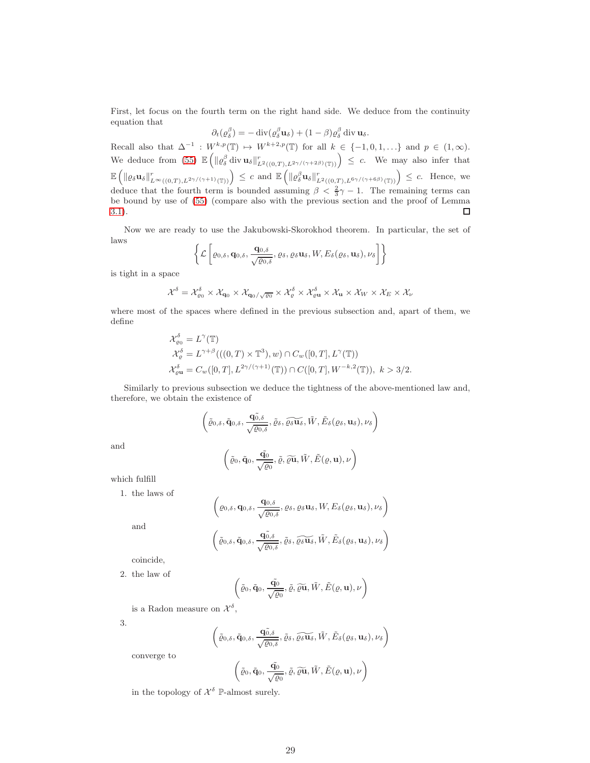First, let focus on the fourth term on the right hand side. We deduce from the continuity equation that

$$\partial_t(\varrho_\delta^\beta) = -\operatorname{div}(\varrho_\delta^\beta \mathbf{u}_\delta) + (1-\beta)\varrho_\delta^\beta \operatorname{div} \mathbf{u}_\delta.$$

Recall also that $\Delta^{-1} : W^{k,p}(\mathbb{T}) \mapsto W^{k+2,p}(\mathbb{T})$ for all $k \in \{-1, 0, 1, \ldots\}$ and $p \in (1,\infty)$. We deduce from (55) $\mathbb{E}\left(\|\varrho_\delta^\beta \operatorname{div} \mathbf{u}_\delta\|^r_{L^2((0,T),L^{2\gamma/(\gamma+2\beta)}(\mathbb{T}))}\right) \leq c$. We may also infer that $\mathbb{E}\left(\|\varrho_\delta \mathbf{u}_\delta\|^r_{L^\infty((0,T),L^{2\gamma/(\gamma+1)}(\mathbb{T}))}\right) \leq c$ and $\mathbb{E}\left(\|\varrho_\delta^\beta \mathbf{u}_\delta\|^r_{L^2((0,T),L^{6\gamma/(\gamma+6\beta)}(\mathbb{T}))}\right) \leq c$. Hence, we deduce that the fourth term is bounded assuming $\beta < \frac{2}{3}\gamma - 1$. The remaining terms can be bound by use of (55) (compare also with the previous section and the proof of Lemma 3.1). $\square$

Now we are ready to use the Jakubowski-Skorokhod theorem. In particular, the set of laws

$$\left\{\mathcal{L}\left[\varrho_{0,\delta}, \mathbf{q}_{0,\delta}, \frac{\mathbf{q}_{0,\delta}}{\sqrt{\varrho_{0,\delta}}}, \varrho_\delta, \varrho_\delta\mathbf{u}_\delta, W, E_\delta(\varrho_\delta,\mathbf{u}_\delta), \nu_\delta\right]\right\}$$

is tight in a space

$$\mathcal{X}^\delta = \mathcal{X}^\delta_{\varrho_0} \times \mathcal{X}_{\mathbf{q}_0} \times \mathcal{X}_{\mathbf{q}_0/\sqrt{\varrho_0}} \times \mathcal{X}^\delta_{\varrho} \times \mathcal{X}^\delta_{\varrho\mathbf{u}} \times \mathcal{X}_{\mathbf{u}} \times \mathcal{X}_W \times \mathcal{X}_E \times \mathcal{X}_\nu$$

where most of the spaces where defined in the previous subsection and, apart of them, we define

$$\begin{aligned}
\mathcal{X}^\delta_{\varrho_0} &= L^\gamma(\mathbb{T}) \\
\mathcal{X}^\delta_{\varrho} &= L^{\gamma+\beta}(((0,T)\times\mathbb{T}^3), w) \cap C_w([0,T], L^\gamma(\mathbb{T})) \\
\mathcal{X}^\delta_{\varrho\mathbf{u}} &= C_w([0,T], L^{2\gamma/(\gamma+1)}(\mathbb{T})) \cap C([0,T], W^{-k,2}(\mathbb{T})),\ k > 3/2.
\end{aligned}$$

Similarly to previous subsection we deduce the tightness of the above-mentioned law and, therefore, we obtain the existence of

$$\left(\tilde{\varrho}_{0,\delta}, \tilde{\mathbf{q}}_{0,\delta}, \frac{\tilde{\mathbf{q}_{0,\delta}}}{\sqrt{\varrho_{0,\delta}}}, \tilde{\varrho}_\delta, \widetilde{\varrho_\delta\mathbf{u}_\delta}, \tilde{W}, \tilde{E}_\delta(\varrho_\delta,\mathbf{u}_\delta), \nu_\delta\right)$$

and

$$\left(\tilde{\varrho}_0, \tilde{\mathbf{q}}_0, \frac{\tilde{\mathbf{q}_0}}{\sqrt{\varrho_0}}, \tilde{\varrho}, \widetilde{\varrho\mathbf{u}}, \tilde{W}, \tilde{E}(\varrho,\mathbf{u}), \nu\right)$$

which fulfill

1. the laws of

$$\left(\varrho_{0,\delta}, \mathbf{q}_{0,\delta}, \frac{\mathbf{q}_{0,\delta}}{\sqrt{\varrho_{0,\delta}}}, \varrho_\delta, \varrho_\delta\mathbf{u}_\delta, W, E_\delta(\varrho_\delta,\mathbf{u}_\delta), \nu_\delta\right)$$

   and

$$\left(\tilde{\varrho}_{0,\delta}, \tilde{\mathbf{q}}_{0,\delta}, \frac{\tilde{\mathbf{q}_{0,\delta}}}{\sqrt{\varrho_{0,\delta}}}, \tilde{\varrho}_\delta, \widetilde{\varrho_\delta\mathbf{u}_\delta}, \tilde{W}, \tilde{E}_\delta(\varrho_\delta,\mathbf{u}_\delta), \nu_\delta\right)$$

   coincide,

2. the law of

$$\left(\tilde{\varrho}_0, \tilde{\mathbf{q}}_0, \frac{\tilde{\mathbf{q}_0}}{\sqrt{\varrho_0}}, \tilde{\varrho}, \widetilde{\varrho\mathbf{u}}, \tilde{W}, \tilde{E}(\varrho,\mathbf{u}), \nu\right)$$

   is a Radon measure on $\mathcal{X}^\delta$,

3. 
$$\left(\tilde{\varrho}_{0,\delta}, \tilde{\mathbf{q}}_{0,\delta}, \frac{\tilde{\mathbf{q}_{0,\delta}}}{\sqrt{\varrho_{0,\delta}}}, \tilde{\varrho}_\delta, \widetilde{\varrho_\delta\mathbf{u}_\delta}, \tilde{W}, \tilde{E}_\delta(\varrho_\delta,\mathbf{u}_\delta), \nu_\delta\right)$$

   converge to

$$\left(\tilde{\varrho}_0, \tilde{\mathbf{q}}_0, \frac{\tilde{\mathbf{q}_0}}{\sqrt{\varrho_0}}, \tilde{\varrho}, \widetilde{\varrho\mathbf{u}}, \tilde{W}, \tilde{E}(\varrho,\mathbf{u}), \nu\right)$$

   in the topology of $\mathcal{X}^\delta$ $\mathbb{P}$-almost surely.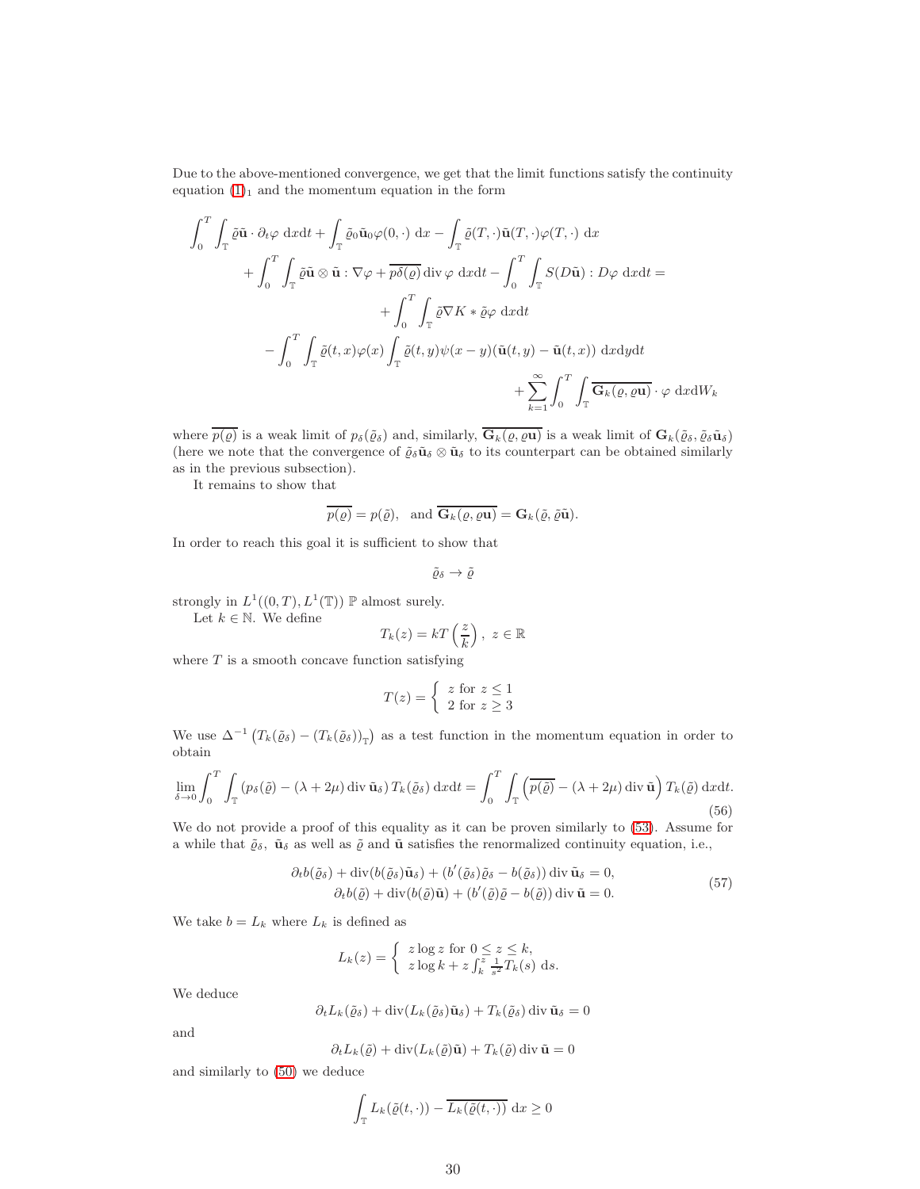Due to the above-mentioned convergence, we get that the limit functions satisfy the continuity equation (1)$_1$ and the momentum equation in the form

$$
\begin{aligned}
\int_0^T \int_{\mathbb{T}} \tilde{\varrho}\tilde{\mathbf{u}} \cdot \partial_t \varphi \, \mathrm{d}x\mathrm{d}t + \int_{\mathbb{T}} \tilde{\varrho}_0 \tilde{\mathbf{u}}_0 \varphi(0,\cdot) \, \mathrm{d}x - \int_{\mathbb{T}} \tilde{\varrho}(T,\cdot)\tilde{\mathbf{u}}(T,\cdot)\varphi(T,\cdot) \, \mathrm{d}x \\
+ \int_0^T \int_{\mathbb{T}} \tilde{\varrho}\tilde{\mathbf{u}} \otimes \tilde{\mathbf{u}} : \nabla \varphi + \overline{p\delta(\varrho)} \operatorname{div} \varphi \, \mathrm{d}x\mathrm{d}t - \int_0^T \int_{\mathbb{T}} S(D\tilde{\mathbf{u}}) : D\varphi \, \mathrm{d}x\mathrm{d}t = \\
+ \int_0^T \int_{\mathbb{T}} \tilde{\varrho} \nabla K * \tilde{\varrho} \varphi \, \mathrm{d}x\mathrm{d}t \\
- \int_0^T \int_{\mathbb{T}} \tilde{\varrho}(t,x)\varphi(x) \int_{\mathbb{T}} \tilde{\varrho}(t,y)\psi(x-y)(\tilde{\mathbf{u}}(t,y) - \tilde{\mathbf{u}}(t,x)) \, \mathrm{d}x\mathrm{d}y\mathrm{d}t \\
+ \sum_{k=1}^{\infty} \int_0^T \int_{\mathbb{T}} \overline{\mathbf{G}_k(\varrho, \varrho\mathbf{u})} \cdot \varphi \, \mathrm{d}x\mathrm{d}W_k
\end{aligned}
$$

where $\overline{p(\varrho)}$ is a weak limit of $p_\delta(\tilde{\varrho}_\delta)$ and, similarly, $\overline{\mathbf{G}_k(\varrho, \varrho\mathbf{u})}$ is a weak limit of $\mathbf{G}_k(\tilde{\varrho}_\delta, \tilde{\varrho}_\delta\tilde{\mathbf{u}}_\delta)$ (here we note that the convergence of $\tilde{\varrho}_\delta\tilde{\mathbf{u}}_\delta \otimes \tilde{\mathbf{u}}_\delta$ to its counterpart can be obtained similarly as in the previous subsection).

It remains to show that

$$
\overline{p(\varrho)} = p(\tilde{\varrho}), \quad \text{and } \overline{\mathbf{G}_k(\varrho, \varrho\mathbf{u})} = \mathbf{G}_k(\tilde{\varrho}, \tilde{\varrho}\tilde{\mathbf{u}}).
$$

In order to reach this goal it is sufficient to show that

$$
\tilde{\varrho}_\delta \to \tilde{\varrho}
$$

strongly in $L^1((0,T), L^1(\mathbb{T}))$ $\mathbb{P}$ almost surely.

Let $k \in \mathbb{N}$. We define

$$
T_k(z) = kT\left(\frac{z}{k}\right), \ z \in \mathbb{R}
$$

where $T$ is a smooth concave function satisfying

$$
T(z) = \begin{cases} z \text{ for } z \leq 1 \\ 2 \text{ for } z \geq 3 \end{cases}
$$

We use $\Delta^{-1}\left(T_k(\tilde{\varrho}_\delta) - (T_k(\tilde{\varrho}_\delta))_{\mathbb{T}}\right)$ as a test function in the momentum equation in order to obtain

$$
\lim_{\delta \to 0} \int_0^T \int_{\mathbb{T}} \left(p_\delta(\tilde{\varrho}) - (\lambda + 2\mu) \operatorname{div} \tilde{\mathbf{u}}_\delta\right) T_k(\tilde{\varrho}_\delta) \, \mathrm{d}x\mathrm{d}t = \int_0^T \int_{\mathbb{T}} \left(\overline{p(\tilde{\varrho})} - (\lambda + 2\mu) \operatorname{div} \tilde{\mathbf{u}}\right) T_k(\tilde{\varrho}) \, \mathrm{d}x\mathrm{d}t. \tag{56}
$$

We do not provide a proof of this equality as it can be proven similarly to (53). Assume for a while that $\tilde{\varrho}_\delta$, $\tilde{\mathbf{u}}_\delta$ as well as $\tilde{\varrho}$ and $\tilde{\mathbf{u}}$ satisfies the renormalized continuity equation, i.e.,

$$
\begin{aligned}
\partial_t b(\tilde{\varrho}_\delta) + \operatorname{div}(b(\tilde{\varrho}_\delta)\tilde{\mathbf{u}}_\delta) + (b'(\tilde{\varrho}_\delta)\tilde{\varrho}_\delta - b(\tilde{\varrho}_\delta)) \operatorname{div} \tilde{\mathbf{u}}_\delta = 0, \\
\partial_t b(\tilde{\varrho}) + \operatorname{div}(b(\tilde{\varrho})\tilde{\mathbf{u}}) + (b'(\tilde{\varrho})\tilde{\varrho} - b(\tilde{\varrho})) \operatorname{div} \tilde{\mathbf{u}} = 0.
\end{aligned} \tag{57}
$$

We take $b = L_k$ where $L_k$ is defined as

$$
L_k(z) = \begin{cases} z \log z \text{ for } 0 \leq z \leq k, \\ z \log k + z \int_k^z \frac{1}{s^2} T_k(s) \, \mathrm{d}s. \end{cases}
$$

We deduce

$$
\partial_t L_k(\tilde{\varrho}_\delta) + \operatorname{div}(L_k(\tilde{\varrho}_\delta)\tilde{\mathbf{u}}_\delta) + T_k(\tilde{\varrho}_\delta) \operatorname{div} \tilde{\mathbf{u}}_\delta = 0
$$

and

$$
\partial_t L_k(\tilde{\varrho}) + \operatorname{div}(L_k(\tilde{\varrho})\tilde{\mathbf{u}}) + T_k(\tilde{\varrho}) \operatorname{div} \tilde{\mathbf{u}} = 0
$$

and similarly to (50) we deduce

$$
\int_{\mathbb{T}} L_k(\tilde{\varrho}(t,\cdot)) - \overline{L_k(\tilde{\varrho}(t,\cdot))} \, \mathrm{d}x \geq 0
$$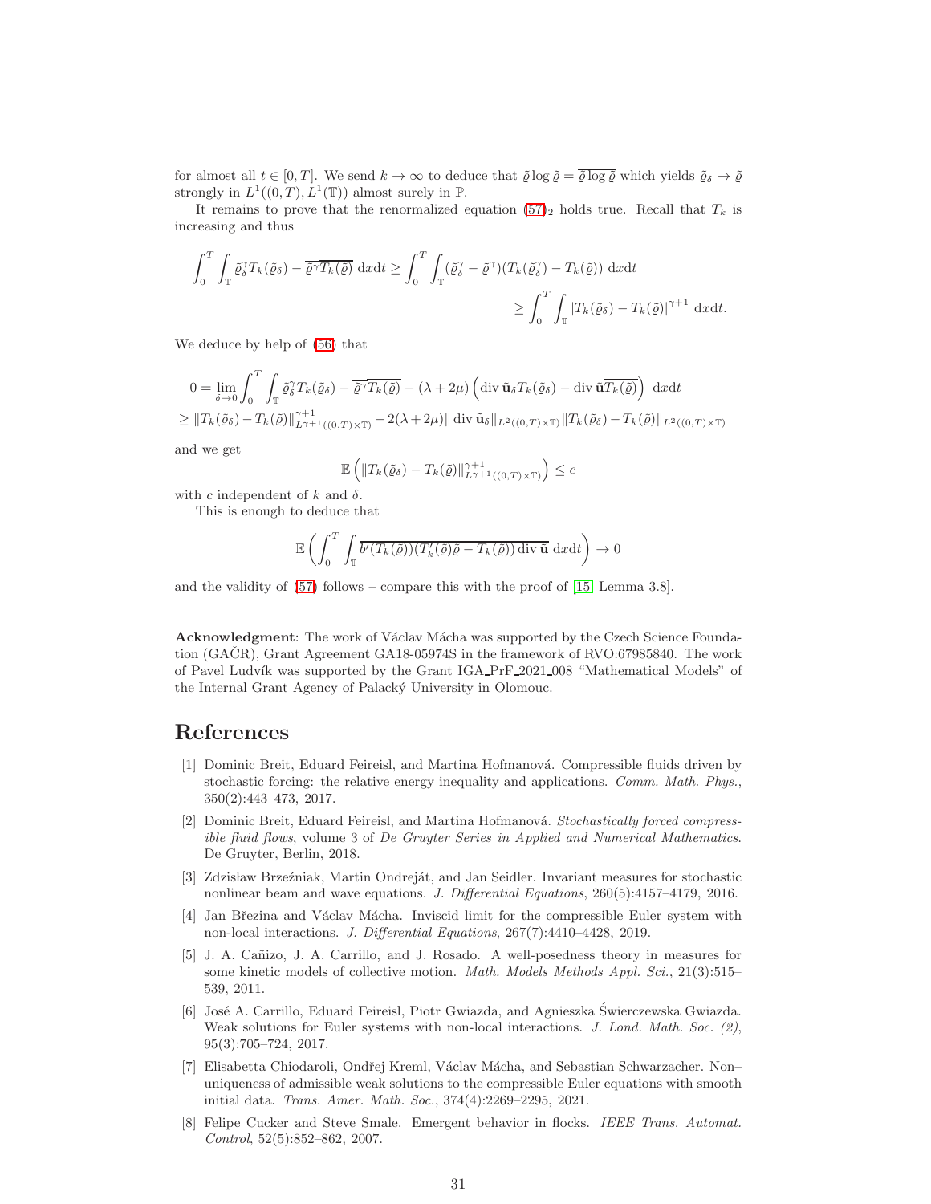for almost all $t \in [0,T]$. We send $k \to \infty$ to deduce that $\tilde{\varrho} \log \tilde{\varrho} = \overline{\tilde{\varrho} \log \tilde{\varrho}}$ which yields $\tilde{\varrho}_\delta \to \tilde{\varrho}$ strongly in $L^1((0,T), L^1(\mathbb{T}))$ almost surely in $\mathbb{P}$.

It remains to prove that the renormalized equation (57)$_2$ holds true. Recall that $T_k$ is increasing and thus

$$
\begin{aligned}
\int_0^T \int_{\mathbb{T}} \tilde{\varrho}_\delta^\gamma T_k(\tilde{\varrho}_\delta) - \overline{\tilde{\varrho}^\gamma} \overline{T_k(\tilde{\varrho})} \, \mathrm{d}x\mathrm{d}t &\geq \int_0^T \int_{\mathbb{T}} (\tilde{\varrho}_\delta^\gamma - \tilde{\varrho}^\gamma)(T_k(\tilde{\varrho}_\delta^\gamma) - T_k(\tilde{\varrho})) \, \mathrm{d}x\mathrm{d}t \\
&\geq \int_0^T \int_{\mathbb{T}} |T_k(\tilde{\varrho}_\delta) - T_k(\tilde{\varrho})|^{\gamma+1} \, \mathrm{d}x\mathrm{d}t.
\end{aligned}
$$

We deduce by help of (56) that

$$
\begin{aligned}
0 &= \lim_{\delta \to 0} \int_0^T \int_{\mathbb{T}} \tilde{\varrho}_\delta^\gamma T_k(\tilde{\varrho}_\delta) - \overline{\tilde{\varrho}^\gamma} \overline{T_k(\tilde{\varrho})} - (\lambda + 2\mu) \left( \operatorname{div} \tilde{\mathbf{u}}_\delta T_k(\tilde{\varrho}_\delta) - \operatorname{div} \tilde{\mathbf{u}} \overline{T_k(\tilde{\varrho})} \right) \, \mathrm{d}x\mathrm{d}t \\
&\geq \|T_k(\tilde{\varrho}_\delta) - T_k(\tilde{\varrho})\|^{\gamma+1}_{L^{\gamma+1}((0,T)\times\mathbb{T})} - 2(\lambda + 2\mu) \|\operatorname{div} \tilde{\mathbf{u}}_\delta\|_{L^2((0,T)\times\mathbb{T})} \|T_k(\tilde{\varrho}_\delta) - T_k(\tilde{\varrho})\|_{L^2((0,T)\times\mathbb{T})}
\end{aligned}
$$

and we get

$$
\mathbb{E} \left( \|T_k(\tilde{\varrho}_\delta) - T_k(\tilde{\varrho})\|^{\gamma+1}_{L^{\gamma+1}((0,T)\times\mathbb{T})} \right) \leq c
$$

with $c$ independent of $k$ and $\delta$.

This is enough to deduce that

$$
\mathbb{E} \left( \int_0^T \int_{\mathbb{T}} \overline{b'(T_k(\tilde{\varrho}))(T_k'(\tilde{\varrho})\tilde{\varrho} - T_k(\tilde{\varrho})) \operatorname{div} \tilde{\mathbf{u}}} \, \mathrm{d}x\mathrm{d}t \right) \to 0
$$

and the validity of (57) follows – compare this with the proof of [15, Lemma 3.8].

**Acknowledgment**: The work of Václav Mácha was supported by the Czech Science Foundation (GAČR), Grant Agreement GA18-05974S in the framework of RVO:67985840. The work of Pavel Ludvík was supported by the Grant IGA_PrF_2021_008 "Mathematical Models" of the Internal Grant Agency of Palacký University in Olomouc.

# References

[1] Dominic Breit, Eduard Feireisl, and Martina Hofmanová. Compressible fluids driven by stochastic forcing: the relative energy inequality and applications. *Comm. Math. Phys.*, 350(2):443–473, 2017.

[2] Dominic Breit, Eduard Feireisl, and Martina Hofmanová. *Stochastically forced compressible fluid flows*, volume 3 of *De Gruyter Series in Applied and Numerical Mathematics*. De Gruyter, Berlin, 2018.

[3] Zdzisław Brzeźniak, Martin Ondreját, and Jan Seidler. Invariant measures for stochastic nonlinear beam and wave equations. *J. Differential Equations*, 260(5):4157–4179, 2016.

[4] Jan Březina and Václav Mácha. Inviscid limit for the compressible Euler system with non-local interactions. *J. Differential Equations*, 267(7):4410–4428, 2019.

[5] J. A. Cañizo, J. A. Carrillo, and J. Rosado. A well-posedness theory in measures for some kinetic models of collective motion. *Math. Models Methods Appl. Sci.*, 21(3):515–539, 2011.

[6] José A. Carrillo, Eduard Feireisl, Piotr Gwiazda, and Agnieszka Świerczewska Gwiazda. Weak solutions for Euler systems with non-local interactions. *J. Lond. Math. Soc. (2)*, 95(3):705–724, 2017.

[7] Elisabetta Chiodaroli, Ondřej Kreml, Václav Mácha, and Sebastian Schwarzacher. Non–uniqueness of admissible weak solutions to the compressible Euler equations with smooth initial data. *Trans. Amer. Math. Soc.*, 374(4):2269–2295, 2021.

[8] Felipe Cucker and Steve Smale. Emergent behavior in flocks. *IEEE Trans. Automat. Control*, 52(5):852–862, 2007.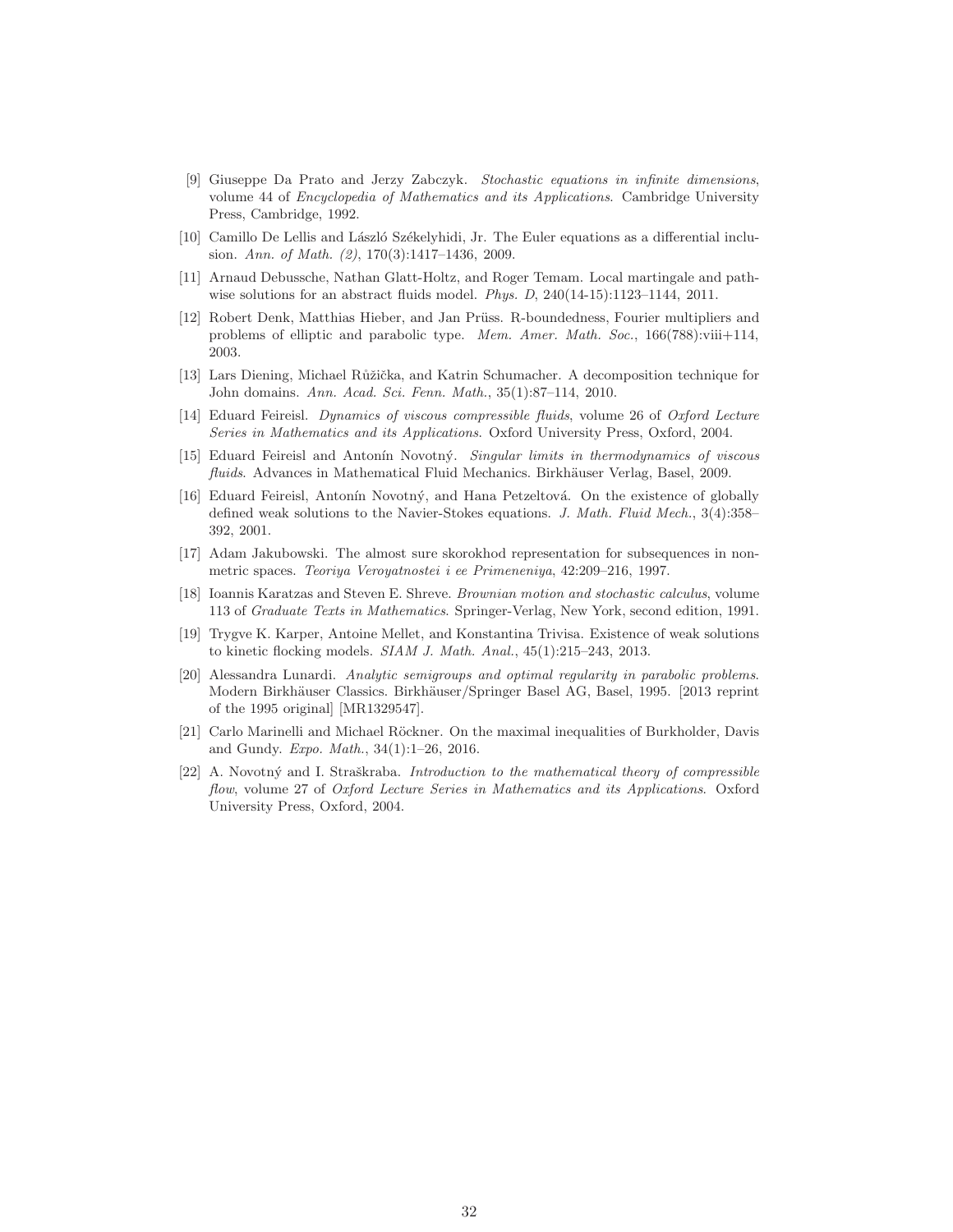[9] Giuseppe Da Prato and Jerzy Zabczyk. *Stochastic equations in infinite dimensions*, volume 44 of *Encyclopedia of Mathematics and its Applications*. Cambridge University Press, Cambridge, 1992.

[10] Camillo De Lellis and László Székelyhidi, Jr. The Euler equations as a differential inclusion. *Ann. of Math. (2)*, 170(3):1417–1436, 2009.

[11] Arnaud Debussche, Nathan Glatt-Holtz, and Roger Temam. Local martingale and pathwise solutions for an abstract fluids model. *Phys. D*, 240(14-15):1123–1144, 2011.

[12] Robert Denk, Matthias Hieber, and Jan Prüss. R-boundedness, Fourier multipliers and problems of elliptic and parabolic type. *Mem. Amer. Math. Soc.*, 166(788):viii+114, 2003.

[13] Lars Diening, Michael Růžička, and Katrin Schumacher. A decomposition technique for John domains. *Ann. Acad. Sci. Fenn. Math.*, 35(1):87–114, 2010.

[14] Eduard Feireisl. *Dynamics of viscous compressible fluids*, volume 26 of *Oxford Lecture Series in Mathematics and its Applications*. Oxford University Press, Oxford, 2004.

[15] Eduard Feireisl and Antonín Novotný. *Singular limits in thermodynamics of viscous fluids*. Advances in Mathematical Fluid Mechanics. Birkhäuser Verlag, Basel, 2009.

[16] Eduard Feireisl, Antonín Novotný, and Hana Petzeltová. On the existence of globally defined weak solutions to the Navier-Stokes equations. *J. Math. Fluid Mech.*, 3(4):358–392, 2001.

[17] Adam Jakubowski. The almost sure skorokhod representation for subsequences in nonmetric spaces. *Teoriya Veroyatnostei i ee Primeneniya*, 42:209–216, 1997.

[18] Ioannis Karatzas and Steven E. Shreve. *Brownian motion and stochastic calculus*, volume 113 of *Graduate Texts in Mathematics*. Springer-Verlag, New York, second edition, 1991.

[19] Trygve K. Karper, Antoine Mellet, and Konstantina Trivisa. Existence of weak solutions to kinetic flocking models. *SIAM J. Math. Anal.*, 45(1):215–243, 2013.

[20] Alessandra Lunardi. *Analytic semigroups and optimal regularity in parabolic problems*. Modern Birkhäuser Classics. Birkhäuser/Springer Basel AG, Basel, 1995. [2013 reprint of the 1995 original] [MR1329547].

[21] Carlo Marinelli and Michael Röckner. On the maximal inequalities of Burkholder, Davis and Gundy. *Expo. Math.*, 34(1):1–26, 2016.

[22] A. Novotný and I. Straškraba. *Introduction to the mathematical theory of compressible flow*, volume 27 of *Oxford Lecture Series in Mathematics and its Applications*. Oxford University Press, Oxford, 2004.